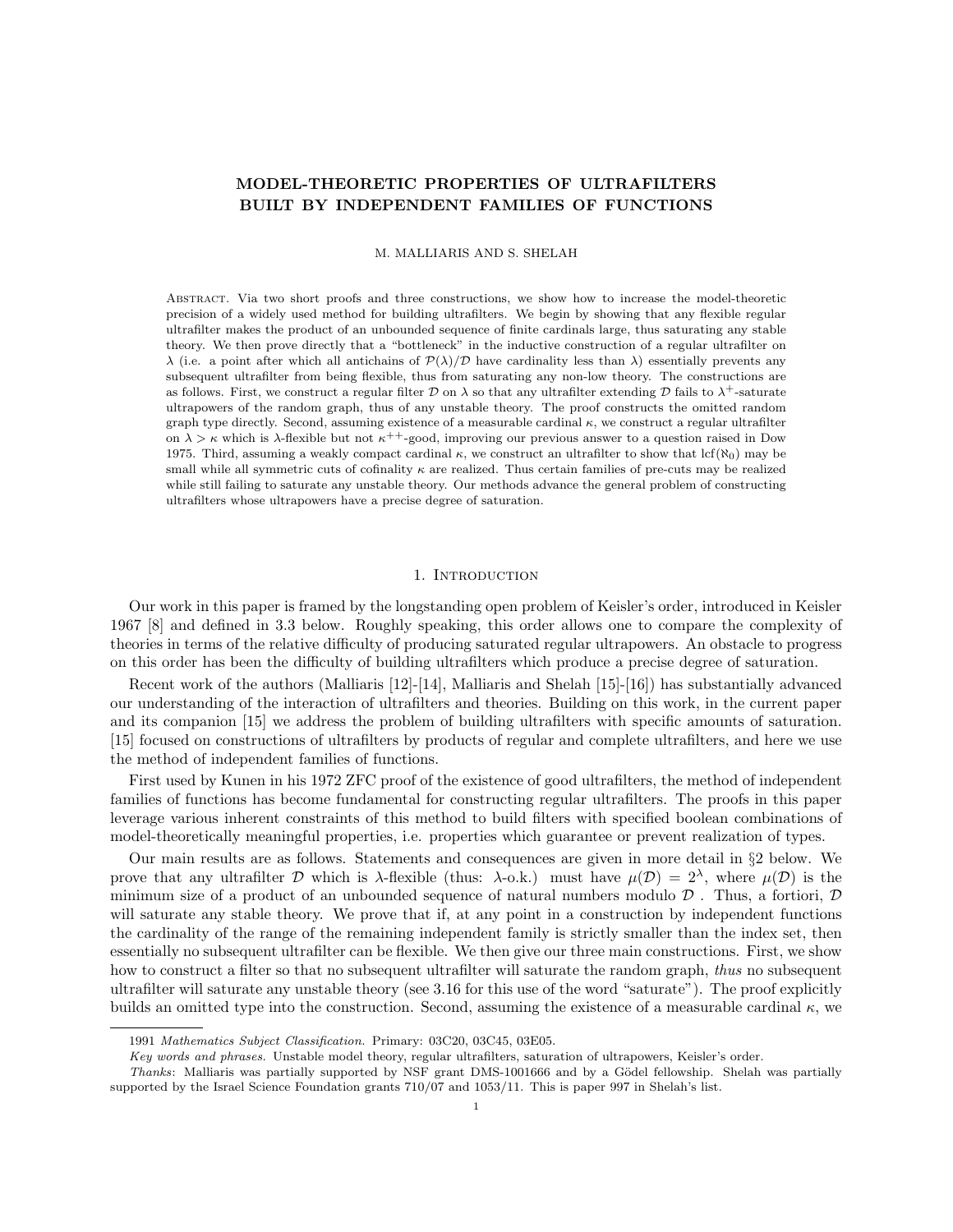# MODEL-THEORETIC PROPERTIES OF ULTRAFILTERS BUILT BY INDEPENDENT FAMILIES OF FUNCTIONS

M. MALLIARIS AND S. SHELAH

Abstract. Via two short proofs and three constructions, we show how to increase the model-theoretic precision of a widely used method for building ultrafilters. We begin by showing that any flexible regular ultrafilter makes the product of an unbounded sequence of finite cardinals large, thus saturating any stable theory. We then prove directly that a "bottleneck" in the inductive construction of a regular ultrafilter on $\lambda$ (i.e. a point after which all antichains of $\mathcal{P}(\lambda)/\mathcal{D}$ have cardinality less than $\lambda$) essentially prevents any subsequent ultrafilter from being flexible, thus from saturating any non-low theory. The constructions are as follows. First, we construct a regular filter $\mathcal{D}$ on $\lambda$ so that any ultrafilter extending $\mathcal{D}$ fails to $\lambda^+$-saturate ultrapowers of the random graph, thus of any unstable theory. The proof constructs the omitted random graph type directly. Second, assuming existence of a measurable cardinal $\kappa$, we construct a regular ultrafilter on $\lambda > \kappa$ which is $\lambda$-flexible but not $\kappa^{++}$-good, improving our previous answer to a question raised in Dow 1975. Third, assuming a weakly compact cardinal $\kappa$, we construct an ultrafilter to show that $\mathrm{lcf}(\aleph_0)$ may be small while all symmetric cuts of cofinality $\kappa$ are realized. Thus certain families of pre-cuts may be realized while still failing to saturate any unstable theory. Our methods advance the general problem of constructing ultrafilters whose ultrapowers have a precise degree of saturation.

## 1. Introduction

Our work in this paper is framed by the longstanding open problem of Keisler's order, introduced in Keisler 1967 [8] and defined in 3.3 below. Roughly speaking, this order allows one to compare the complexity of theories in terms of the relative difficulty of producing saturated regular ultrapowers. An obstacle to progress on this order has been the difficulty of building ultrafilters which produce a precise degree of saturation.

Recent work of the authors (Malliaris [12]-[14], Malliaris and Shelah [15]-[16]) has substantially advanced our understanding of the interaction of ultrafilters and theories. Building on this work, in the current paper and its companion [15] we address the problem of building ultrafilters with specific amounts of saturation. [15] focused on constructions of ultrafilters by products of regular and complete ultrafilters, and here we use the method of independent families of functions.

First used by Kunen in his 1972 ZFC proof of the existence of good ultrafilters, the method of independent families of functions has become fundamental for constructing regular ultrafilters. The proofs in this paper leverage various inherent constraints of this method to build filters with specified boolean combinations of model-theoretically meaningful properties, i.e. properties which guarantee or prevent realization of types.

Our main results are as follows. Statements and consequences are given in more detail in §2 below. We prove that any ultrafilter $\mathcal{D}$ which is $\lambda$-flexible (thus: $\lambda$-o.k.) must have $\mu(\mathcal{D}) = 2^\lambda$, where $\mu(\mathcal{D})$ is the minimum size of a product of an unbounded sequence of natural numbers modulo $\mathcal{D}$. Thus, a fortiori, $\mathcal{D}$ will saturate any stable theory. We prove that if, at any point in a construction by independent functions the cardinality of the range of the remaining independent family is strictly smaller than the index set, then essentially no subsequent ultrafilter can be flexible. We then give our three main constructions. First, we show how to construct a filter so that no subsequent ultrafilter will saturate the random graph, *thus* no subsequent ultrafilter will saturate any unstable theory (see 3.16 for this use of the word "saturate"). The proof explicitly builds an omitted type into the construction. Second, assuming the existence of a measurable cardinal $\kappa$, we

---

1991 *Mathematics Subject Classification.* Primary: 03C20, 03C45, 03E05.

*Key words and phrases.* Unstable model theory, regular ultrafilters, saturation of ultrapowers, Keisler's order.

*Thanks*: Malliaris was partially supported by NSF grant DMS-1001666 and by a Gödel fellowship. Shelah was partially supported by the Israel Science Foundation grants 710/07 and 1053/11. This is paper 997 in Shelah's list.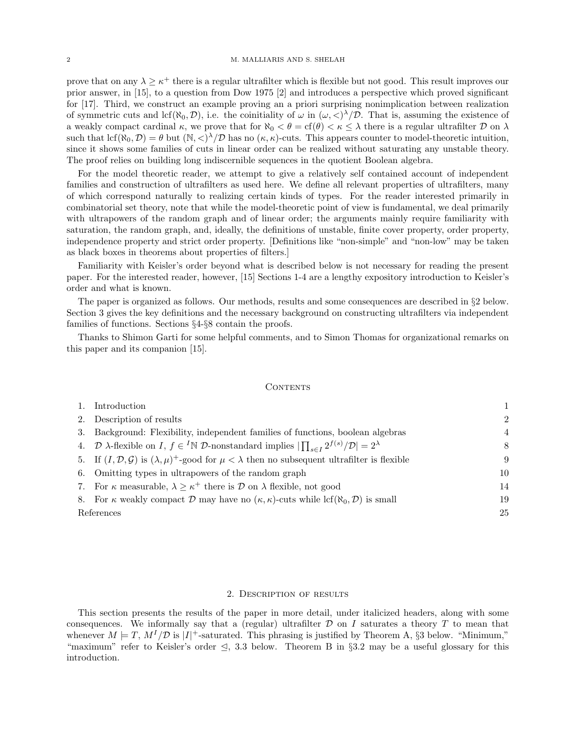prove that on any $\lambda \geq \kappa^+$ there is a regular ultrafilter which is flexible but not good. This result improves our prior answer, in [15], to a question from Dow 1975 [2] and introduces a perspective which proved significant for [17]. Third, we construct an example proving an a priori surprising nonimplication between realization of symmetric cuts and $\mathrm{lcf}(\aleph_0, \mathcal{D})$, i.e. the coinitiality of $\omega$ in $(\omega, <)^\lambda/\mathcal{D}$. That is, assuming the existence of a weakly compact cardinal $\kappa$, we prove that for $\aleph_0 < \theta = \mathrm{cf}(\theta) < \kappa \leq \lambda$ there is a regular ultrafilter $\mathcal{D}$ on $\lambda$ such that $\mathrm{lcf}(\aleph_0, \mathcal{D}) = \theta$ but $(\mathbb{N}, <)^\lambda/\mathcal{D}$ has no $(\kappa, \kappa)$-cuts. This appears counter to model-theoretic intuition, since it shows some families of cuts in linear order can be realized without saturating any unstable theory. The proof relies on building long indiscernible sequences in the quotient Boolean algebra.

For the model theoretic reader, we attempt to give a relatively self contained account of independent families and construction of ultrafilters as used here. We define all relevant properties of ultrafilters, many of which correspond naturally to realizing certain kinds of types. For the reader interested primarily in combinatorial set theory, note that while the model-theoretic point of view is fundamental, we deal primarily with ultrapowers of the random graph and of linear order; the arguments mainly require familiarity with saturation, the random graph, and, ideally, the definitions of unstable, finite cover property, order property, independence property and strict order property. [Definitions like "non-simple" and "non-low" may be taken as black boxes in theorems about properties of filters.]

Familiarity with Keisler's order beyond what is described below is not necessary for reading the present paper. For the interested reader, however, [15] Sections 1-4 are a lengthy expository introduction to Keisler's order and what is known.

The paper is organized as follows. Our methods, results and some consequences are described in §2 below. Section 3 gives the key definitions and the necessary background on constructing ultrafilters via independent families of functions. Sections §4-§8 contain the proofs.

Thanks to Shimon Garti for some helpful comments, and to Simon Thomas for organizational remarks on this paper and its companion [15].

## Contents

| | | |
|---|---|---|
| 1. | Introduction | 1 |
| 2. | Description of results | 2 |
| 3. | Background: Flexibility, independent families of functions, boolean algebras | 4 |
| 4. | $\mathcal{D}$ $\lambda$-flexible on $I$, $f \in {}^I\mathbb{N}$ $\mathcal{D}$-nonstandard implies $\lvert\prod_{s\in I} 2^{f(s)}/\mathcal{D}\rvert = 2^\lambda$ | 8 |
| 5. | If $(I, \mathcal{D}, \mathcal{G})$ is $(\lambda, \mu)^+$-good for $\mu < \lambda$ then no subsequent ultrafilter is flexible | 9 |
| 6. | Omitting types in ultrapowers of the random graph | 10 |
| 7. | For $\kappa$ measurable, $\lambda \geq \kappa^+$ there is $\mathcal{D}$ on $\lambda$ flexible, not good | 14 |
| 8. | For $\kappa$ weakly compact $\mathcal{D}$ may have no $(\kappa, \kappa)$-cuts while $\mathrm{lcf}(\aleph_0, \mathcal{D})$ is small | 19 |
| | References | 25 |

## 2. Description of results

This section presents the results of the paper in more detail, under italicized headers, along with some consequences. We informally say that a (regular) ultrafilter $\mathcal{D}$ on $I$ saturates a theory $T$ to mean that whenever $M \models T$, $M^I/\mathcal{D}$ is $|I|^+$-saturated. This phrasing is justified by Theorem A, §3 below. "Minimum," "maximum" refer to Keisler's order $\trianglelefteq$, 3.3 below. Theorem B in §3.2 may be a useful glossary for this introduction.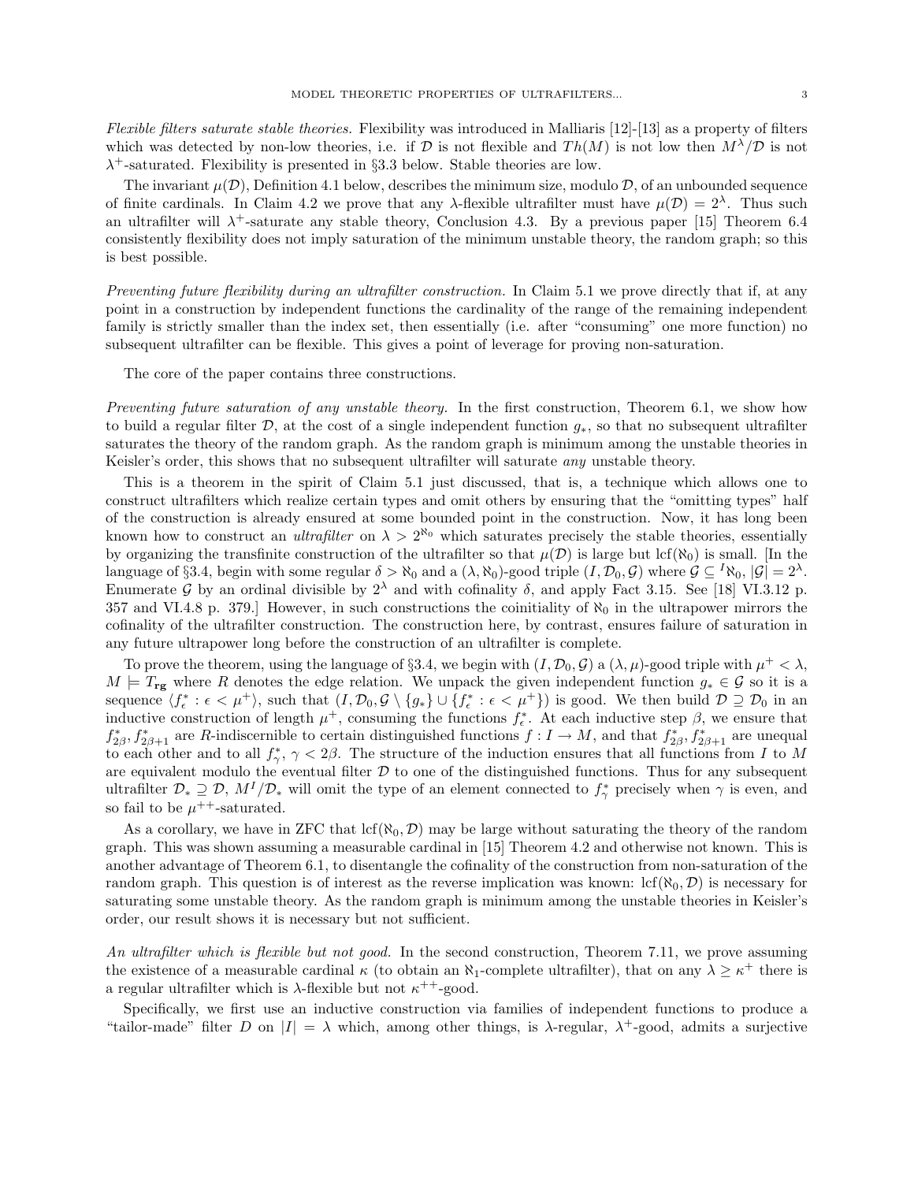*Flexible filters saturate stable theories.* Flexibility was introduced in Malliaris [12]-[13] as a property of filters which was detected by non-low theories, i.e. if $\mathcal{D}$ is not flexible and $Th(M)$ is not low then $M^\lambda/\mathcal{D}$ is not $\lambda^+$-saturated. Flexibility is presented in §3.3 below. Stable theories are low.

The invariant $\mu(\mathcal{D})$, Definition 4.1 below, describes the minimum size, modulo $\mathcal{D}$, of an unbounded sequence of finite cardinals. In Claim 4.2 we prove that any $\lambda$-flexible ultrafilter must have $\mu(\mathcal{D}) = 2^\lambda$. Thus such an ultrafilter will $\lambda^+$-saturate any stable theory, Conclusion 4.3. By a previous paper [15] Theorem 6.4 consistently flexibility does not imply saturation of the minimum unstable theory, the random graph; so this is best possible.

*Preventing future flexibility during an ultrafilter construction.* In Claim 5.1 we prove directly that if, at any point in a construction by independent functions the cardinality of the range of the remaining independent family is strictly smaller than the index set, then essentially (i.e. after "consuming" one more function) no subsequent ultrafilter can be flexible. This gives a point of leverage for proving non-saturation.

The core of the paper contains three constructions.

*Preventing future saturation of any unstable theory.* In the first construction, Theorem 6.1, we show how to build a regular filter $\mathcal{D}$, at the cost of a single independent function $g_*$, so that no subsequent ultrafilter saturates the theory of the random graph. As the random graph is minimum among the unstable theories in Keisler's order, this shows that no subsequent ultrafilter will saturate *any* unstable theory.

This is a theorem in the spirit of Claim 5.1 just discussed, that is, a technique which allows one to construct ultrafilters which realize certain types and omit others by ensuring that the "omitting types" half of the construction is already ensured at some bounded point in the construction. Now, it has long been known how to construct an *ultrafilter* on $\lambda > 2^{\aleph_0}$ which saturates precisely the stable theories, essentially by organizing the transfinite construction of the ultrafilter so that $\mu(\mathcal{D})$ is large but $\operatorname{lcf}(\aleph_0)$ is small. [In the language of §3.4, begin with some regular $\delta > \aleph_0$ and a $(\lambda, \aleph_0)$-good triple $(I, \mathcal{D}_0, \mathcal{G})$ where $\mathcal{G} \subseteq {}^I\aleph_0$, $|\mathcal{G}| = 2^\lambda$. Enumerate $\mathcal{G}$ by an ordinal divisible by $2^\lambda$ and with cofinality $\delta$, and apply Fact 3.15. See [18] VI.3.12 p. 357 and VI.4.8 p. 379.] However, in such constructions the coinitiality of $\aleph_0$ in the ultrapower mirrors the cofinality of the ultrafilter construction. The construction here, by contrast, ensures failure of saturation in any future ultrapower long before the construction of an ultrafilter is complete.

To prove the theorem, using the language of §3.4, we begin with $(I, \mathcal{D}_0, \mathcal{G})$ a $(\lambda, \mu)$-good triple with $\mu^+ < \lambda$, $M \models T_{\mathbf{rg}}$ where $R$ denotes the edge relation. We unpack the given independent function $g_* \in \mathcal{G}$ so it is a sequence $\langle f^*_\epsilon : \epsilon < \mu^+ \rangle$, such that $(I, \mathcal{D}_0, \mathcal{G} \setminus \{g_*\} \cup \{f^*_\epsilon : \epsilon < \mu^+\})$ is good. We then build $\mathcal{D} \supseteq \mathcal{D}_0$ in an inductive construction of length $\mu^+$, consuming the functions $f^*_\epsilon$. At each inductive step $\beta$, we ensure that $f^*_{2\beta}, f^*_{2\beta+1}$ are $R$-indiscernible to certain distinguished functions $f : I \to M$, and that $f^*_{2\beta}, f^*_{2\beta+1}$ are unequal to each other and to all $f^*_\gamma$, $\gamma < 2\beta$. The structure of the induction ensures that all functions from $I$ to $M$ are equivalent modulo the eventual filter $\mathcal{D}$ to one of the distinguished functions. Thus for any subsequent ultrafilter $\mathcal{D}_* \supseteq \mathcal{D}$, $M^I/\mathcal{D}_*$ will omit the type of an element connected to $f^*_\gamma$ precisely when $\gamma$ is even, and so fail to be $\mu^{++}$-saturated.

As a corollary, we have in ZFC that $\operatorname{lcf}(\aleph_0, \mathcal{D})$ may be large without saturating the theory of the random graph. This was shown assuming a measurable cardinal in [15] Theorem 4.2 and otherwise not known. This is another advantage of Theorem 6.1, to disentangle the cofinality of the construction from non-saturation of the random graph. This question is of interest as the reverse implication was known: $\operatorname{lcf}(\aleph_0, \mathcal{D})$ is necessary for saturating some unstable theory. As the random graph is minimum among the unstable theories in Keisler's order, our result shows it is necessary but not sufficient.

*An ultrafilter which is flexible but not good.* In the second construction, Theorem 7.11, we prove assuming the existence of a measurable cardinal $\kappa$ (to obtain an $\aleph_1$-complete ultrafilter), that on any $\lambda \geq \kappa^+$ there is a regular ultrafilter which is $\lambda$-flexible but not $\kappa^{++}$-good.

Specifically, we first use an inductive construction via families of independent functions to produce a "tailor-made" filter $D$ on $|I| = \lambda$ which, among other things, is $\lambda$-regular, $\lambda^+$-good, admits a surjective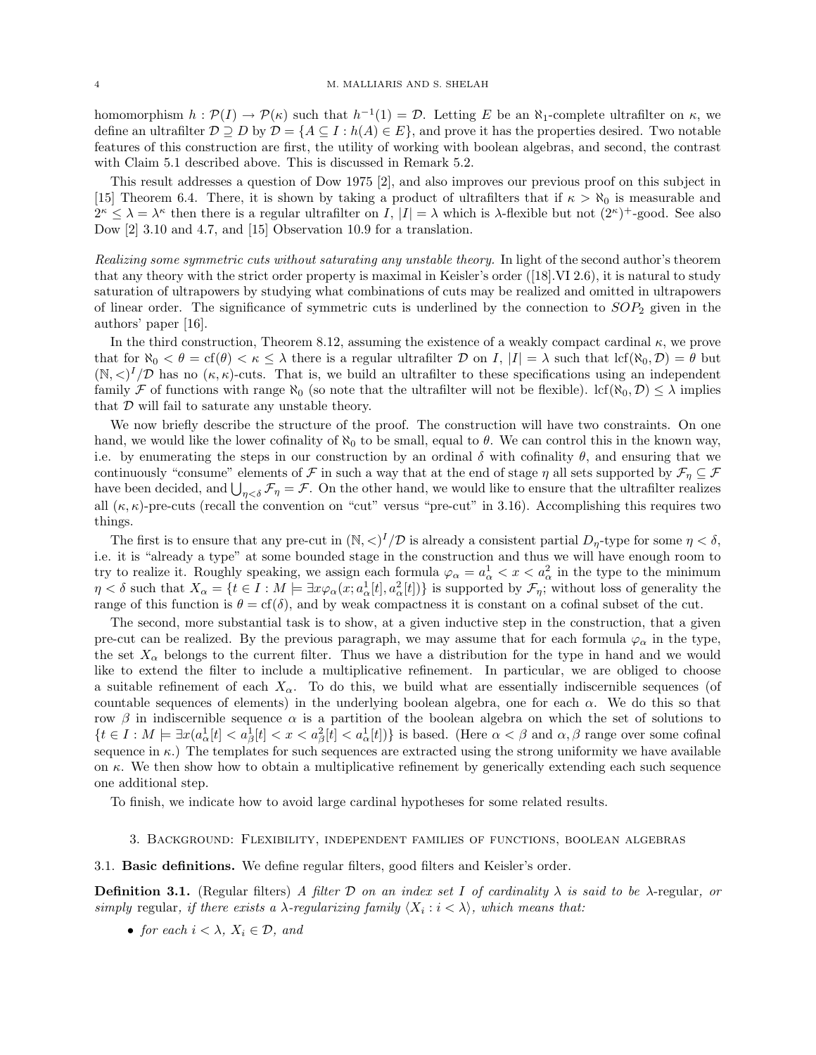homomorphism $h : \mathcal{P}(I) \rightarrow \mathcal{P}(\kappa)$ such that $h^{-1}(1) = \mathcal{D}$. Letting $E$ be an $\aleph_1$-complete ultrafilter on $\kappa$, we define an ultrafilter $\mathcal{D} \supseteq D$ by $\mathcal{D} = \{A \subseteq I : h(A) \in E\}$, and prove it has the properties desired. Two notable features of this construction are first, the utility of working with boolean algebras, and second, the contrast with Claim 5.1 described above. This is discussed in Remark 5.2.

This result addresses a question of Dow 1975 [2], and also improves our previous proof on this subject in [15] Theorem 6.4. There, it is shown by taking a product of ultrafilters that if $\kappa > \aleph_0$ is measurable and $2^\kappa \leq \lambda = \lambda^\kappa$ then there is a regular ultrafilter on $I$, $|I| = \lambda$ which is $\lambda$-flexible but not $(2^\kappa)^+$-good. See also Dow [2] 3.10 and 4.7, and [15] Observation 10.9 for a translation.

*Realizing some symmetric cuts without saturating any unstable theory.* In light of the second author's theorem that any theory with the strict order property is maximal in Keisler's order ([18].VI 2.6), it is natural to study saturation of ultrapowers by studying what combinations of cuts may be realized and omitted in ultrapowers of linear order. The significance of symmetric cuts is underlined by the connection to $SOP_2$ given in the authors' paper [16].

In the third construction, Theorem 8.12, assuming the existence of a weakly compact cardinal $\kappa$, we prove that for $\aleph_0 < \theta = \mathrm{cf}(\theta) < \kappa \leq \lambda$ there is a regular ultrafilter $\mathcal{D}$ on $I$, $|I| = \lambda$ such that $\mathrm{lcf}(\aleph_0, \mathcal{D}) = \theta$ but $(\mathbb{N}, <)^I/\mathcal{D}$ has no $(\kappa, \kappa)$-cuts. That is, we build an ultrafilter to these specifications using an independent family $\mathcal{F}$ of functions with range $\aleph_0$ (so note that the ultrafilter will not be flexible). $\mathrm{lcf}(\aleph_0, \mathcal{D}) \leq \lambda$ implies that $\mathcal{D}$ will fail to saturate any unstable theory.

We now briefly describe the structure of the proof. The construction will have two constraints. On one hand, we would like the lower cofinality of $\aleph_0$ to be small, equal to $\theta$. We can control this in the known way, i.e. by enumerating the steps in our construction by an ordinal $\delta$ with cofinality $\theta$, and ensuring that we continuously "consume" elements of $\mathcal{F}$ in such a way that at the end of stage $\eta$ all sets supported by $\mathcal{F}_\eta \subseteq \mathcal{F}$ have been decided, and $\bigcup_{\eta<\delta} \mathcal{F}_\eta = \mathcal{F}$. On the other hand, we would like to ensure that the ultrafilter realizes all $(\kappa, \kappa)$-pre-cuts (recall the convention on "cut" versus "pre-cut" in 3.16). Accomplishing this requires two things.

The first is to ensure that any pre-cut in $(\mathbb{N}, <)^I/\mathcal{D}$ is already a consistent partial $D_\eta$-type for some $\eta < \delta$, i.e. it is "already a type" at some bounded stage in the construction and thus we will have enough room to try to realize it. Roughly speaking, we assign each formula $\varphi_\alpha = a^1_\alpha < x < a^2_\alpha$ in the type to the minimum $\eta < \delta$ such that $X_\alpha = \{t \in I : M \models \exists x \varphi_\alpha(x; a^1_\alpha[t], a^2_\alpha[t])\}$ is supported by $\mathcal{F}_\eta$; without loss of generality the range of this function is $\theta = \mathrm{cf}(\delta)$, and by weak compactness it is constant on a cofinal subset of the cut.

The second, more substantial task is to show, at a given inductive step in the construction, that a given pre-cut can be realized. By the previous paragraph, we may assume that for each formula $\varphi_\alpha$ in the type, the set $X_\alpha$ belongs to the current filter. Thus we have a distribution for the type in hand and we would like to extend the filter to include a multiplicative refinement. In particular, we are obliged to choose a suitable refinement of each $X_\alpha$. To do this, we build what are essentially indiscernible sequences (of countable sequences of elements) in the underlying boolean algebra, one for each $\alpha$. We do this so that row $\beta$ in indiscernible sequence $\alpha$ is a partition of the boolean algebra on which the set of solutions to $\{t \in I : M \models \exists x(a^1_\alpha[t] < a^1_\beta[t] < x < a^2_\beta[t] < a^1_\alpha[t])\}$ is based. (Here $\alpha < \beta$ and $\alpha, \beta$ range over some cofinal sequence in $\kappa$.) The templates for such sequences are extracted using the strong uniformity we have available on $\kappa$. We then show how to obtain a multiplicative refinement by generically extending each such sequence one additional step.

To finish, we indicate how to avoid large cardinal hypotheses for some related results.

## 3. Background: Flexibility, independent families of functions, boolean algebras

### 3.1. Basic definitions.

We define regular filters, good filters and Keisler's order.

**Definition 3.1.** (Regular filters) *A filter $\mathcal{D}$ on an index set $I$ of cardinality $\lambda$ is said to be* $\lambda$-regular*, or simply* regular*, if there exists a $\lambda$-regularizing family $\langle X_i : i < \lambda \rangle$, which means that:*

- *for each $i < \lambda$, $X_i \in \mathcal{D}$, and*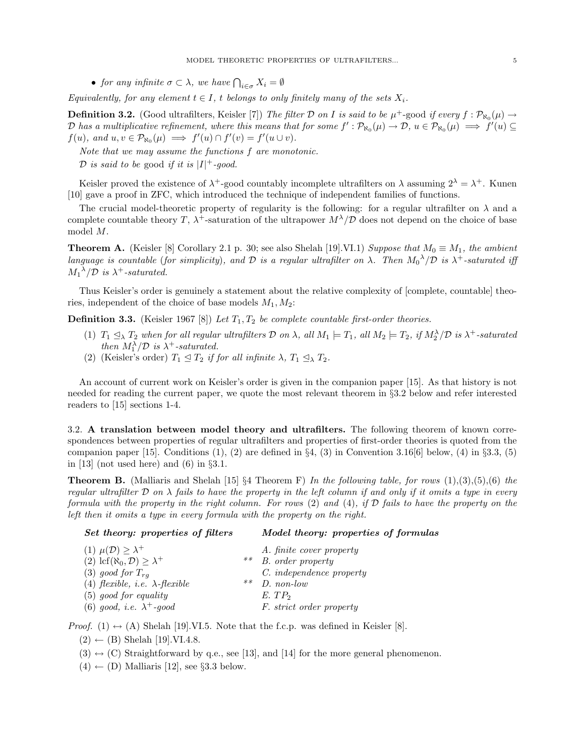- *for any infinite $\sigma \subset \lambda$, we have $\bigcap_{i\in\sigma} X_i = \emptyset$*

*Equivalently, for any element $t \in I$, $t$ belongs to only finitely many of the sets $X_i$.*

**Definition 3.2.** (Good ultrafilters, Keisler [7]) *The filter $\mathcal{D}$ on $I$ is said to be* $\mu^+$-good *if every $f : \mathcal{P}_{\aleph_0}(\mu) \to \mathcal{D}$ has a multiplicative refinement, where this means that for some $f' : \mathcal{P}_{\aleph_0}(\mu) \to \mathcal{D}$, $u \in \mathcal{P}_{\aleph_0}(\mu) \implies f'(u) \subseteq f(u)$, and $u, v \in \mathcal{P}_{\aleph_0}(\mu) \implies f'(u) \cap f'(v) = f'(u \cup v)$.*

*Note that we may assume the functions $f$ are monotonic.*

*$\mathcal{D}$ is said to be* good *if it is $|I|^+$-good.*

Keisler proved the existence of $\lambda^+$-good countably incomplete ultrafilters on $\lambda$ assuming $2^\lambda = \lambda^+$. Kunen [10] gave a proof in ZFC, which introduced the technique of independent families of functions.

The crucial model-theoretic property of regularity is the following: for a regular ultrafilter on $\lambda$ and a complete countable theory $T$, $\lambda^+$-saturation of the ultrapower $M^\lambda/\mathcal{D}$ does not depend on the choice of base model $M$.

**Theorem A.** (Keisler [8] Corollary 2.1 p. 30; see also Shelah [19].VI.1) *Suppose that $M_0 \equiv M_1$, the ambient language is countable (for simplicity), and $\mathcal{D}$ is a regular ultrafilter on $\lambda$. Then ${M_0}^\lambda/\mathcal{D}$ is $\lambda^+$-saturated iff ${M_1}^\lambda/\mathcal{D}$ is $\lambda^+$-saturated.*

Thus Keisler's order is genuinely a statement about the relative complexity of [complete, countable] theories, independent of the choice of base models $M_1, M_2$:

**Definition 3.3.** (Keisler 1967 [8]) *Let $T_1, T_2$ be complete countable first-order theories.*

1. *$T_1 \trianglelefteq_\lambda T_2$ when for all regular ultrafilters $\mathcal{D}$ on $\lambda$, all $M_1 \models T_1$, all $M_2 \models T_2$, if $M_2^\lambda/\mathcal{D}$ is $\lambda^+$-saturated then $M_1^\lambda/\mathcal{D}$ is $\lambda^+$-saturated.*
2. (Keisler's order) *$T_1 \trianglelefteq T_2$ if for all infinite $\lambda$, $T_1 \trianglelefteq_\lambda T_2$.*

An account of current work on Keisler's order is given in the companion paper [15]. As that history is not needed for reading the current paper, we quote the most relevant theorem in §3.2 below and refer interested readers to [15] sections 1-4.

3.2. **A translation between model theory and ultrafilters.** The following theorem of known correspondences between properties of regular ultrafilters and properties of first-order theories is quoted from the companion paper [15]. Conditions (1), (2) are defined in §4, (3) in Convention 3.16[6] below, (4) in §3.3, (5) in [13] (not used here) and (6) in §3.1.

**Theorem B.** (Malliaris and Shelah [15] §4 Theorem F) *In the following table, for rows (1),(3),(5),(6) the regular ultrafilter $\mathcal{D}$ on $\lambda$ fails to have the property in the left column if and only if it omits a type in every formula with the property in the right column. For rows (2) and (4), if $\mathcal{D}$ fails to have the property on the left then it omits a type in every formula with the property on the right.*

| ***Set theory: properties of filters*** | | ***Model theory: properties of formulas*** |
|---|---|---|
| (1) $\mu(\mathcal{D}) \geq \lambda^+$ | | *A. finite cover property* |
| (2) $\mathrm{lcf}(\aleph_0, \mathcal{D}) \geq \lambda^+$ | ** | *B. order property* |
| (3) *good for $T_{rg}$* | | *C. independence property* |
| (4) *flexible, i.e. $\lambda$-flexible* | ** | *D. non-low* |
| (5) *good for equality* | | *E. $TP_2$* |
| (6) *good, i.e. $\lambda^+$-good* | | *F. strict order property* |

*Proof.* (1) $\leftrightarrow$ (A) Shelah [19].VI.5. Note that the f.c.p. was defined in Keisler [8].

(2) $\leftarrow$ (B) Shelah [19].VI.4.8.

(3) $\leftrightarrow$ (C) Straightforward by q.e., see [13], and [14] for the more general phenomenon.

(4) $\leftarrow$ (D) Malliaris [12], see §3.3 below.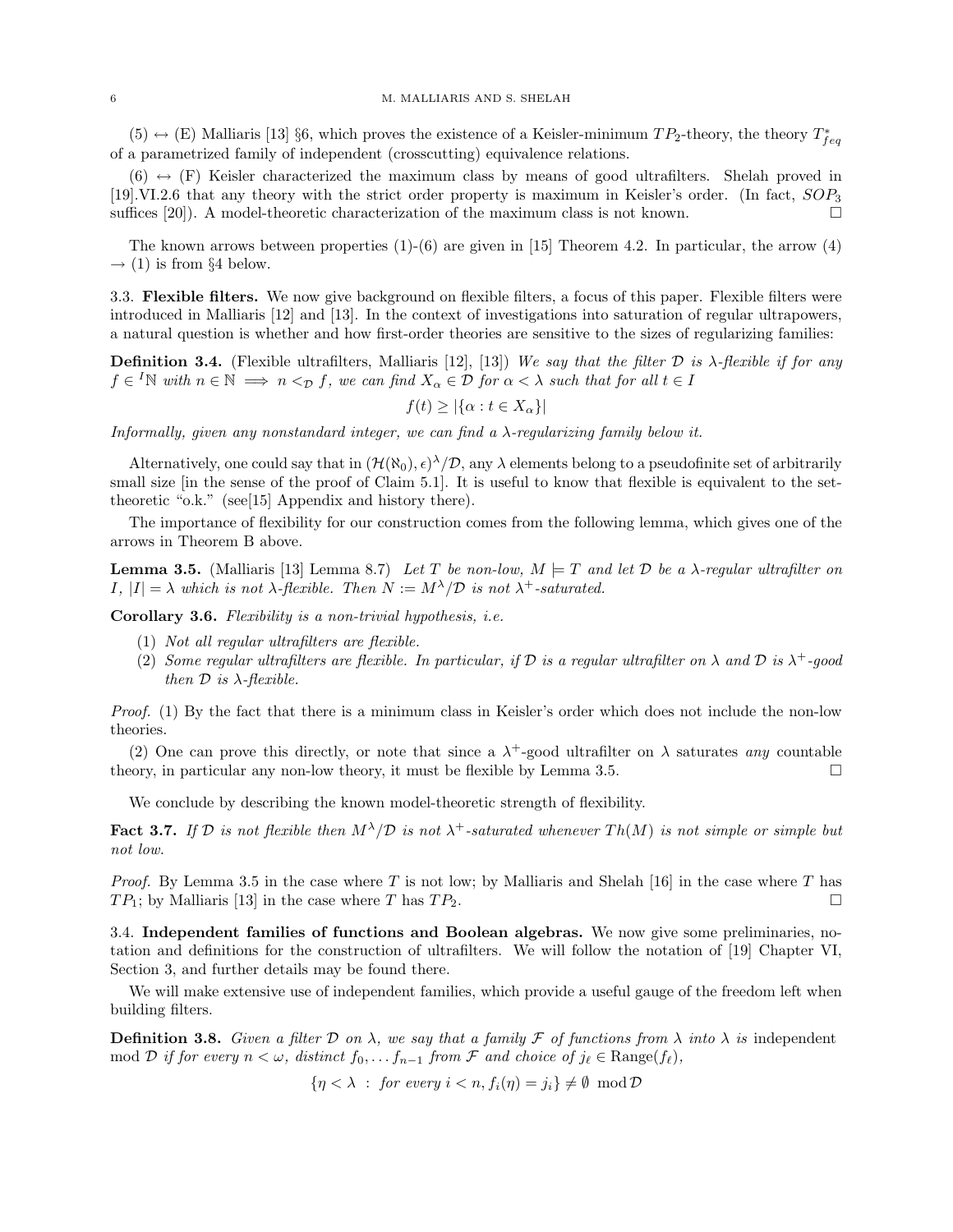(5) $\leftrightarrow$ (E) Malliaris [13] §6, which proves the existence of a Keisler-minimum $TP_2$-theory, the theory $T^*_{feq}$ of a parametrized family of independent (crosscutting) equivalence relations.

(6) $\leftrightarrow$ (F) Keisler characterized the maximum class by means of good ultrafilters. Shelah proved in [19].VI.2.6 that any theory with the strict order property is maximum in Keisler's order. (In fact, $SOP_3$ suffices [20]). A model-theoretic characterization of the maximum class is not known. □

The known arrows between properties (1)-(6) are given in [15] Theorem 4.2. In particular, the arrow (4) $\rightarrow$ (1) is from §4 below.

**3.3. Flexible filters.** We now give background on flexible filters, a focus of this paper. Flexible filters were introduced in Malliaris [12] and [13]. In the context of investigations into saturation of regular ultrapowers, a natural question is whether and how first-order theories are sensitive to the sizes of regularizing families:

**Definition 3.4.** (Flexible ultrafilters, Malliaris [12], [13]) *We say that the filter $\mathcal{D}$ is $\lambda$-flexible if for any $f \in {}^I\mathbb{N}$ with $n \in \mathbb{N} \implies n <_{\mathcal{D}} f$, we can find $X_\alpha \in \mathcal{D}$ for $\alpha < \lambda$ such that for all $t \in I$*

$$f(t) \geq |\{\alpha : t \in X_\alpha\}|$$

*Informally, given any nonstandard integer, we can find a $\lambda$-regularizing family below it.*

Alternatively, one could say that in $(\mathcal{H}(\aleph_0), \epsilon)^\lambda/\mathcal{D}$, any $\lambda$ elements belong to a pseudofinite set of arbitrarily small size [in the sense of the proof of Claim 5.1]. It is useful to know that flexible is equivalent to the set-theoretic "o.k." (see[15] Appendix and history there).

The importance of flexibility for our construction comes from the following lemma, which gives one of the arrows in Theorem B above.

**Lemma 3.5.** (Malliaris [13] Lemma 8.7) *Let $T$ be non-low, $M \models T$ and let $\mathcal{D}$ be a $\lambda$-regular ultrafilter on $I$, $|I| = \lambda$ which is not $\lambda$-flexible. Then $N := M^\lambda/\mathcal{D}$ is not $\lambda^+$-saturated.*

**Corollary 3.6.** *Flexibility is a non-trivial hypothesis, i.e.*

1. *Not all regular ultrafilters are flexible.*
2. *Some regular ultrafilters are flexible. In particular, if $\mathcal{D}$ is a regular ultrafilter on $\lambda$ and $\mathcal{D}$ is $\lambda^+$-good then $\mathcal{D}$ is $\lambda$-flexible.*

*Proof.* (1) By the fact that there is a minimum class in Keisler's order which does not include the non-low theories.

(2) One can prove this directly, or note that since a $\lambda^+$-good ultrafilter on $\lambda$ saturates *any* countable theory, in particular any non-low theory, it must be flexible by Lemma 3.5. □

We conclude by describing the known model-theoretic strength of flexibility.

**Fact 3.7.** *If $\mathcal{D}$ is not flexible then $M^\lambda/\mathcal{D}$ is not $\lambda^+$-saturated whenever $Th(M)$ is not simple or simple but not low.*

*Proof.* By Lemma 3.5 in the case where $T$ is not low; by Malliaris and Shelah [16] in the case where $T$ has $TP_1$; by Malliaris [13] in the case where $T$ has $TP_2$. □

**3.4. Independent families of functions and Boolean algebras.** We now give some preliminaries, notation and definitions for the construction of ultrafilters. We will follow the notation of [19] Chapter VI, Section 3, and further details may be found there.

We will make extensive use of independent families, which provide a useful gauge of the freedom left when building filters.

**Definition 3.8.** *Given a filter $\mathcal{D}$ on $\lambda$, we say that a family $\mathcal{F}$ of functions from $\lambda$ into $\lambda$ is* independent mod $\mathcal{D}$ *if for every $n < \omega$, distinct $f_0, \dots f_{n-1}$ from $\mathcal{F}$ and choice of $j_\ell \in \text{Range}(f_\ell)$,*

$$\{\eta < \lambda \ : \ \textit{for every } i < n, f_i(\eta) = j_i\} \neq \emptyset \mod \mathcal{D}$$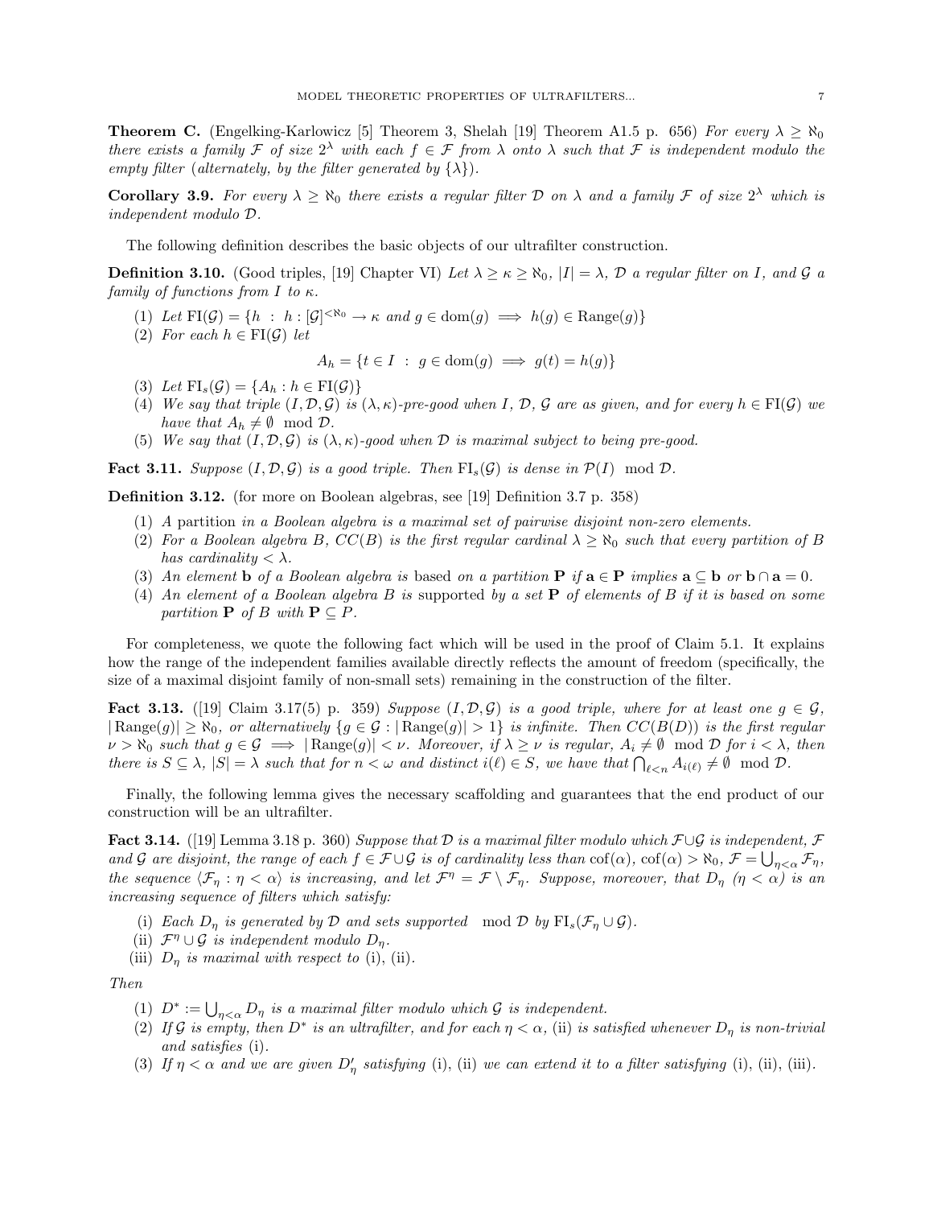**Theorem C.** (Engelking-Karlowicz [5] Theorem 3, Shelah [19] Theorem A1.5 p. 656) *For every $\lambda \geq \aleph_0$ there exists a family $\mathcal{F}$ of size $2^\lambda$ with each $f \in \mathcal{F}$ from $\lambda$ onto $\lambda$ such that $\mathcal{F}$ is independent modulo the empty filter (alternately, by the filter generated by $\{\lambda\}$).*

**Corollary 3.9.** *For every $\lambda \geq \aleph_0$ there exists a regular filter $\mathcal{D}$ on $\lambda$ and a family $\mathcal{F}$ of size $2^\lambda$ which is independent modulo $\mathcal{D}$.*

The following definition describes the basic objects of our ultrafilter construction.

**Definition 3.10.** (Good triples, [19] Chapter VI) *Let $\lambda \geq \kappa \geq \aleph_0$, $|I| = \lambda$, $\mathcal{D}$ a regular filter on $I$, and $\mathcal{G}$ a family of functions from $I$ to $\kappa$.*

1. *Let $\mathrm{FI}(\mathcal{G}) = \{h \ : \ h : [\mathcal{G}]^{<\aleph_0} \rightarrow \kappa$ and $g \in \mathrm{dom}(g) \implies h(g) \in \mathrm{Range}(g)\}$*
2. *For each $h \in \mathrm{FI}(\mathcal{G})$ let*
$$A_h = \{t \in I \ : \ g \in \mathrm{dom}(g) \implies g(t) = h(g)\}$$
3. *Let $\mathrm{FI}_s(\mathcal{G}) = \{A_h : h \in \mathrm{FI}(\mathcal{G})\}$*
4. *We say that triple $(I, \mathcal{D}, \mathcal{G})$ is $(\lambda, \kappa)$-pre-good when $I$, $\mathcal{D}$, $\mathcal{G}$ are as given, and for every $h \in \mathrm{FI}(\mathcal{G})$ we have that $A_h \neq \emptyset \mod \mathcal{D}$.*
5. *We say that $(I, \mathcal{D}, \mathcal{G})$ is $(\lambda, \kappa)$-good when $\mathcal{D}$ is maximal subject to being pre-good.*

**Fact 3.11.** *Suppose $(I, \mathcal{D}, \mathcal{G})$ is a good triple. Then $\mathrm{FI}_s(\mathcal{G})$ is dense in $\mathcal{P}(I) \mod \mathcal{D}$.*

**Definition 3.12.** (for more on Boolean algebras, see [19] Definition 3.7 p. 358)

1. *A* partition *in a Boolean algebra is a maximal set of pairwise disjoint non-zero elements.*
2. *For a Boolean algebra $B$, $CC(B)$ is the first regular cardinal $\lambda \geq \aleph_0$ such that every partition of $B$ has cardinality $< \lambda$.*
3. *An element $\mathbf{b}$ of a Boolean algebra is* based *on a partition $\mathbf{P}$ if $\mathbf{a} \in \mathbf{P}$ implies $\mathbf{a} \subseteq \mathbf{b}$ or $\mathbf{b} \cap \mathbf{a} = 0$.*
4. *An element of a Boolean algebra $B$ is* supported *by a set $\mathbf{P}$ of elements of $B$ if it is based on some partition $\mathbf{P}$ of $B$ with $\mathbf{P} \subseteq P$.*

For completeness, we quote the following fact which will be used in the proof of Claim 5.1. It explains how the range of the independent families available directly reflects the amount of freedom (specifically, the size of a maximal disjoint family of non-small sets) remaining in the construction of the filter.

**Fact 3.13.** ([19] Claim 3.17(5) p. 359) *Suppose $(I, \mathcal{D}, \mathcal{G})$ is a good triple, where for at least one $g \in \mathcal{G}$, $|\mathrm{Range}(g)| \geq \aleph_0$, or alternatively $\{g \in \mathcal{G} : |\mathrm{Range}(g)| > 1\}$ is infinite. Then $CC(B(D))$ is the first regular $\nu > \aleph_0$ such that $g \in \mathcal{G} \implies |\mathrm{Range}(g)| < \nu$. Moreover, if $\lambda \geq \nu$ is regular, $A_i \neq \emptyset \mod \mathcal{D}$ for $i < \lambda$, then there is $S \subseteq \lambda$, $|S| = \lambda$ such that for $n < \omega$ and distinct $i(\ell) \in S$, we have that $\bigcap_{\ell < n} A_{i(\ell)} \neq \emptyset \mod \mathcal{D}$.*

Finally, the following lemma gives the necessary scaffolding and guarantees that the end product of our construction will be an ultrafilter.

**Fact 3.14.** ([19] Lemma 3.18 p. 360) *Suppose that $\mathcal{D}$ is a maximal filter modulo which $\mathcal{F} \cup \mathcal{G}$ is independent, $\mathcal{F}$ and $\mathcal{G}$ are disjoint, the range of each $f \in \mathcal{F} \cup \mathcal{G}$ is of cardinality less than $\mathrm{cof}(\alpha)$, $\mathrm{cof}(\alpha) > \aleph_0$, $\mathcal{F} = \bigcup_{\eta < \alpha} \mathcal{F}_\eta$, the sequence $\langle \mathcal{F}_\eta : \eta < \alpha \rangle$ is increasing, and let $\mathcal{F}^\eta = \mathcal{F} \setminus \mathcal{F}_\eta$. Suppose, moreover, that $D_\eta$ ($\eta < \alpha$) is an increasing sequence of filters which satisfy:*

- (i) *Each $D_\eta$ is generated by $\mathcal{D}$ and sets supported $\mod \mathcal{D}$ by $\mathrm{FI}_s(\mathcal{F}_\eta \cup \mathcal{G})$.*
- (ii) *$\mathcal{F}^\eta \cup \mathcal{G}$ is independent modulo $D_\eta$.*
- (iii) *$D_\eta$ is maximal with respect to (i), (ii).*

*Then*

1. *$D^* := \bigcup_{\eta < \alpha} D_\eta$ is a maximal filter modulo which $\mathcal{G}$ is independent.*
2. *If $\mathcal{G}$ is empty, then $D^*$ is an ultrafilter, and for each $\eta < \alpha$, (ii) is satisfied whenever $D_\eta$ is non-trivial and satisfies (i).*
3. *If $\eta < \alpha$ and we are given $D'_\eta$ satisfying (i), (ii) we can extend it to a filter satisfying (i), (ii), (iii).*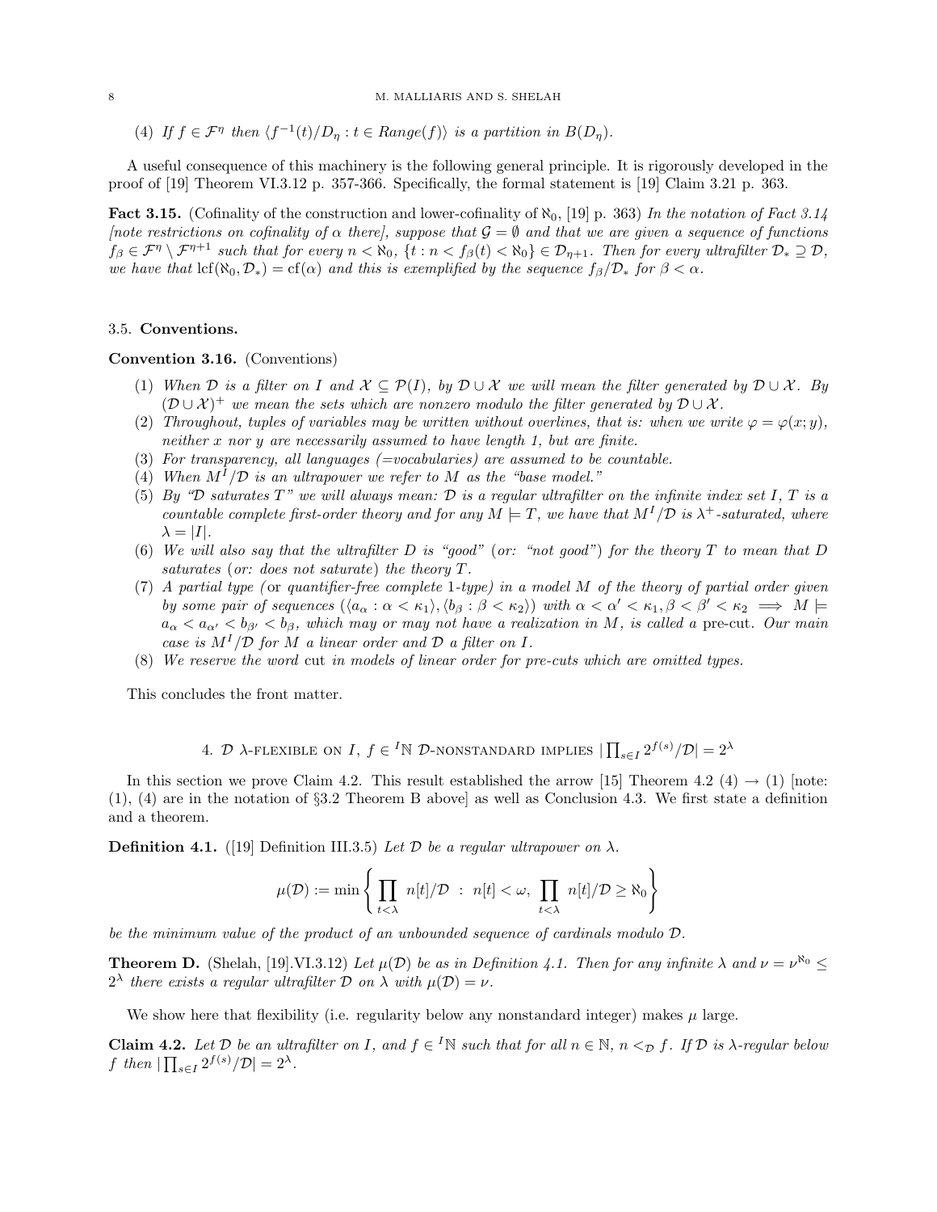(4) *If $f \in \mathcal{F}^\eta$ then $\langle f^{-1}(t)/D_\eta : t \in Range(f)\rangle$ is a partition in $B(D_\eta)$.*

A useful consequence of this machinery is the following general principle. It is rigorously developed in the proof of [19] Theorem VI.3.12 p. 357-366. Specifically, the formal statement is [19] Claim 3.21 p. 363.

**Fact 3.15.** (Cofinality of the construction and lower-cofinality of $\aleph_0$, [19] p. 363) *In the notation of Fact 3.14 [note restrictions on cofinality of $\alpha$ there], suppose that $\mathcal{G} = \emptyset$ and that we are given a sequence of functions $f_\beta \in \mathcal{F}^\eta \setminus \mathcal{F}^{\eta+1}$ such that for every $n < \aleph_0$, $\{t : n < f_\beta(t) < \aleph_0\} \in \mathcal{D}_{\eta+1}$. Then for every ultrafilter $\mathcal{D}_* \supseteq \mathcal{D}$, we have that $\mathrm{lcf}(\aleph_0, \mathcal{D}_*) = \mathrm{cf}(\alpha)$ and this is exemplified by the sequence $f_\beta/\mathcal{D}_*$ for $\beta < \alpha$.*

### 3.5. Conventions.

**Convention 3.16.** (Conventions)

1. *When $\mathcal{D}$ is a filter on $I$ and $\mathcal{X} \subseteq \mathcal{P}(I)$, by $\mathcal{D} \cup \mathcal{X}$ we will mean the filter generated by $\mathcal{D} \cup \mathcal{X}$. By $(\mathcal{D} \cup \mathcal{X})^+$ we mean the sets which are nonzero modulo the filter generated by $\mathcal{D} \cup \mathcal{X}$.*
2. *Throughout, tuples of variables may be written without overlines, that is: when we write $\varphi = \varphi(x; y)$, neither $x$ nor $y$ are necessarily assumed to have length 1, but are finite.*
3. *For transparency, all languages (=vocabularies) are assumed to be countable.*
4. *When $M^I/\mathcal{D}$ is an ultrapower we refer to $M$ as the "base model."*
5. *By "$\mathcal{D}$ saturates $T$" we will always mean: $\mathcal{D}$ is a regular ultrafilter on the infinite index set $I$, $T$ is a countable complete first-order theory and for any $M \models T$, we have that $M^I/\mathcal{D}$ is $\lambda^+$-saturated, where $\lambda = |I|$.*
6. *We will also say that the ultrafilter $D$ is "good" (or: "not good") for the theory $T$ to mean that $D$ saturates (or: does not saturate) the theory $T$.*
7. *A partial type (*or *quantifier-free complete 1-type) in a model $M$ of the theory of partial order given by some pair of sequences $(\langle a_\alpha : \alpha < \kappa_1\rangle, \langle b_\beta : \beta < \kappa_2\rangle)$ with $\alpha < \alpha' < \kappa_1, \beta < \beta' < \kappa_2 \implies M \models a_\alpha < a_{\alpha'} < b_{\beta'} < b_\beta$, which may or may not have a realization in $M$, is called a* pre-cut. *Our main case is $M^I/\mathcal{D}$ for $M$ a linear order and $\mathcal{D}$ a filter on $I$.*
8. *We reserve the word* cut *in models of linear order for pre-cuts which are omitted types.*

This concludes the front matter.

## 4. $\mathcal{D}$ $\lambda$-flexible on $I$, $f \in {}^I\mathbb{N}$ $\mathcal{D}$-nonstandard implies $|\prod_{s\in I} 2^{f(s)}/\mathcal{D}| = 2^\lambda$

In this section we prove Claim 4.2. This result established the arrow [15] Theorem 4.2 (4) $\rightarrow$ (1) [note: (1), (4) are in the notation of §3.2 Theorem B above] as well as Conclusion 4.3. We first state a definition and a theorem.

**Definition 4.1.** ([19] Definition III.3.5) *Let $\mathcal{D}$ be a regular ultrapower on $\lambda$.*

$$\mu(\mathcal{D}) := \min\left\{ \prod_{t<\lambda} n[t]/\mathcal{D} \ : \ n[t] < \omega, \ \prod_{t<\lambda} n[t]/\mathcal{D} \geq \aleph_0 \right\}$$

*be the minimum value of the product of an unbounded sequence of cardinals modulo $\mathcal{D}$.*

**Theorem D.** (Shelah, [19].VI.3.12) *Let $\mu(\mathcal{D})$ be as in Definition 4.1. Then for any infinite $\lambda$ and $\nu = \nu^{\aleph_0} \leq 2^\lambda$ there exists a regular ultrafilter $\mathcal{D}$ on $\lambda$ with $\mu(\mathcal{D}) = \nu$.*

We show here that flexibility (i.e. regularity below any nonstandard integer) makes $\mu$ large.

**Claim 4.2.** *Let $\mathcal{D}$ be an ultrafilter on $I$, and $f \in {}^I\mathbb{N}$ such that for all $n \in \mathbb{N}$, $n <_{\mathcal{D}} f$. If $\mathcal{D}$ is $\lambda$-regular below $f$ then $|\prod_{s\in I} 2^{f(s)}/\mathcal{D}| = 2^\lambda$.*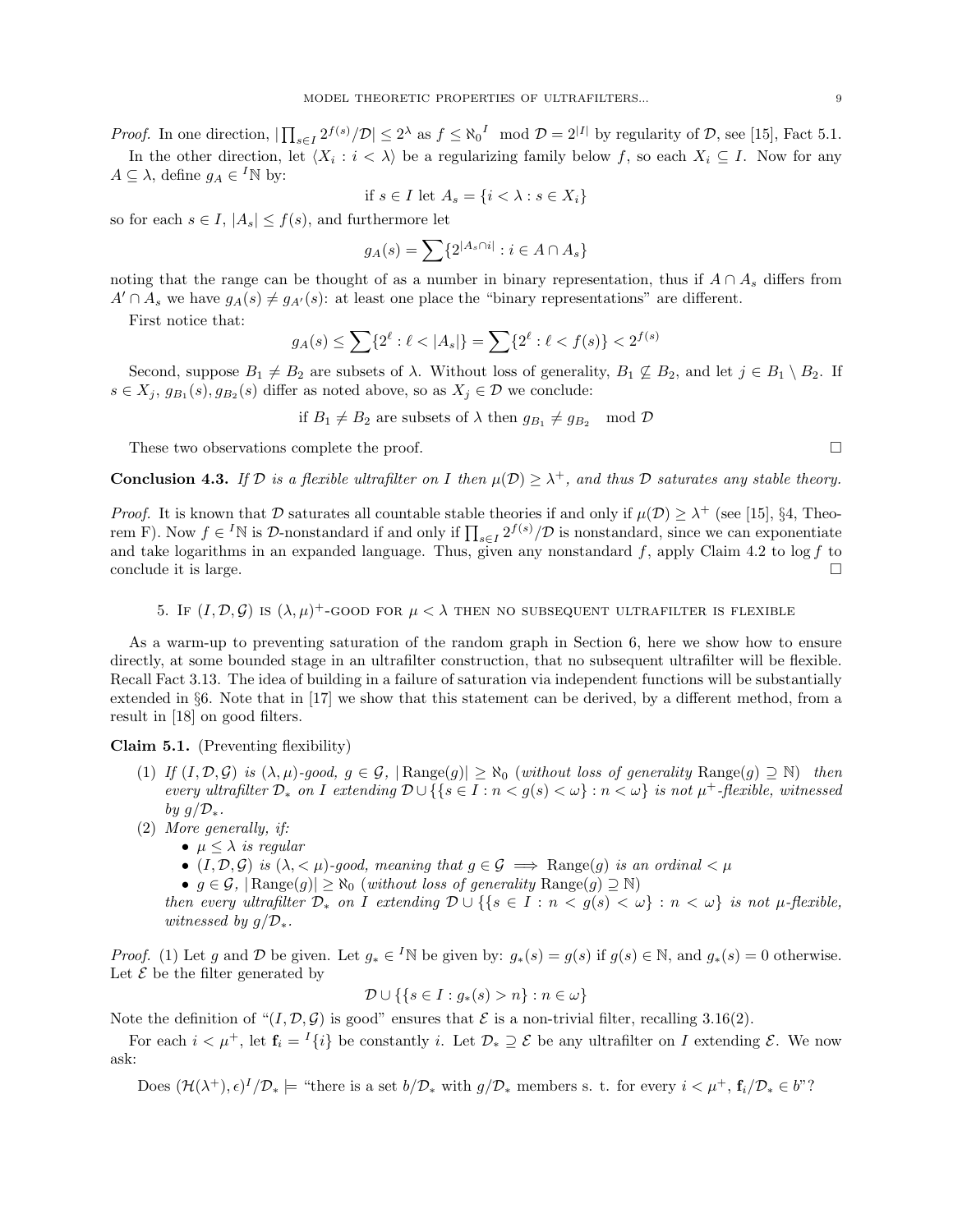*Proof.* In one direction, $|\prod_{s \in I} 2^{f(s)}/\mathcal{D}| \leq 2^\lambda$ as $f \leq {\aleph_0}^I \mod \mathcal{D} = 2^{|I|}$ by regularity of $\mathcal{D}$, see [15], Fact 5.1.

In the other direction, let $\langle X_i : i < \lambda \rangle$ be a regularizing family below $f$, so each $X_i \subseteq I$. Now for any $A \subseteq \lambda$, define $g_A \in {}^I\mathbb{N}$ by:

$$\text{if } s \in I \text{ let } A_s = \{i < \lambda : s \in X_i\}$$

so for each $s \in I$, $|A_s| \leq f(s)$, and furthermore let

$$g_A(s) = \sum \{2^{|A_s \cap i|} : i \in A \cap A_s\}$$

noting that the range can be thought of as a number in binary representation, thus if $A \cap A_s$ differs from $A' \cap A_s$ we have $g_A(s) \neq g_{A'}(s)$: at least one place the "binary representations" are different.

First notice that:

$$g_A(s) \leq \sum \{2^\ell : \ell < |A_s|\} = \sum \{2^\ell : \ell < f(s)\} < 2^{f(s)}$$

Second, suppose $B_1 \neq B_2$ are subsets of $\lambda$. Without loss of generality, $B_1 \not\subseteq B_2$, and let $j \in B_1 \setminus B_2$. If $s \in X_j$, $g_{B_1}(s), g_{B_2}(s)$ differ as noted above, so as $X_j \in \mathcal{D}$ we conclude:

$$\text{if } B_1 \neq B_2 \text{ are subsets of } \lambda \text{ then } g_{B_1} \neq g_{B_2} \mod \mathcal{D}$$

These two observations complete the proof. $\square$

**Conclusion 4.3.** *If $\mathcal{D}$ is a flexible ultrafilter on $I$ then $\mu(\mathcal{D}) \geq \lambda^+$, and thus $\mathcal{D}$ saturates any stable theory.*

*Proof.* It is known that $\mathcal{D}$ saturates all countable stable theories if and only if $\mu(\mathcal{D}) \geq \lambda^+$ (see [15], §4, Theorem F). Now $f \in {}^I\mathbb{N}$ is $\mathcal{D}$-nonstandard if and only if $\prod_{s \in I} 2^{f(s)}/\mathcal{D}$ is nonstandard, since we can exponentiate and take logarithms in an expanded language. Thus, given any nonstandard $f$, apply Claim 4.2 to $\log f$ to conclude it is large. $\square$

## 5. If $(I, \mathcal{D}, \mathcal{G})$ is $(\lambda, \mu)^+$-good for $\mu < \lambda$ then no subsequent ultrafilter is flexible

As a warm-up to preventing saturation of the random graph in Section 6, here we show how to ensure directly, at some bounded stage in an ultrafilter construction, that no subsequent ultrafilter will be flexible. Recall Fact 3.13. The idea of building in a failure of saturation via independent functions will be substantially extended in §6. Note that in [17] we show that this statement can be derived, by a different method, from a result in [18] on good filters.

**Claim 5.1.** (Preventing flexibility)

1. *If $(I, \mathcal{D}, \mathcal{G})$ is $(\lambda, \mu)$-good, $g \in \mathcal{G}$, $|\operatorname{Range}(g)| \geq \aleph_0$ (without loss of generality $\operatorname{Range}(g) \supseteq \mathbb{N}$) then every ultrafilter $\mathcal{D}_*$ on $I$ extending $\mathcal{D} \cup \{\{s \in I : n < g(s) < \omega\} : n < \omega\}$ is not $\mu^+$-flexible, witnessed by $g/\mathcal{D}_*$.*
2. *More generally, if:*
   - *$\mu \leq \lambda$ is regular*
   - *$(I, \mathcal{D}, \mathcal{G})$ is $(\lambda, < \mu)$-good, meaning that $g \in \mathcal{G} \implies \operatorname{Range}(g)$ is an ordinal $< \mu$*
   - *$g \in \mathcal{G}$, $|\operatorname{Range}(g)| \geq \aleph_0$ (without loss of generality $\operatorname{Range}(g) \supseteq \mathbb{N}$)*

   *then every ultrafilter $\mathcal{D}_*$ on $I$ extending $\mathcal{D} \cup \{\{s \in I : n < g(s) < \omega\} : n < \omega\}$ is not $\mu$-flexible, witnessed by $g/\mathcal{D}_*$.*

*Proof.* (1) Let $g$ and $\mathcal{D}$ be given. Let $g_* \in {}^I\mathbb{N}$ be given by: $g_*(s) = g(s)$ if $g(s) \in \mathbb{N}$, and $g_*(s) = 0$ otherwise. Let $\mathcal{E}$ be the filter generated by

$$\mathcal{D} \cup \{\{s \in I : g_*(s) > n\} : n \in \omega\}$$

Note the definition of "$(I, \mathcal{D}, \mathcal{G})$ is good" ensures that $\mathcal{E}$ is a non-trivial filter, recalling 3.16(2).

For each $i < \mu^+$, let $\mathbf{f}_i = {}^I\{i\}$ be constantly $i$. Let $\mathcal{D}_* \supseteq \mathcal{E}$ be any ultrafilter on $I$ extending $\mathcal{E}$. We now ask:

Does $(\mathcal{H}(\lambda^+), \epsilon)^I/\mathcal{D}_* \models$ "there is a set $b/\mathcal{D}_*$ with $g/\mathcal{D}_*$ members s. t. for every $i < \mu^+$, $\mathbf{f}_i/\mathcal{D}_* \in b$"?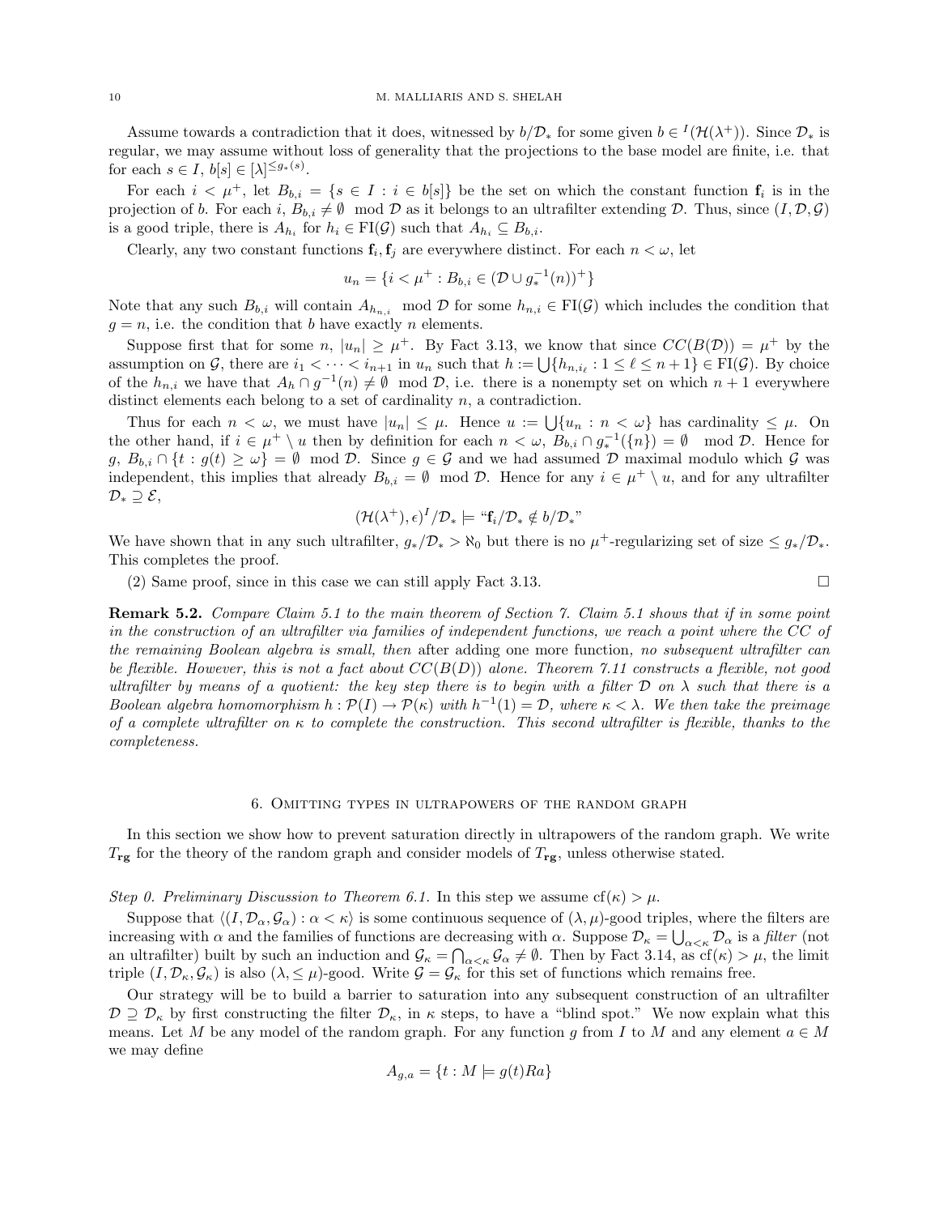Assume towards a contradiction that it does, witnessed by $b/\mathcal{D}_*$ for some given $b \in {}^I(\mathcal{H}(\lambda^+))$. Since $\mathcal{D}_*$ is regular, we may assume without loss of generality that the projections to the base model are finite, i.e. that for each $s \in I$, $b[s] \in [\lambda]^{\leq g_*(s)}$.

For each $i < \mu^+$, let $B_{b,i} = \{s \in I : i \in b[s]\}$ be the set on which the constant function $\mathbf{f}_i$ is in the projection of $b$. For each $i$, $B_{b,i} \neq \emptyset \mod \mathcal{D}$ as it belongs to an ultrafilter extending $\mathcal{D}$. Thus, since $(I, \mathcal{D}, \mathcal{G})$ is a good triple, there is $A_{h_i}$ for $h_i \in \mathrm{FI}(\mathcal{G})$ such that $A_{h_i} \subseteq B_{b,i}$.

Clearly, any two constant functions $\mathbf{f}_i, \mathbf{f}_j$ are everywhere distinct. For each $n < \omega$, let

$$u_n = \{i < \mu^+ : B_{b,i} \in (\mathcal{D} \cup g_*^{-1}(n))^+\}$$

Note that any such $B_{b,i}$ will contain $A_{h_{n,i}} \mod \mathcal{D}$ for some $h_{n,i} \in \mathrm{FI}(\mathcal{G})$ which includes the condition that $g = n$, i.e. the condition that $b$ have exactly $n$ elements.

Suppose first that for some $n$, $|u_n| \geq \mu^+$. By Fact 3.13, we know that since $CC(B(\mathcal{D})) = \mu^+$ by the assumption on $\mathcal{G}$, there are $i_1 < \cdots < i_{n+1}$ in $u_n$ such that $h := \bigcup\{h_{n,i_\ell} : 1 \leq \ell \leq n+1\} \in \mathrm{FI}(\mathcal{G})$. By choice of the $h_{n,i}$ we have that $A_h \cap g^{-1}(n) \neq \emptyset \mod \mathcal{D}$, i.e. there is a nonempty set on which $n+1$ everywhere distinct elements each belong to a set of cardinality $n$, a contradiction.

Thus for each $n < \omega$, we must have $|u_n| \leq \mu$. Hence $u := \bigcup\{u_n : n < \omega\}$ has cardinality $\leq \mu$. On the other hand, if $i \in \mu^+ \setminus u$ then by definition for each $n < \omega$, $B_{b,i} \cap g_*^{-1}(\{n\}) = \emptyset \mod \mathcal{D}$. Hence for $g$, $B_{b,i} \cap \{t : g(t) \geq \omega\} = \emptyset \mod \mathcal{D}$. Since $g \in \mathcal{G}$ and we had assumed $\mathcal{D}$ maximal modulo which $\mathcal{G}$ was independent, this implies that already $B_{b,i} = \emptyset \mod \mathcal{D}$. Hence for any $i \in \mu^+ \setminus u$, and for any ultrafilter $\mathcal{D}_* \supseteq \mathcal{E}$,

$$(\mathcal{H}(\lambda^+), \epsilon)^I/\mathcal{D}_* \models \text{``}\mathbf{f}_i/\mathcal{D}_* \notin b/\mathcal{D}_*\text{''}$$

We have shown that in any such ultrafilter, $g_*/\mathcal{D}_* > \aleph_0$ but there is no $\mu^+$-regularizing set of size $\leq g_*/\mathcal{D}_*$. This completes the proof.

(2) Same proof, since in this case we can still apply Fact 3.13. $\square$

**Remark 5.2.** *Compare Claim 5.1 to the main theorem of Section 7. Claim 5.1 shows that if in some point in the construction of an ultrafilter via families of independent functions, we reach a point where the $CC$ of the remaining Boolean algebra is small, then* after adding one more function, *no subsequent ultrafilter can be flexible. However, this is not a fact about $CC(B(D))$ alone. Theorem 7.11 constructs a flexible, not good ultrafilter by means of a quotient: the key step there is to begin with a filter $\mathcal{D}$ on $\lambda$ such that there is a Boolean algebra homomorphism $h : \mathcal{P}(I) \to \mathcal{P}(\kappa)$ with $h^{-1}(1) = \mathcal{D}$, where $\kappa < \lambda$. We then take the preimage of a complete ultrafilter on $\kappa$ to complete the construction. This second ultrafilter is flexible, thanks to the completeness.*

## 6. Omitting types in ultrapowers of the random graph

In this section we show how to prevent saturation directly in ultrapowers of the random graph. We write $T_{\mathbf{rg}}$ for the theory of the random graph and consider models of $T_{\mathbf{rg}}$, unless otherwise stated.

*Step 0. Preliminary Discussion to Theorem 6.1.* In this step we assume $\mathrm{cf}(\kappa) > \mu$.

Suppose that $\langle (I, \mathcal{D}_\alpha, \mathcal{G}_\alpha) : \alpha < \kappa \rangle$ is some continuous sequence of $(\lambda, \mu)$-good triples, where the filters are increasing with $\alpha$ and the families of functions are decreasing with $\alpha$. Suppose $\mathcal{D}_\kappa = \bigcup_{\alpha<\kappa} \mathcal{D}_\alpha$ is a *filter* (not an ultrafilter) built by such an induction and $\mathcal{G}_\kappa = \bigcap_{\alpha<\kappa} \mathcal{G}_\alpha \neq \emptyset$. Then by Fact 3.14, as $\mathrm{cf}(\kappa) > \mu$, the limit triple $(I, \mathcal{D}_\kappa, \mathcal{G}_\kappa)$ is also $(\lambda, \leq \mu)$-good. Write $\mathcal{G} = \mathcal{G}_\kappa$ for this set of functions which remains free.

Our strategy will be to build a barrier to saturation into any subsequent construction of an ultrafilter $\mathcal{D} \supseteq \mathcal{D}_\kappa$ by first constructing the filter $\mathcal{D}_\kappa$, in $\kappa$ steps, to have a "blind spot." We now explain what this means. Let $M$ be any model of the random graph. For any function $g$ from $I$ to $M$ and any element $a \in M$ we may define

$$A_{g,a} = \{t : M \models g(t)Ra\}$$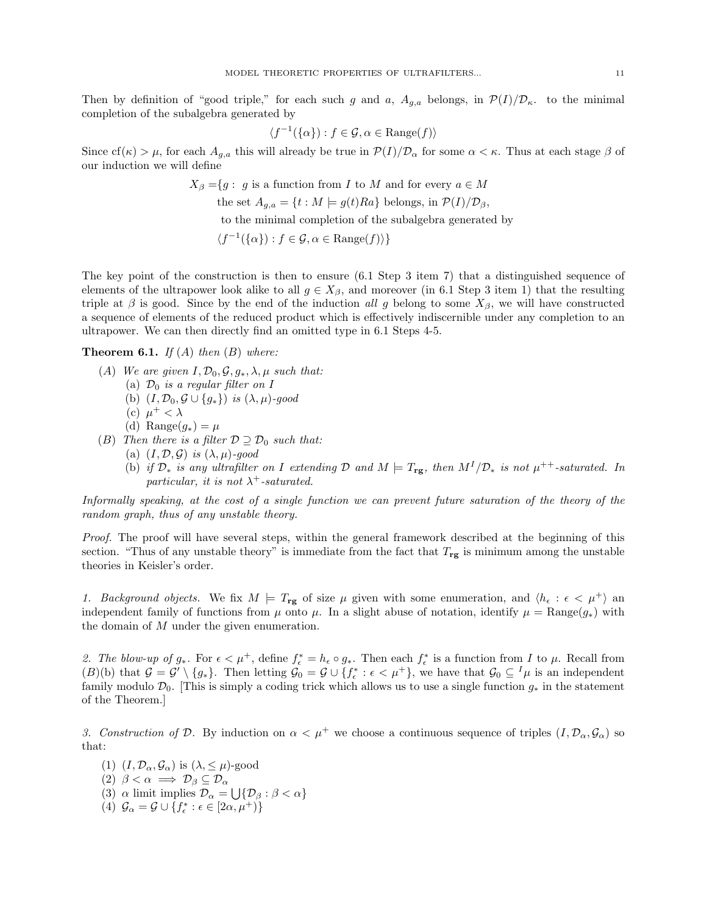Then by definition of "good triple," for each such $g$ and $a$, $A_{g,a}$ belongs, in $\mathcal{P}(I)/\mathcal{D}_\kappa$. to the minimal completion of the subalgebra generated by

$$\langle f^{-1}(\{\alpha\}) : f \in \mathcal{G}, \alpha \in \text{Range}(f)\rangle$$

Since $\text{cf}(\kappa) > \mu$, for each $A_{g,a}$ this will already be true in $\mathcal{P}(I)/\mathcal{D}_\alpha$ for some $\alpha < \kappa$. Thus at each stage $\beta$ of our induction we will define

$$\begin{aligned} X_\beta = \{g :\ & g \text{ is a function from } I \text{ to } M \text{ and for every } a \in M \\ & \text{the set } A_{g,a} = \{t : M \models g(t)Ra\} \text{ belongs, in } \mathcal{P}(I)/\mathcal{D}_\beta, \\ & \text{to the minimal completion of the subalgebra generated by} \\ & \langle f^{-1}(\{\alpha\}) : f \in \mathcal{G}, \alpha \in \text{Range}(f)\rangle\} \end{aligned}$$

The key point of the construction is then to ensure (6.1 Step 3 item 7) that a distinguished sequence of elements of the ultrapower look alike to all $g \in X_\beta$, and moreover (in 6.1 Step 3 item 1) that the resulting triple at $\beta$ is good. Since by the end of the induction *all* $g$ belong to some $X_\beta$, we will have constructed a sequence of elements of the reduced product which is effectively indiscernible under any completion to an ultrapower. We can then directly find an omitted type in 6.1 Steps 4-5.

**Theorem 6.1.** *If (A) then (B) where:*

- (A) *We are given $I, \mathcal{D}_0, \mathcal{G}, g_*, \lambda, \mu$ such that:*
  - (a) *$\mathcal{D}_0$ is a regular filter on $I$*
  - (b) *$(I, \mathcal{D}_0, \mathcal{G} \cup \{g_*\})$ is $(\lambda, \mu)$-good*
  - (c) *$\mu^+ < \lambda$*
  - (d) *$\text{Range}(g_*) = \mu$*
- (B) *Then there is a filter $\mathcal{D} \supseteq \mathcal{D}_0$ such that:*
  - (a) *$(I, \mathcal{D}, \mathcal{G})$ is $(\lambda, \mu)$-good*
  - (b) *if $\mathcal{D}_*$ is any ultrafilter on $I$ extending $\mathcal{D}$ and $M \models T_{\mathbf{rg}}$, then $M^I/\mathcal{D}_*$ is not $\mu^{++}$-saturated. In particular, it is not $\lambda^+$-saturated.*

*Informally speaking, at the cost of a single function we can prevent future saturation of the theory of the random graph, thus of any unstable theory.*

*Proof.* The proof will have several steps, within the general framework described at the beginning of this section. "Thus of any unstable theory" is immediate from the fact that $T_{\mathbf{rg}}$ is minimum among the unstable theories in Keisler's order.

*1. Background objects.* We fix $M \models T_{\mathbf{rg}}$ of size $\mu$ given with some enumeration, and $\langle h_\epsilon : \epsilon < \mu^+\rangle$ an independent family of functions from $\mu$ onto $\mu$. In a slight abuse of notation, identify $\mu = \text{Range}(g_*)$ with the domain of $M$ under the given enumeration.

*2. The blow-up of $g_*$.* For $\epsilon < \mu^+$, define $f^*_\epsilon = h_\epsilon \circ g_*$. Then each $f^*_\epsilon$ is a function from $I$ to $\mu$. Recall from (B)(b) that $\mathcal{G} = \mathcal{G}' \setminus \{g_*\}$. Then letting $\mathcal{G}_0 = \mathcal{G} \cup \{f^*_\epsilon : \epsilon < \mu^+\}$, we have that $\mathcal{G}_0 \subseteq {}^I\mu$ is an independent family modulo $\mathcal{D}_0$. [This is simply a coding trick which allows us to use a single function $g_*$ in the statement of the Theorem.]

*3. Construction of $\mathcal{D}$.* By induction on $\alpha < \mu^+$ we choose a continuous sequence of triples $(I, \mathcal{D}_\alpha, \mathcal{G}_\alpha)$ so that:

1. $(I, \mathcal{D}_\alpha, \mathcal{G}_\alpha)$ is $(\lambda, \leq \mu)$-good
2. $\beta < \alpha \implies \mathcal{D}_\beta \subseteq \mathcal{D}_\alpha$
3. $\alpha$ limit implies $\mathcal{D}_\alpha = \bigcup\{\mathcal{D}_\beta : \beta < \alpha\}$
4. $\mathcal{G}_\alpha = \mathcal{G} \cup \{f^*_\epsilon : \epsilon \in [2\alpha, \mu^+)\}$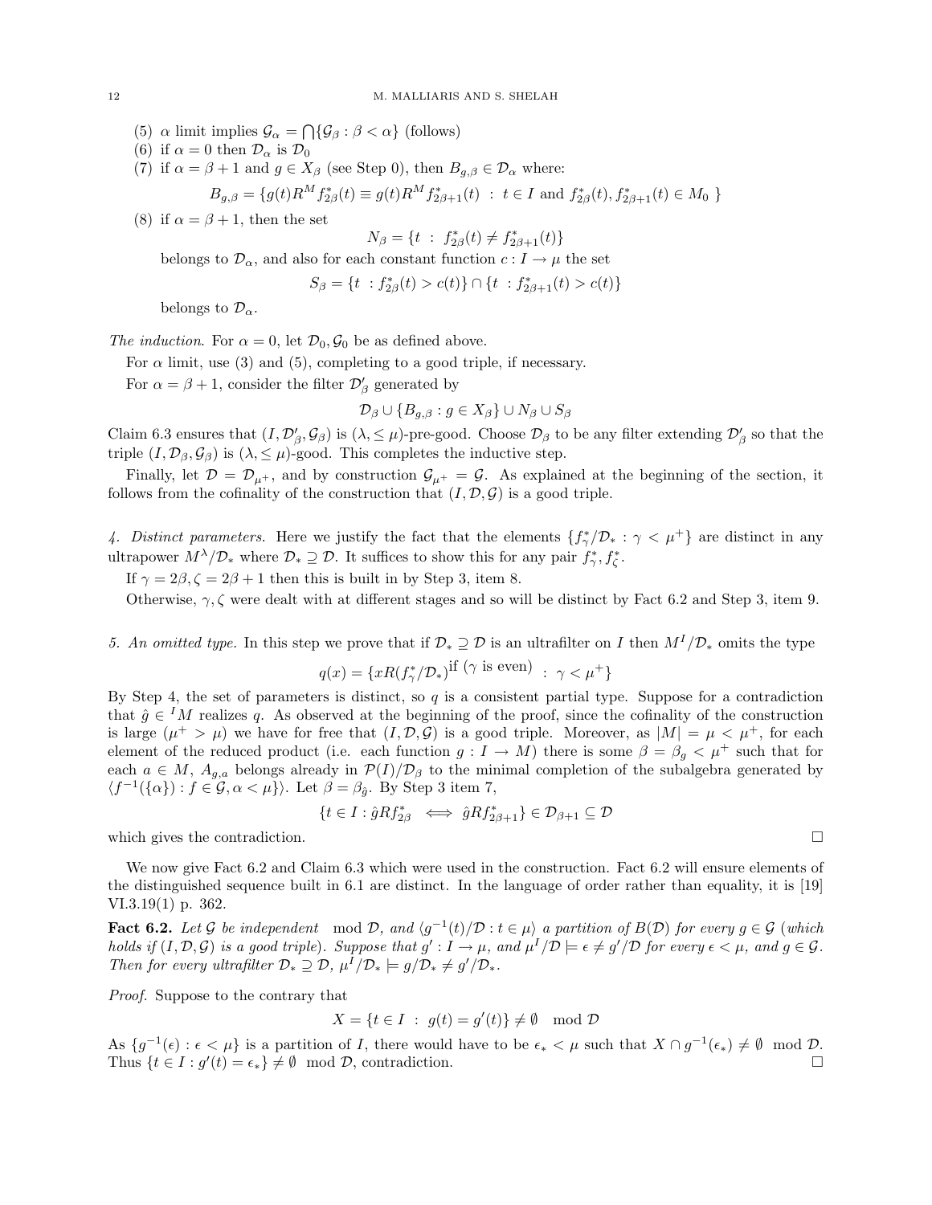(5) $\alpha$ limit implies $\mathcal{G}_\alpha = \bigcap\{\mathcal{G}_\beta : \beta < \alpha\}$ (follows)
(6) if $\alpha = 0$ then $\mathcal{D}_\alpha$ is $\mathcal{D}_0$
(7) if $\alpha = \beta + 1$ and $g \in X_\beta$ (see Step 0), then $B_{g,\beta} \in \mathcal{D}_\alpha$ where:

$$B_{g,\beta} = \{g(t)R^M f^*_{2\beta}(t) \equiv g(t)R^M f^*_{2\beta+1}(t) \ : \ t \in I \text{ and } f^*_{2\beta}(t), f^*_{2\beta+1}(t) \in M_0 \ \}$$

(8) if $\alpha = \beta + 1$, then the set

$$N_\beta = \{t \ : \ f^*_{2\beta}(t) \neq f^*_{2\beta+1}(t)\}$$

belongs to $\mathcal{D}_\alpha$, and also for each constant function $c : I \rightarrow \mu$ the set

$$S_\beta = \{t \ : f^*_{2\beta}(t) > c(t)\} \cap \{t \ : f^*_{2\beta+1}(t) > c(t)\}$$

belongs to $\mathcal{D}_\alpha$.

*The induction.* For $\alpha = 0$, let $\mathcal{D}_0, \mathcal{G}_0$ be as defined above.

For $\alpha$ limit, use (3) and (5), completing to a good triple, if necessary.

For $\alpha = \beta + 1$, consider the filter $\mathcal{D}'_\beta$ generated by

$$\mathcal{D}_\beta \cup \{B_{g,\beta} : g \in X_\beta\} \cup N_\beta \cup S_\beta$$

Claim 6.3 ensures that $(I, \mathcal{D}'_\beta, \mathcal{G}_\beta)$ is $(\lambda, \leq \mu)$-pre-good. Choose $\mathcal{D}_\beta$ to be any filter extending $\mathcal{D}'_\beta$ so that the triple $(I, \mathcal{D}_\beta, \mathcal{G}_\beta)$ is $(\lambda, \leq \mu)$-good. This completes the inductive step.

Finally, let $\mathcal{D} = \mathcal{D}_{\mu^+}$, and by construction $\mathcal{G}_{\mu^+} = \mathcal{G}$. As explained at the beginning of the section, it follows from the cofinality of the construction that $(I, \mathcal{D}, \mathcal{G})$ is a good triple.

*4. Distinct parameters.* Here we justify the fact that the elements $\{f^*_\gamma/\mathcal{D}_* : \gamma < \mu^+\}$ are distinct in any ultrapower $M^\lambda/\mathcal{D}_*$ where $\mathcal{D}_* \supseteq \mathcal{D}$. It suffices to show this for any pair $f^*_\gamma, f^*_\zeta$.

If $\gamma = 2\beta, \zeta = 2\beta + 1$ then this is built in by Step 3, item 8.

Otherwise, $\gamma, \zeta$ were dealt with at different stages and so will be distinct by Fact 6.2 and Step 3, item 9.

*5. An omitted type.* In this step we prove that if $\mathcal{D}_* \supseteq \mathcal{D}$ is an ultrafilter on $I$ then $M^I/\mathcal{D}_*$ omits the type

$$q(x) = \{xR(f^*_\gamma/\mathcal{D}_*)^{\text{if } (\gamma \text{ is even})} \ : \ \gamma < \mu^+\}$$

By Step 4, the set of parameters is distinct, so $q$ is a consistent partial type. Suppose for a contradiction that $\hat{g} \in {}^I M$ realizes $q$. As observed at the beginning of the proof, since the cofinality of the construction is large ($\mu^+ > \mu$) we have for free that $(I, \mathcal{D}, \mathcal{G})$ is a good triple. Moreover, as $|M| = \mu < \mu^+$, for each element of the reduced product (i.e. each function $g : I \rightarrow M$) there is some $\beta = \beta_g < \mu^+$ such that for each $a \in M$, $A_{g,a}$ belongs already in $\mathcal{P}(I)/\mathcal{D}_\beta$ to the minimal completion of the subalgebra generated by $\langle f^{-1}(\{\alpha\}) : f \in \mathcal{G}, \alpha < \mu \rangle$. Let $\beta = \beta_{\hat{g}}$. By Step 3 item 7,

$$\{t \in I : \hat{g}Rf^*_{2\beta} \iff \hat{g}Rf^*_{2\beta+1}\} \in \mathcal{D}_{\beta+1} \subseteq \mathcal{D}$$

which gives the contradiction. $\square$

We now give Fact 6.2 and Claim 6.3 which were used in the construction. Fact 6.2 will ensure elements of the distinguished sequence built in 6.1 are distinct. In the language of order rather than equality, it is [19] VI.3.19(1) p. 362.

**Fact 6.2.** *Let $\mathcal{G}$ be independent $\mod \mathcal{D}$, and $\langle g^{-1}(t)/\mathcal{D} : t \in \mu \rangle$ a partition of $B(\mathcal{D})$ for every $g \in \mathcal{G}$ (which holds if $(I, \mathcal{D}, \mathcal{G})$ is a good triple). Suppose that $g' : I \rightarrow \mu$, and $\mu^I/\mathcal{D} \models \epsilon \neq g'/\mathcal{D}$ for every $\epsilon < \mu$, and $g \in \mathcal{G}$. Then for every ultrafilter $\mathcal{D}_* \supseteq \mathcal{D}$, $\mu^I/\mathcal{D}_* \models g/\mathcal{D}_* \neq g'/\mathcal{D}_*$.*

*Proof.* Suppose to the contrary that

$$X = \{t \in I \ : \ g(t) = g'(t)\} \neq \emptyset \mod \mathcal{D}$$

As $\{g^{-1}(\epsilon) : \epsilon < \mu\}$ is a partition of $I$, there would have to be $\epsilon_* < \mu$ such that $X \cap g^{-1}(\epsilon_*) \neq \emptyset \mod \mathcal{D}$. Thus $\{t \in I : g'(t) = \epsilon_*\} \neq \emptyset \mod \mathcal{D}$, contradiction. $\square$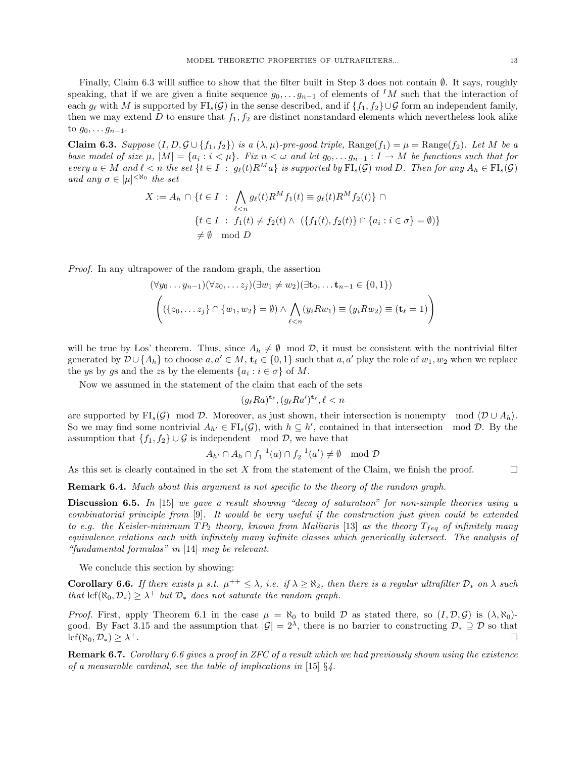Finally, Claim 6.3 willl suffice to show that the filter built in Step 3 does not contain $\emptyset$. It says, roughly speaking, that if we are given a finite sequence $g_0, \dots g_{n-1}$ of elements of ${}^I M$ such that the interaction of each $g_\ell$ with $M$ is supported by $\mathrm{FI}_s(\mathcal{G})$ in the sense described, and if $\{f_1, f_2\} \cup \mathcal{G}$ form an independent family, then we may extend $D$ to ensure that $f_1, f_2$ are distinct nonstandard elements which nevertheless look alike to $g_0, \dots g_{n-1}$.

**Claim 6.3.** *Suppose $(I, D, \mathcal{G} \cup \{f_1, f_2\})$ is a $(\lambda, \mu)$-pre-good triple, $\mathrm{Range}(f_1) = \mu = \mathrm{Range}(f_2)$. Let $M$ be a base model of size $\mu$, $|M| = \{a_i : i < \mu\}$. Fix $n < \omega$ and let $g_0, \dots g_{n-1} : I \to M$ be functions such that for every $a \in M$ and $\ell < n$ the set $\{t \in I : g_\ell(t) R^M a\}$ is supported by $\mathrm{FI}_s(\mathcal{G})$ mod $D$. Then for any $A_h \in \mathrm{FI}_s(\mathcal{G})$ and any $\sigma \in [\mu]^{<\aleph_0}$ the set*

$$
\begin{aligned}
X := A_h \cap \{t \in I \ : \ & \bigwedge_{\ell < n} g_\ell(t) R^M f_1(t) \equiv g_\ell(t) R^M f_2(t)\} \cap \\
& \{t \in I \ : \ f_1(t) \neq f_2(t) \wedge \ (\{f_1(t), f_2(t)\} \cap \{a_i : i \in \sigma\} = \emptyset)\} \\
& \neq \emptyset \mod D
\end{aligned}
$$

*Proof.* In any ultrapower of the random graph, the assertion

$$
(\forall y_0 \dots y_{n-1})(\forall z_0, \dots z_j)(\exists w_1 \neq w_2)(\exists \mathbf{t}_0, \dots \mathbf{t}_{n-1} \in \{0,1\})
$$
$$
\left( (\{z_0, \dots z_j\} \cap \{w_1, w_2\} = \emptyset) \wedge \bigwedge_{\ell < n} (y_i R w_1) \equiv (y_i R w_2) \equiv (\mathbf{t}_\ell = 1) \right)
$$

will be true by Los' theorem. Thus, since $A_h \neq \emptyset \mod \mathcal{D}$, it must be consistent with the nontrivial filter generated by $\mathcal{D} \cup \{A_h\}$ to choose $a, a' \in M$, $\mathbf{t}_\ell \in \{0,1\}$ such that $a, a'$ play the role of $w_1, w_2$ when we replace the $y$s by $g$s and the $z$s by the elements $\{a_i : i \in \sigma\}$ of $M$.

Now we assumed in the statement of the claim that each of the sets

$$
(g_\ell R a)^{\mathbf{t}_\ell}, (g_\ell R a')^{\mathbf{t}_\ell}, \ell < n
$$

are supported by $\mathrm{FI}_s(\mathcal{G}) \mod \mathcal{D}$. Moreover, as just shown, their intersection is nonempty $\mod \langle \mathcal{D} \cup A_h \rangle$. So we may find some nontrivial $A_{h'} \in \mathrm{FI}_s(\mathcal{G})$, with $h \subseteq h'$, contained in that intersection $\mod \mathcal{D}$. By the assumption that $\{f_1, f_2\} \cup \mathcal{G}$ is independent $\mod \mathcal{D}$, we have that

$$
A_{h'} \cap A_h \cap f_1^{-1}(a) \cap f_2^{-1}(a') \neq \emptyset \mod \mathcal{D}
$$

As this set is clearly contained in the set $X$ from the statement of the Claim, we finish the proof. $\square$

**Remark 6.4.** *Much about this argument is not specific to the theory of the random graph.*

**Discussion 6.5.** *In [15] we gave a result showing "decay of saturation" for non-simple theories using a combinatorial principle from [9]. It would be very useful if the construction just given could be extended to e.g. the Keisler-minimum $TP_2$ theory, known from Malliaris [13] as the theory $T_{feq}$ of infinitely many equivalence relations each with infinitely many infinite classes which generically intersect. The analysis of "fundamental formulas" in [14] may be relevant.*

We conclude this section by showing:

**Corollary 6.6.** *If there exists $\mu$ s.t. $\mu^{++} \leq \lambda$, i.e. if $\lambda \geq \aleph_2$, then there is a regular ultrafilter $\mathcal{D}_*$ on $\lambda$ such that $\mathrm{lcf}(\aleph_0, \mathcal{D}_*) \geq \lambda^+$ but $\mathcal{D}_*$ does not saturate the random graph.*

*Proof.* First, apply Theorem 6.1 in the case $\mu = \aleph_0$ to build $\mathcal{D}$ as stated there, so $(I, \mathcal{D}, \mathcal{G})$ is $(\lambda, \aleph_0)$-good. By Fact 3.15 and the assumption that $|\mathcal{G}| = 2^\lambda$, there is no barrier to constructing $\mathcal{D}_* \supseteq \mathcal{D}$ so that $\mathrm{lcf}(\aleph_0, \mathcal{D}_*) \geq \lambda^+$. $\square$

**Remark 6.7.** *Corollary 6.6 gives a proof in ZFC of a result which we had previously shown using the existence of a measurable cardinal, see the table of implications in [15] §4.*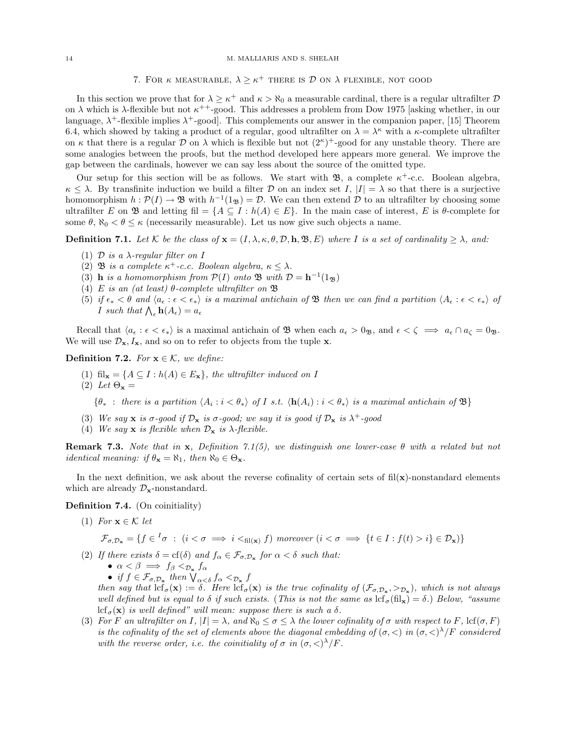## 7. For $\kappa$ measurable, $\lambda \geq \kappa^+$ there is $\mathcal{D}$ on $\lambda$ flexible, not good

In this section we prove that for $\lambda \geq \kappa^+$ and $\kappa > \aleph_0$ a measurable cardinal, there is a regular ultrafilter $\mathcal{D}$ on $\lambda$ which is $\lambda$-flexible but not $\kappa^{++}$-good. This addresses a problem from Dow 1975 [asking whether, in our language, $\lambda^+$-flexible implies $\lambda^+$-good]. This complements our answer in the companion paper, [15] Theorem 6.4, which showed by taking a product of a regular, good ultrafilter on $\lambda = \lambda^\kappa$ with a $\kappa$-complete ultrafilter on $\kappa$ that there is a regular $\mathcal{D}$ on $\lambda$ which is flexible but not $(2^\kappa)^+$-good for any unstable theory. There are some analogies between the proofs, but the method developed here appears more general. We improve the gap between the cardinals, however we can say less about the source of the omitted type.

Our setup for this section will be as follows. We start with $\mathfrak{B}$, a complete $\kappa^+$-c.c. Boolean algebra, $\kappa \leq \lambda$. By transfinite induction we build a filter $\mathcal{D}$ on an index set $I$, $|I| = \lambda$ so that there is a surjective homomorphism $h : \mathcal{P}(I) \rightarrow \mathfrak{B}$ with $h^{-1}(1_{\mathfrak{B}}) = \mathcal{D}$. We can then extend $\mathcal{D}$ to an ultrafilter by choosing some ultrafilter $E$ on $\mathfrak{B}$ and letting $\text{fil} = \{A \subseteq I : h(A) \in E\}$. In the main case of interest, $E$ is $\theta$-complete for some $\theta$, $\aleph_0 < \theta \leq \kappa$ (necessarily measurable). Let us now give such objects a name.

**Definition 7.1.** *Let $\mathcal{K}$ be the class of $\mathbf{x} = (I, \lambda, \kappa, \theta, \mathcal{D}, \mathbf{h}, \mathfrak{B}, E)$ where $I$ is a set of cardinality $\geq \lambda$, and:*

1. *$\mathcal{D}$ is a $\lambda$-regular filter on $I$*
2. *$\mathfrak{B}$ is a complete $\kappa^+$-c.c. Boolean algebra, $\kappa \leq \lambda$.*
3. *$\mathbf{h}$ is a homomorphism from $\mathcal{P}(I)$ onto $\mathfrak{B}$ with $\mathcal{D} = \mathbf{h}^{-1}(1_{\mathfrak{B}})$*
4. *$E$ is an (at least) $\theta$-complete ultrafilter on $\mathfrak{B}$*
5. *if $\epsilon_* < \theta$ and $\langle a_\epsilon : \epsilon < \epsilon_* \rangle$ is a maximal antichain of $\mathfrak{B}$ then we can find a partition $\langle A_\epsilon : \epsilon < \epsilon_* \rangle$ of $I$ such that $\bigwedge_\epsilon \mathbf{h}(A_\epsilon) = a_\epsilon$*

Recall that $\langle a_\epsilon : \epsilon < \epsilon_* \rangle$ is a maximal antichain of $\mathfrak{B}$ when each $a_\epsilon > 0_{\mathfrak{B}}$, and $\epsilon < \zeta \implies a_\epsilon \cap a_\zeta = 0_{\mathfrak{B}}$. We will use $\mathcal{D}_{\mathbf{x}}, I_{\mathbf{x}}$, and so on to refer to objects from the tuple $\mathbf{x}$.

**Definition 7.2.** *For $\mathbf{x} \in \mathcal{K}$, we define:*

1. *$\text{fil}_{\mathbf{x}} = \{A \subseteq I : h(A) \in E_{\mathbf{x}}\}$, the ultrafilter induced on $I$*
2. *Let $\Theta_{\mathbf{x}} =$*

   $\{\theta_* \ : \ $ *there is a partition* $\langle A_i : i < \theta_* \rangle$ *of* $I$ *s.t.* $\langle \mathbf{h}(A_i) : i < \theta_* \rangle$ *is a maximal antichain of* $\mathfrak{B}\}$
3. *We say $\mathbf{x}$ is $\sigma$-good if $\mathcal{D}_{\mathbf{x}}$ is $\sigma$-good; we say it is good if $\mathcal{D}_{\mathbf{x}}$ is $\lambda^+$-good*
4. *We say $\mathbf{x}$ is flexible when $\mathcal{D}_{\mathbf{x}}$ is $\lambda$-flexible.*

**Remark 7.3.** *Note that in $\mathbf{x}$, Definition 7.1(5), we distinguish one lower-case $\theta$ with a related but not identical meaning: if $\theta_{\mathbf{x}} = \aleph_1$, then $\aleph_0 \in \Theta_{\mathbf{x}}$.*

In the next definition, we ask about the reverse cofinality of certain sets of fil($\mathbf{x}$)-nonstandard elements which are already $\mathcal{D}_{\mathbf{x}}$-nonstandard.

**Definition 7.4.** (On coinitiality)

1. *For $\mathbf{x} \in \mathcal{K}$ let*

   $$\mathcal{F}_{\sigma, \mathcal{D}_{\mathbf{x}}} = \{f \in {}^I\sigma \ : \ (i < \sigma \implies i <_{\text{fil}(\mathbf{x})} f) \text{ moreover } (i < \sigma \implies \{t \in I : f(t) > i\} \in \mathcal{D}_{\mathbf{x}})\}$$
2. *If there exists $\delta = \text{cf}(\delta)$ and $f_\alpha \in \mathcal{F}_{\sigma, \mathcal{D}_{\mathbf{x}}}$ for $\alpha < \delta$ such that:*
   - *$\alpha < \beta \implies f_\beta <_{\mathcal{D}_{\mathbf{x}}} f_\alpha$*
   - *if $f \in \mathcal{F}_{\sigma, \mathcal{D}_{\mathbf{x}}}$ then $\bigvee_{\alpha < \delta} f_\alpha <_{\mathcal{D}_{\mathbf{x}}} f$*

   *then say that $\text{lcf}_\sigma(\mathbf{x}) := \delta$. Here $\text{lcf}_\sigma(\mathbf{x})$ is the true cofinality of $(\mathcal{F}_{\sigma, \mathcal{D}_{\mathbf{x}}}, >_{\mathcal{D}_{\mathbf{x}}})$, which is not always well defined but is equal to $\delta$ if such exists. (This is not the same as $\text{lcf}_\sigma(\text{fil}_{\mathbf{x}}) = \delta$.) Below, "assume $\text{lcf}_\sigma(\mathbf{x})$ is well defined" will mean: suppose there is such a $\delta$.*
3. *For $F$ an ultrafilter on $I$, $|I| = \lambda$, and $\aleph_0 \leq \sigma \leq \lambda$ the lower cofinality of $\sigma$ with respect to $F$, $\text{lcf}(\sigma, F)$ is the cofinality of the set of elements above the diagonal embedding of $(\sigma, <)$ in $(\sigma, <)^\lambda/F$ considered with the reverse order, i.e. the coinitiality of $\sigma$ in $(\sigma, <)^\lambda/F$.*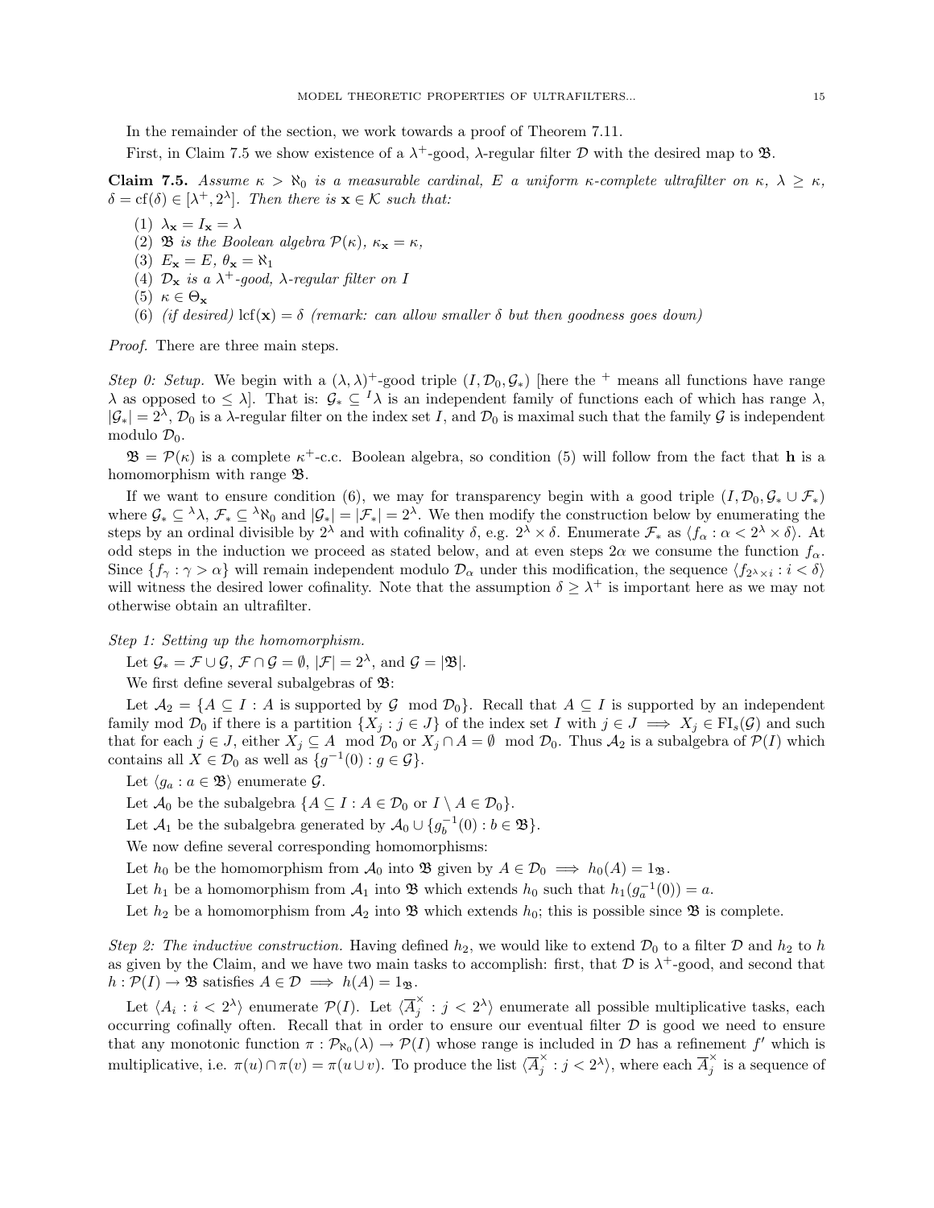In the remainder of the section, we work towards a proof of Theorem 7.11.

First, in Claim 7.5 we show existence of a $\lambda^+$-good, $\lambda$-regular filter $\mathcal{D}$ with the desired map to $\mathfrak{B}$.

**Claim 7.5.** *Assume $\kappa > \aleph_0$ is a measurable cardinal, $E$ a uniform $\kappa$-complete ultrafilter on $\kappa$, $\lambda \geq \kappa$, $\delta = \mathrm{cf}(\delta) \in [\lambda^+, 2^\lambda]$. Then there is $\mathbf{x} \in \mathcal{K}$ such that:*

1. $\lambda_{\mathbf{x}} = I_{\mathbf{x}} = \lambda$
2. $\mathfrak{B}$ *is the Boolean algebra* $\mathcal{P}(\kappa)$, $\kappa_{\mathbf{x}} = \kappa$,
3. $E_{\mathbf{x}} = E$, $\theta_{\mathbf{x}} = \aleph_1$
4. $\mathcal{D}_{\mathbf{x}}$ *is a* $\lambda^+$*-good,* $\lambda$*-regular filter on* $I$
5. $\kappa \in \Theta_{\mathbf{x}}$
6. *(if desired)* $\mathrm{lcf}(\mathbf{x}) = \delta$ *(remark: can allow smaller* $\delta$ *but then goodness goes down)*

*Proof.* There are three main steps.

*Step 0: Setup.* We begin with a $(\lambda, \lambda)^+$-good triple $(I, \mathcal{D}_0, \mathcal{G}_*)$ [here the $^+$ means all functions have range $\lambda$ as opposed to $\leq \lambda$]. That is: $\mathcal{G}_* \subseteq {}^I\lambda$ is an independent family of functions each of which has range $\lambda$, $|\mathcal{G}_*| = 2^\lambda$, $\mathcal{D}_0$ is a $\lambda$-regular filter on the index set $I$, and $\mathcal{D}_0$ is maximal such that the family $\mathcal{G}$ is independent modulo $\mathcal{D}_0$.

$\mathfrak{B} = \mathcal{P}(\kappa)$ is a complete $\kappa^+$-c.c. Boolean algebra, so condition (5) will follow from the fact that $\mathbf{h}$ is a homomorphism with range $\mathfrak{B}$.

If we want to ensure condition (6), we may for transparency begin with a good triple $(I, \mathcal{D}_0, \mathcal{G}_* \cup \mathcal{F}_*)$ where $\mathcal{G}_* \subseteq {}^\lambda\lambda$, $\mathcal{F}_* \subseteq {}^\lambda\aleph_0$ and $|\mathcal{G}_*| = |\mathcal{F}_*| = 2^\lambda$. We then modify the construction below by enumerating the steps by an ordinal divisible by $2^\lambda$ and with cofinality $\delta$, e.g. $2^\lambda \times \delta$. Enumerate $\mathcal{F}_*$ as $\langle f_\alpha : \alpha < 2^\lambda \times \delta \rangle$. At odd steps in the induction we proceed as stated below, and at even steps $2\alpha$ we consume the function $f_\alpha$. Since $\{f_\gamma : \gamma > \alpha\}$ will remain independent modulo $\mathcal{D}_\alpha$ under this modification, the sequence $\langle f_{2^\lambda \times i} : i < \delta \rangle$ will witness the desired lower cofinality. Note that the assumption $\delta \geq \lambda^+$ is important here as we may not otherwise obtain an ultrafilter.

*Step 1: Setting up the homomorphism.*

Let $\mathcal{G}_* = \mathcal{F} \cup \mathcal{G}$, $\mathcal{F} \cap \mathcal{G} = \emptyset$, $|\mathcal{F}| = 2^\lambda$, and $\mathcal{G} = |\mathfrak{B}|$.

We first define several subalgebras of $\mathfrak{B}$:

Let $\mathcal{A}_2 = \{A \subseteq I : A$ is supported by $\mathcal{G} \mod \mathcal{D}_0\}$. Recall that $A \subseteq I$ is supported by an independent family mod $\mathcal{D}_0$ if there is a partition $\{X_j : j \in J\}$ of the index set $I$ with $j \in J \implies X_j \in \mathrm{FI}_s(\mathcal{G})$ and such that for each $j \in J$, either $X_j \subseteq A \mod \mathcal{D}_0$ or $X_j \cap A = \emptyset \mod \mathcal{D}_0$. Thus $\mathcal{A}_2$ is a subalgebra of $\mathcal{P}(I)$ which contains all $X \in \mathcal{D}_0$ as well as $\{g^{-1}(0) : g \in \mathcal{G}\}$.

Let $\langle g_a : a \in \mathfrak{B} \rangle$ enumerate $\mathcal{G}$.

Let $\mathcal{A}_0$ be the subalgebra $\{A \subseteq I : A \in \mathcal{D}_0$ or $I \setminus A \in \mathcal{D}_0\}$.

Let $\mathcal{A}_1$ be the subalgebra generated by $\mathcal{A}_0 \cup \{g_b^{-1}(0) : b \in \mathfrak{B}\}$.

We now define several corresponding homomorphisms:

Let $h_0$ be the homomorphism from $\mathcal{A}_0$ into $\mathfrak{B}$ given by $A \in \mathcal{D}_0 \implies h_0(A) = 1_{\mathfrak{B}}$.

Let $h_1$ be a homomorphism from $\mathcal{A}_1$ into $\mathfrak{B}$ which extends $h_0$ such that $h_1(g_a^{-1}(0)) = a$.

Let $h_2$ be a homomorphism from $\mathcal{A}_2$ into $\mathfrak{B}$ which extends $h_0$; this is possible since $\mathfrak{B}$ is complete.

*Step 2: The inductive construction.* Having defined $h_2$, we would like to extend $\mathcal{D}_0$ to a filter $\mathcal{D}$ and $h_2$ to $h$ as given by the Claim, and we have two main tasks to accomplish: first, that $\mathcal{D}$ is $\lambda^+$-good, and second that $h : \mathcal{P}(I) \to \mathfrak{B}$ satisfies $A \in \mathcal{D} \implies h(A) = 1_{\mathfrak{B}}$.

Let $\langle A_i : i < 2^\lambda \rangle$ enumerate $\mathcal{P}(I)$. Let $\langle \overline{A}^\times_j : j < 2^\lambda \rangle$ enumerate all possible multiplicative tasks, each occurring cofinally often. Recall that in order to ensure our eventual filter $\mathcal{D}$ is good we need to ensure that any monotonic function $\pi : \mathcal{P}_{\aleph_0}(\lambda) \to \mathcal{P}(I)$ whose range is included in $\mathcal{D}$ has a refinement $f'$ which is multiplicative, i.e. $\pi(u) \cap \pi(v) = \pi(u \cup v)$. To produce the list $\langle \overline{A}^\times_j : j < 2^\lambda \rangle$, where each $\overline{A}^\times_j$ is a sequence of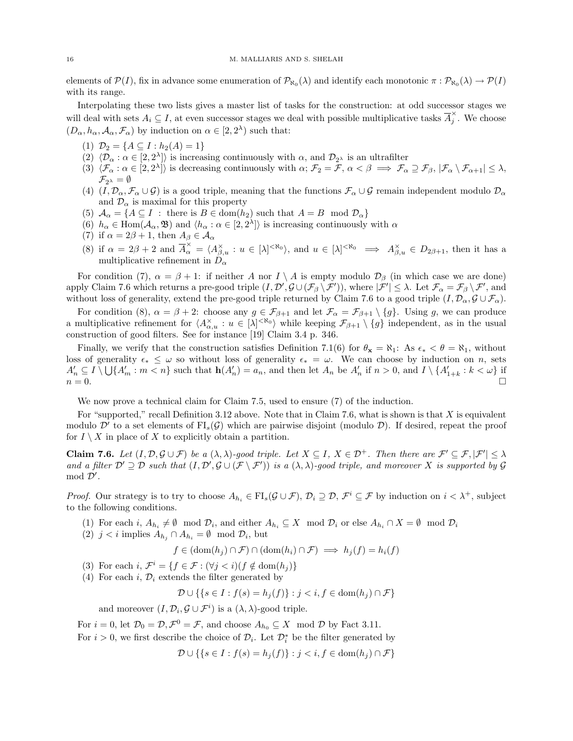elements of $\mathcal{P}(I)$, fix in advance some enumeration of $\mathcal{P}_{\aleph_0}(\lambda)$ and identify each monotonic $\pi : \mathcal{P}_{\aleph_0}(\lambda) \to \mathcal{P}(I)$ with its range.

Interpolating these two lists gives a master list of tasks for the construction: at odd successor stages we will deal with sets $A_i \subseteq I$, at even successor stages we deal with possible multiplicative tasks $\overline{A}^{\times}_j$. We choose $(D_\alpha, h_\alpha, \mathcal{A}_\alpha, \mathcal{F}_\alpha)$ by induction on $\alpha \in [2, 2^\lambda)$ such that:

1. $\mathcal{D}_2 = \{A \subseteq I : h_2(A) = 1\}$
2. $\langle \mathcal{D}_\alpha : \alpha \in [2, 2^\lambda] \rangle$ is increasing continuously with $\alpha$, and $\mathcal{D}_{2^\lambda}$ is an ultrafilter
3. $\langle \mathcal{F}_\alpha : \alpha \in [2, 2^\lambda] \rangle$ is decreasing continuously with $\alpha$; $\mathcal{F}_2 = \mathcal{F}$, $\alpha < \beta \implies \mathcal{F}_\alpha \supseteq \mathcal{F}_\beta$, $|\mathcal{F}_\alpha \setminus \mathcal{F}_{\alpha+1}| \leq \lambda$, $\mathcal{F}_{2^\lambda} = \emptyset$
4. $(I, \mathcal{D}_\alpha, \mathcal{F}_\alpha \cup \mathcal{G})$ is a good triple, meaning that the functions $\mathcal{F}_\alpha \cup \mathcal{G}$ remain independent modulo $\mathcal{D}_\alpha$ and $\mathcal{D}_\alpha$ is maximal for this property
5. $\mathcal{A}_\alpha = \{A \subseteq I \ :$ there is $B \in \operatorname{dom}(h_2)$ such that $A = B \mod \mathcal{D}_\alpha\}$
6. $h_\alpha \in \operatorname{Hom}(\mathcal{A}_\alpha, \mathfrak{B})$ and $\langle h_\alpha : \alpha \in [2, 2^\lambda] \rangle$ is increasing continuously with $\alpha$
7. if $\alpha = 2\beta + 1$, then $A_\beta \in \mathcal{A}_\alpha$
8. if $\alpha = 2\beta + 2$ and $\overline{A}^{\times}_\alpha = \langle A^{\times}_{\beta,u} : u \in [\lambda]^{<\aleph_0} \rangle$, and $u \in [\lambda]^{<\aleph_0} \implies A^{\times}_{\beta,u} \in D_{2\beta+1}$, then it has a multiplicative refinement in $D_\alpha$

For condition (7), $\alpha = \beta + 1$: if neither $A$ nor $I \setminus A$ is empty modulo $\mathcal{D}_\beta$ (in which case we are done) apply Claim 7.6 which returns a pre-good triple $(I, \mathcal{D}', \mathcal{G} \cup (\mathcal{F}_\beta \setminus \mathcal{F}'))$, where $|\mathcal{F}'| \leq \lambda$. Let $\mathcal{F}_\alpha = \mathcal{F}_\beta \setminus \mathcal{F}'$, and without loss of generality, extend the pre-good triple returned by Claim 7.6 to a good triple $(I, \mathcal{D}_\alpha, \mathcal{G} \cup \mathcal{F}_\alpha)$.

For condition (8), $\alpha = \beta + 2$: choose any $g \in \mathcal{F}_{\beta+1}$ and let $\mathcal{F}_\alpha = \mathcal{F}_{\beta+1} \setminus \{g\}$. Using $g$, we can produce a multiplicative refinement for $\langle A^{\times}_{\alpha,u} : u \in [\lambda]^{<\aleph_0} \rangle$ while keeping $\mathcal{F}_{\beta+1} \setminus \{g\}$ independent, as in the usual construction of good filters. See for instance [19] Claim 3.4 p. 346.

Finally, we verify that the construction satisfies Definition 7.1(6) for $\theta_{\mathbf{x}} = \aleph_1$: As $\epsilon_* < \theta = \aleph_1$, without loss of generality $\epsilon_* \leq \omega$ so without loss of generality $\epsilon_* = \omega$. We can choose by induction on $n$, sets $A'_n \subseteq I \setminus \bigcup \{A'_m : m < n\}$ such that $\mathbf{h}(A'_n) = a_n$, and then let $A_n$ be $A'_n$ if $n > 0$, and $I \setminus \{A'_{1+k} : k < \omega\}$ if $n = 0$. $\square$

We now prove a technical claim for Claim 7.5, used to ensure (7) of the induction.

For "supported," recall Definition 3.12 above. Note that in Claim 7.6, what is shown is that $X$ is equivalent modulo $\mathcal{D}'$ to a set elements of $\operatorname{FI}_s(\mathcal{G})$ which are pairwise disjoint (modulo $\mathcal{D}$). If desired, repeat the proof for $I \setminus X$ in place of $X$ to explicitly obtain a partition.

**Claim 7.6.** *Let $(I, \mathcal{D}, \mathcal{G} \cup \mathcal{F})$ be a $(\lambda, \lambda)$-good triple. Let $X \subseteq I$, $X \in \mathcal{D}^+$. Then there are $\mathcal{F}' \subseteq \mathcal{F}, |\mathcal{F}'| \leq \lambda$ and a filter $\mathcal{D}' \supseteq \mathcal{D}$ such that $(I, \mathcal{D}', \mathcal{G} \cup (\mathcal{F} \setminus \mathcal{F}'))$ is a $(\lambda, \lambda)$-good triple, and moreover $X$ is supported by $\mathcal{G}$ $\mod \mathcal{D}'$.*

*Proof.* Our strategy is to try to choose $A_{h_i} \in \operatorname{FI}_s(\mathcal{G} \cup \mathcal{F})$, $\mathcal{D}_i \supseteq \mathcal{D}$, $\mathcal{F}^i \subseteq \mathcal{F}$ by induction on $i < \lambda^+$, subject to the following conditions.

1. For each $i$, $A_{h_i} \neq \emptyset \mod \mathcal{D}_i$, and either $A_{h_i} \subseteq X \mod \mathcal{D}_i$ or else $A_{h_i} \cap X = \emptyset \mod \mathcal{D}_i$
2. $j < i$ implies $A_{h_j} \cap A_{h_i} = \emptyset \mod \mathcal{D}_i$, but
$$f \in (\operatorname{dom}(h_j) \cap \mathcal{F}) \cap (\operatorname{dom}(h_i) \cap \mathcal{F}) \implies h_j(f) = h_i(f)$$
3. For each $i$, $\mathcal{F}^i = \{f \in \mathcal{F} : (\forall j < i)(f \notin \operatorname{dom}(h_j)\}$
4. For each $i$, $\mathcal{D}_i$ extends the filter generated by
$$\mathcal{D} \cup \{\{s \in I : f(s) = h_j(f)\} : j < i, f \in \operatorname{dom}(h_j) \cap \mathcal{F}\}$$
and moreover $(I, \mathcal{D}_i, \mathcal{G} \cup \mathcal{F}^i)$ is a $(\lambda, \lambda)$-good triple.

For $i = 0$, let $\mathcal{D}_0 = \mathcal{D}, \mathcal{F}^0 = \mathcal{F}$, and choose $A_{h_0} \subseteq X \mod \mathcal{D}$ by Fact 3.11.

For $i > 0$, we first describe the choice of $\mathcal{D}_i$. Let $\mathcal{D}^*_i$ be the filter generated by
$$\mathcal{D} \cup \{\{s \in I : f(s) = h_j(f)\} : j < i, f \in \operatorname{dom}(h_j) \cap \mathcal{F}\}$$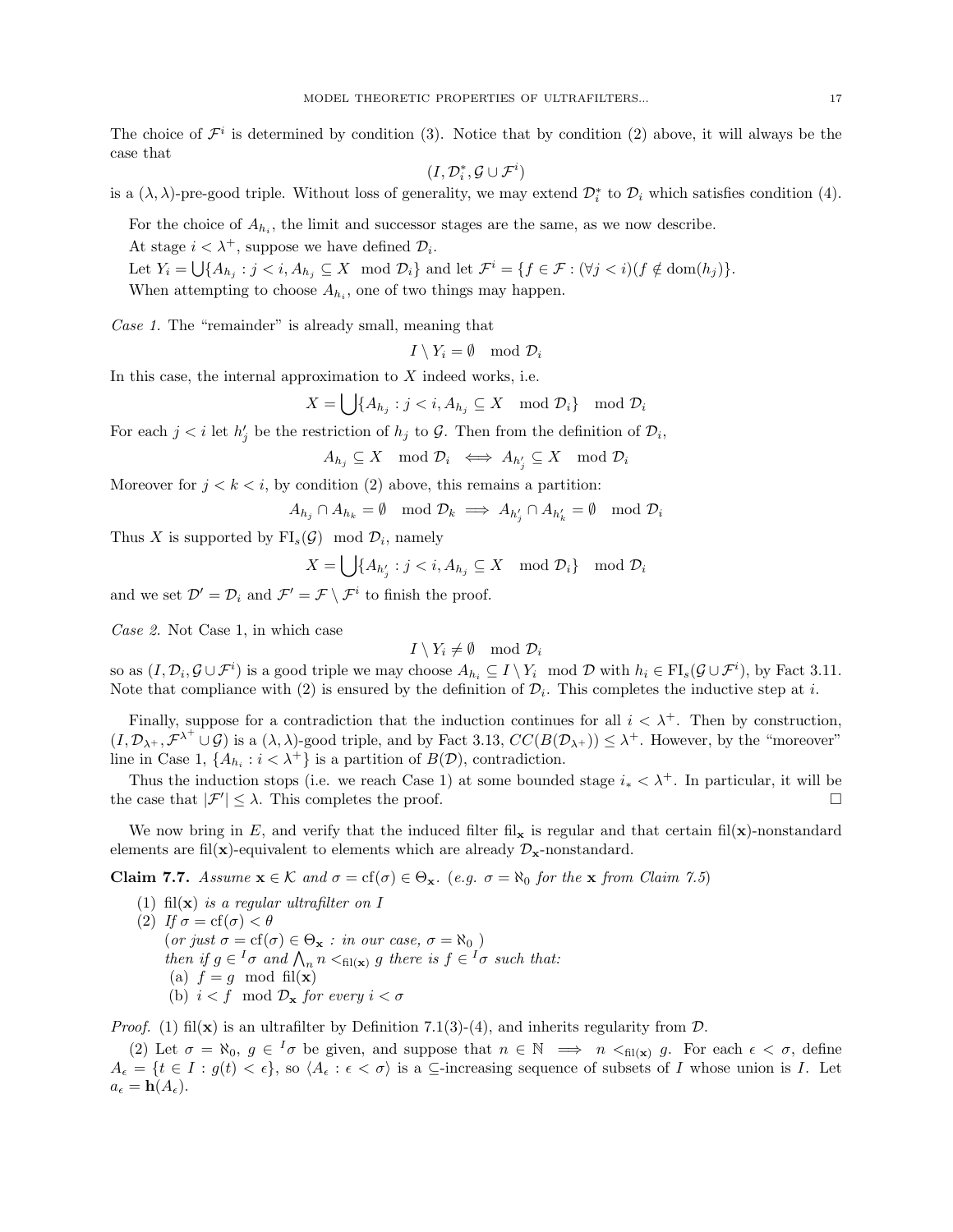The choice of $\mathcal{F}^i$ is determined by condition (3). Notice that by condition (2) above, it will always be the case that

$$(I, \mathcal{D}^*_i, \mathcal{G} \cup \mathcal{F}^i)$$

is a $(\lambda, \lambda)$-pre-good triple. Without loss of generality, we may extend $\mathcal{D}^*_i$ to $\mathcal{D}_i$ which satisfies condition (4).

For the choice of $A_{h_i}$, the limit and successor stages are the same, as we now describe.

At stage $i < \lambda^+$, suppose we have defined $\mathcal{D}_i$.

Let $Y_i = \bigcup\{A_{h_j} : j < i, A_{h_j} \subseteq X \mod \mathcal{D}_i\}$ and let $\mathcal{F}^i = \{f \in \mathcal{F} : (\forall j < i)(f \notin \operatorname{dom}(h_j)\}$.

When attempting to choose $A_{h_i}$, one of two things may happen.

*Case 1.* The "remainder" is already small, meaning that

$$I \setminus Y_i = \emptyset \mod \mathcal{D}_i$$

In this case, the internal approximation to $X$ indeed works, i.e.

$$X = \bigcup\{A_{h_j} : j < i, A_{h_j} \subseteq X \mod \mathcal{D}_i\} \mod \mathcal{D}_i$$

For each $j < i$ let $h'_j$ be the restriction of $h_j$ to $\mathcal{G}$. Then from the definition of $\mathcal{D}_i$,

$$A_{h_j} \subseteq X \mod \mathcal{D}_i \iff A_{h'_j} \subseteq X \mod \mathcal{D}_i$$

Moreover for $j < k < i$, by condition (2) above, this remains a partition:

$$A_{h_j} \cap A_{h_k} = \emptyset \mod \mathcal{D}_k \implies A_{h'_j} \cap A_{h'_k} = \emptyset \mod \mathcal{D}_i$$

Thus $X$ is supported by $\mathrm{FI}_s(\mathcal{G}) \mod \mathcal{D}_i$, namely

$$X = \bigcup\{A_{h'_j} : j < i, A_{h_j} \subseteq X \mod \mathcal{D}_i\} \mod \mathcal{D}_i$$

and we set $\mathcal{D}' = \mathcal{D}_i$ and $\mathcal{F}' = \mathcal{F} \setminus \mathcal{F}^i$ to finish the proof.

*Case 2.* Not Case 1, in which case

$$I \setminus Y_i \neq \emptyset \mod \mathcal{D}_i$$

so as $(I, \mathcal{D}_i, \mathcal{G} \cup \mathcal{F}^i)$ is a good triple we may choose $A_{h_i} \subseteq I \setminus Y_i \mod \mathcal{D}$ with $h_i \in \mathrm{FI}_s(\mathcal{G} \cup \mathcal{F}^i)$, by Fact 3.11. Note that compliance with (2) is ensured by the definition of $\mathcal{D}_i$. This completes the inductive step at $i$.

Finally, suppose for a contradiction that the induction continues for all $i < \lambda^+$. Then by construction, $(I, \mathcal{D}_{\lambda^+}, \mathcal{F}^{\lambda^+} \cup \mathcal{G})$ is a $(\lambda, \lambda)$-good triple, and by Fact 3.13, $CC(B(\mathcal{D}_{\lambda^+})) \leq \lambda^+$. However, by the "moreover" line in Case 1, $\{A_{h_i} : i < \lambda^+\}$ is a partition of $B(\mathcal{D})$, contradiction.

Thus the induction stops (i.e. we reach Case 1) at some bounded stage $i_* < \lambda^+$. In particular, it will be the case that $|\mathcal{F}'| \leq \lambda$. This completes the proof. $\square$

We now bring in $E$, and verify that the induced filter $\mathrm{fil}_{\mathbf{x}}$ is regular and that certain $\mathrm{fil}(\mathbf{x})$-nonstandard elements are $\mathrm{fil}(\mathbf{x})$-equivalent to elements which are already $\mathcal{D}_{\mathbf{x}}$-nonstandard.

**Claim 7.7.** *Assume $\mathbf{x} \in \mathcal{K}$ and $\sigma = \mathrm{cf}(\sigma) \in \Theta_{\mathbf{x}}$. (e.g. $\sigma = \aleph_0$ for the $\mathbf{x}$ from Claim 7.5)*

1. *$\mathrm{fil}(\mathbf{x})$ is a regular ultrafilter on $I$*
2. *If $\sigma = \mathrm{cf}(\sigma) < \theta$*
   *(or just $\sigma = \mathrm{cf}(\sigma) \in \Theta_{\mathbf{x}}$ : in our case, $\sigma = \aleph_0$ )*
   *then if $g \in {}^I\sigma$ and $\bigwedge_n n <_{\mathrm{fil}(\mathbf{x})} g$ there is $f \in {}^I\sigma$ such that:*
   (a) *$f = g \mod \mathrm{fil}(\mathbf{x})$*
   (b) *$i < f \mod \mathcal{D}_{\mathbf{x}}$ for every $i < \sigma$*

*Proof.* (1) $\mathrm{fil}(\mathbf{x})$ is an ultrafilter by Definition 7.1(3)-(4), and inherits regularity from $\mathcal{D}$.

(2) Let $\sigma = \aleph_0$, $g \in {}^I\sigma$ be given, and suppose that $n \in \mathbb{N} \implies n <_{\mathrm{fil}(\mathbf{x})} g$. For each $\epsilon < \sigma$, define $A_\epsilon = \{t \in I : g(t) < \epsilon\}$, so $\langle A_\epsilon : \epsilon < \sigma\rangle$ is a $\subseteq$-increasing sequence of subsets of $I$ whose union is $I$. Let $a_\epsilon = \mathbf{h}(A_\epsilon)$.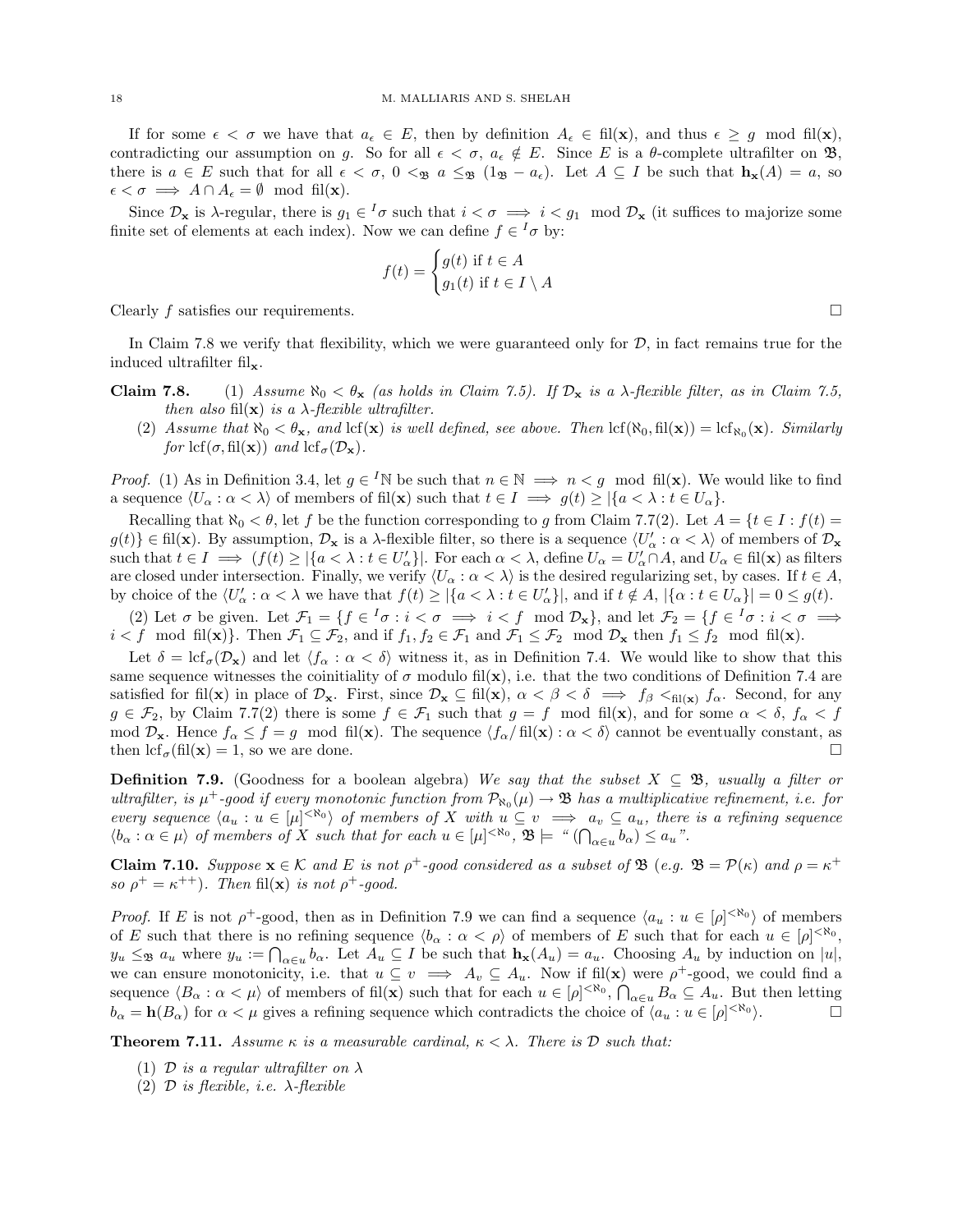If for some $\epsilon < \sigma$ we have that $a_\epsilon \in E$, then by definition $A_\epsilon \in \mathrm{fil}(\mathbf{x})$, and thus $\epsilon \geq g \mod \mathrm{fil}(\mathbf{x})$, contradicting our assumption on $g$. So for all $\epsilon < \sigma$, $a_\epsilon \notin E$. Since $E$ is a $\theta$-complete ultrafilter on $\mathfrak{B}$, there is $a \in E$ such that for all $\epsilon < \sigma$, $0 <_{\mathfrak{B}} a \leq_{\mathfrak{B}} (1_{\mathfrak{B}} - a_\epsilon)$. Let $A \subseteq I$ be such that $\mathbf{h}_{\mathbf{x}}(A) = a$, so $\epsilon < \sigma \implies A \cap A_\epsilon = \emptyset \mod \mathrm{fil}(\mathbf{x})$.

Since $\mathcal{D}_{\mathbf{x}}$ is $\lambda$-regular, there is $g_1 \in {}^I\sigma$ such that $i < \sigma \implies i < g_1 \mod \mathcal{D}_{\mathbf{x}}$ (it suffices to majorize some finite set of elements at each index). Now we can define $f \in {}^I\sigma$ by:

$$f(t) = \begin{cases} g(t) \text{ if } t \in A \\ g_1(t) \text{ if } t \in I \setminus A \end{cases}$$

Clearly $f$ satisfies our requirements. $\square$

In Claim 7.8 we verify that flexibility, which we were guaranteed only for $\mathcal{D}$, in fact remains true for the induced ultrafilter $\mathrm{fil}_{\mathbf{x}}$.

**Claim 7.8.** (1) *Assume $\aleph_0 < \theta_{\mathbf{x}}$ (as holds in Claim 7.5). If $\mathcal{D}_{\mathbf{x}}$ is a $\lambda$-flexible filter, as in Claim 7.5, then also $\mathrm{fil}(\mathbf{x})$ is a $\lambda$-flexible ultrafilter.*

(2) *Assume that $\aleph_0 < \theta_{\mathbf{x}}$, and $\mathrm{lcf}(\mathbf{x})$ is well defined, see above. Then $\mathrm{lcf}(\aleph_0, \mathrm{fil}(\mathbf{x})) = \mathrm{lcf}_{\aleph_0}(\mathbf{x})$. Similarly for $\mathrm{lcf}(\sigma, \mathrm{fil}(\mathbf{x}))$ and $\mathrm{lcf}_\sigma(\mathcal{D}_{\mathbf{x}})$.*

*Proof.* (1) As in Definition 3.4, let $g \in {}^I\mathbb{N}$ be such that $n \in \mathbb{N} \implies n < g \mod \mathrm{fil}(\mathbf{x})$. We would like to find a sequence $\langle U_\alpha : \alpha < \lambda \rangle$ of members of $\mathrm{fil}(\mathbf{x})$ such that $t \in I \implies g(t) \geq |\{a < \lambda : t \in U_\alpha\}|$.

Recalling that $\aleph_0 < \theta$, let $f$ be the function corresponding to $g$ from Claim 7.7(2). Let $A = \{t \in I : f(t) = g(t)\} \in \mathrm{fil}(\mathbf{x})$. By assumption, $\mathcal{D}_{\mathbf{x}}$ is a $\lambda$-flexible filter, so there is a sequence $\langle U'_\alpha : \alpha < \lambda \rangle$ of members of $\mathcal{D}_{\mathbf{x}}$ such that $t \in I \implies (f(t) \geq |\{a < \lambda : t \in U'_\alpha\}|$. For each $\alpha < \lambda$, define $U_\alpha = U'_\alpha \cap A$, and $U_\alpha \in \mathrm{fil}(\mathbf{x})$ as filters are closed under intersection. Finally, we verify $\langle U_\alpha : \alpha < \lambda \rangle$ is the desired regularizing set, by cases. If $t \in A$, by choice of the $\langle U'_\alpha : \alpha < \lambda$ we have that $f(t) \geq |\{a < \lambda : t \in U'_\alpha\}|$, and if $t \notin A$, $|\{\alpha : t \in U_\alpha\}| = 0 \leq g(t)$.

(2) Let $\sigma$ be given. Let $\mathcal{F}_1 = \{f \in {}^I\sigma : i < \sigma \implies i < f \mod \mathcal{D}_{\mathbf{x}}\}$, and let $\mathcal{F}_2 = \{f \in {}^I\sigma : i < \sigma \implies i < f \mod \mathrm{fil}(\mathbf{x})\}$. Then $\mathcal{F}_1 \subseteq \mathcal{F}_2$, and if $f_1, f_2 \in \mathcal{F}_1$ and $\mathcal{F}_1 \leq \mathcal{F}_2 \mod \mathcal{D}_{\mathbf{x}}$ then $f_1 \leq f_2 \mod \mathrm{fil}(\mathbf{x})$.

Let $\delta = \mathrm{lcf}_\sigma(\mathcal{D}_{\mathbf{x}})$ and let $\langle f_\alpha : \alpha < \delta \rangle$ witness it, as in Definition 7.4. We would like to show that this same sequence witnesses the coinitiality of $\sigma$ modulo $\mathrm{fil}(\mathbf{x})$, i.e. that the two conditions of Definition 7.4 are satisfied for $\mathrm{fil}(\mathbf{x})$ in place of $\mathcal{D}_{\mathbf{x}}$. First, since $\mathcal{D}_{\mathbf{x}} \subseteq \mathrm{fil}(\mathbf{x})$, $\alpha < \beta < \delta \implies f_\beta <_{\mathrm{fil}(\mathbf{x})} f_\alpha$. Second, for any $g \in \mathcal{F}_2$, by Claim 7.7(2) there is some $f \in \mathcal{F}_1$ such that $g = f \mod \mathrm{fil}(\mathbf{x})$, and for some $\alpha < \delta$, $f_\alpha < f \mod \mathcal{D}_{\mathbf{x}}$. Hence $f_\alpha \leq f = g \mod \mathrm{fil}(\mathbf{x})$. The sequence $\langle f_\alpha / \mathrm{fil}(\mathbf{x}) : \alpha < \delta \rangle$ cannot be eventually constant, as then $\mathrm{lcf}_\sigma(\mathrm{fil}(\mathbf{x}) = 1$, so we are done. $\square$

**Definition 7.9.** (Goodness for a boolean algebra) *We say that the subset $X \subseteq \mathfrak{B}$, usually a filter or ultrafilter, is $\mu^+$-good if every monotonic function from $\mathcal{P}_{\aleph_0}(\mu) \to \mathfrak{B}$ has a multiplicative refinement, i.e. for every sequence $\langle a_u : u \in [\mu]^{<\aleph_0} \rangle$ of members of $X$ with $u \subseteq v \implies a_v \subseteq a_u$, there is a refining sequence $\langle b_\alpha : \alpha \in \mu \rangle$ of members of $X$ such that for each $u \in [\mu]^{<\aleph_0}$, $\mathfrak{B} \models$ "$(\bigcap_{\alpha \in u} b_\alpha) \leq a_u$".*

**Claim 7.10.** *Suppose $\mathbf{x} \in \mathcal{K}$ and $E$ is not $\rho^+$-good considered as a subset of $\mathfrak{B}$ (e.g. $\mathfrak{B} = \mathcal{P}(\kappa)$ and $\rho = \kappa^+$ so $\rho^+ = \kappa^{++}$). Then $\mathrm{fil}(\mathbf{x})$ is not $\rho^+$-good.*

*Proof.* If $E$ is not $\rho^+$-good, then as in Definition 7.9 we can find a sequence $\langle a_u : u \in [\rho]^{<\aleph_0} \rangle$ of members of $E$ such that there is no refining sequence $\langle b_\alpha : \alpha < \rho \rangle$ of members of $E$ such that for each $u \in [\rho]^{<\aleph_0}$, $y_u \leq_{\mathfrak{B}} a_u$ where $y_u := \bigcap_{\alpha \in u} b_\alpha$. Let $A_u \subseteq I$ be such that $\mathbf{h}_{\mathbf{x}}(A_u) = a_u$. Choosing $A_u$ by induction on $|u|$, we can ensure monotonicity, i.e. that $u \subseteq v \implies A_v \subseteq A_u$. Now if $\mathrm{fil}(\mathbf{x})$ were $\rho^+$-good, we could find a sequence $\langle B_\alpha : \alpha < \mu \rangle$ of members of $\mathrm{fil}(\mathbf{x})$ such that for each $u \in [\rho]^{<\aleph_0}$, $\bigcap_{\alpha \in u} B_\alpha \subseteq A_u$. But then letting $b_\alpha = \mathbf{h}(B_\alpha)$ for $\alpha < \mu$ gives a refining sequence which contradicts the choice of $\langle a_u : u \in [\rho]^{<\aleph_0} \rangle$. $\square$

**Theorem 7.11.** *Assume $\kappa$ is a measurable cardinal, $\kappa < \lambda$. There is $\mathcal{D}$ such that:*

1. *$\mathcal{D}$ is a regular ultrafilter on $\lambda$*
2. *$\mathcal{D}$ is flexible, i.e. $\lambda$-flexible*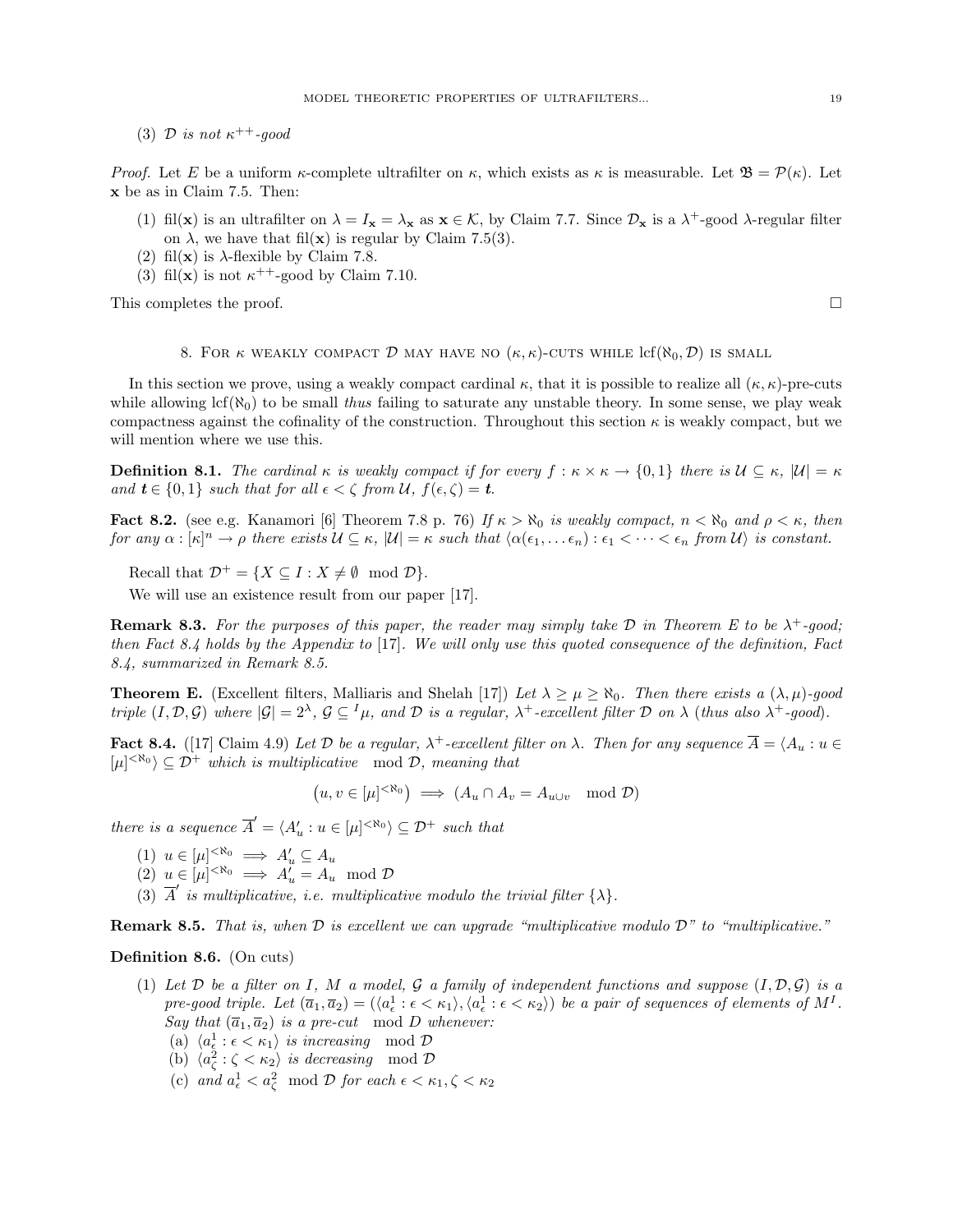(3) $\mathcal{D}$ *is not* $\kappa^{++}$*-good*

*Proof.* Let $E$ be a uniform $\kappa$-complete ultrafilter on $\kappa$, which exists as $\kappa$ is measurable. Let $\mathfrak{B} = \mathcal{P}(\kappa)$. Let $\mathbf{x}$ be as in Claim 7.5. Then:

1. $\mathrm{fil}(\mathbf{x})$ is an ultrafilter on $\lambda = I_{\mathbf{x}} = \lambda_{\mathbf{x}}$ as $\mathbf{x} \in \mathcal{K}$, by Claim 7.7. Since $\mathcal{D}_{\mathbf{x}}$ is a $\lambda^+$-good $\lambda$-regular filter on $\lambda$, we have that $\mathrm{fil}(\mathbf{x})$ is regular by Claim 7.5(3).
2. $\mathrm{fil}(\mathbf{x})$ is $\lambda$-flexible by Claim 7.8.
3. $\mathrm{fil}(\mathbf{x})$ is not $\kappa^{++}$-good by Claim 7.10.

This completes the proof. □

## 8. For $\kappa$ weakly compact $\mathcal{D}$ may have no $(\kappa, \kappa)$-cuts while $\mathrm{lcf}(\aleph_0, \mathcal{D})$ is small

In this section we prove, using a weakly compact cardinal $\kappa$, that it is possible to realize all $(\kappa, \kappa)$-pre-cuts while allowing $\mathrm{lcf}(\aleph_0)$ to be small *thus* failing to saturate any unstable theory. In some sense, we play weak compactness against the cofinality of the construction. Throughout this section $\kappa$ is weakly compact, but we will mention where we use this.

**Definition 8.1.** *The cardinal $\kappa$ is weakly compact if for every $f : \kappa \times \kappa \rightarrow \{0, 1\}$ there is $\mathcal{U} \subseteq \kappa$, $|\mathcal{U}| = \kappa$ and $\boldsymbol{t} \in \{0, 1\}$ such that for all $\epsilon < \zeta$ from $\mathcal{U}$, $f(\epsilon, \zeta) = \boldsymbol{t}$.*

**Fact 8.2.** (see e.g. Kanamori [6] Theorem 7.8 p. 76) *If $\kappa > \aleph_0$ is weakly compact, $n < \aleph_0$ and $\rho < \kappa$, then for any $\alpha : [\kappa]^n \rightarrow \rho$ there exists $\mathcal{U} \subseteq \kappa$, $|\mathcal{U}| = \kappa$ such that $\langle \alpha(\epsilon_1, \dots \epsilon_n) : \epsilon_1 < \cdots < \epsilon_n \text{ from } \mathcal{U} \rangle$ is constant.*

Recall that $\mathcal{D}^+ = \{X \subseteq I : X \neq \emptyset \mod \mathcal{D}\}$.

We will use an existence result from our paper [17].

**Remark 8.3.** *For the purposes of this paper, the reader may simply take $\mathcal{D}$ in Theorem E to be $\lambda^+$-good; then Fact 8.4 holds by the Appendix to* [17]. *We will only use this quoted consequence of the definition, Fact 8.4, summarized in Remark 8.5.*

**Theorem E.** (Excellent filters, Malliaris and Shelah [17]) *Let $\lambda \geq \mu \geq \aleph_0$. Then there exists a $(\lambda, \mu)$-good triple $(I, \mathcal{D}, \mathcal{G})$ where $|\mathcal{G}| = 2^\lambda$, $\mathcal{G} \subseteq {}^I\mu$, and $\mathcal{D}$ is a regular, $\lambda^+$-excellent filter $\mathcal{D}$ on $\lambda$ (thus also $\lambda^+$-good).*

**Fact 8.4.** ([17] Claim 4.9) *Let $\mathcal{D}$ be a regular, $\lambda^+$-excellent filter on $\lambda$. Then for any sequence $\overline{A} = \langle A_u : u \in [\mu]^{<\aleph_0} \rangle \subseteq \mathcal{D}^+$ which is multiplicative $\mod \mathcal{D}$, meaning that*

$$\left(u, v \in [\mu]^{<\aleph_0}\right) \implies (A_u \cap A_v = A_{u \cup v} \mod \mathcal{D})$$

*there is a sequence $\overline{A}' = \langle A'_u : u \in [\mu]^{<\aleph_0} \rangle \subseteq \mathcal{D}^+$ such that*

1. $u \in [\mu]^{<\aleph_0} \implies A'_u \subseteq A_u$
2. $u \in [\mu]^{<\aleph_0} \implies A'_u = A_u \mod \mathcal{D}$
3. $\overline{A}'$ *is multiplicative, i.e. multiplicative modulo the trivial filter $\{\lambda\}$.*

**Remark 8.5.** *That is, when $\mathcal{D}$ is excellent we can upgrade "multiplicative modulo $\mathcal{D}$" to "multiplicative."*

**Definition 8.6.** (On cuts)

1. *Let $\mathcal{D}$ be a filter on $I$, $M$ a model, $\mathcal{G}$ a family of independent functions and suppose $(I, \mathcal{D}, \mathcal{G})$ is a pre-good triple. Let $(\overline{a}_1, \overline{a}_2) = (\langle a^1_\epsilon : \epsilon < \kappa_1 \rangle, \langle a^1_\epsilon : \epsilon < \kappa_2 \rangle)$ be a pair of sequences of elements of $M^I$. Say that $(\overline{a}_1, \overline{a}_2)$ is a pre-cut $\mod D$ whenever:*
   (a) *$\langle a^1_\epsilon : \epsilon < \kappa_1 \rangle$ is increasing $\mod \mathcal{D}$*
   (b) *$\langle a^2_\zeta : \zeta < \kappa_2 \rangle$ is decreasing $\mod \mathcal{D}$*
   (c) *and $a^1_\epsilon < a^2_\zeta \mod \mathcal{D}$ for each $\epsilon < \kappa_1, \zeta < \kappa_2$*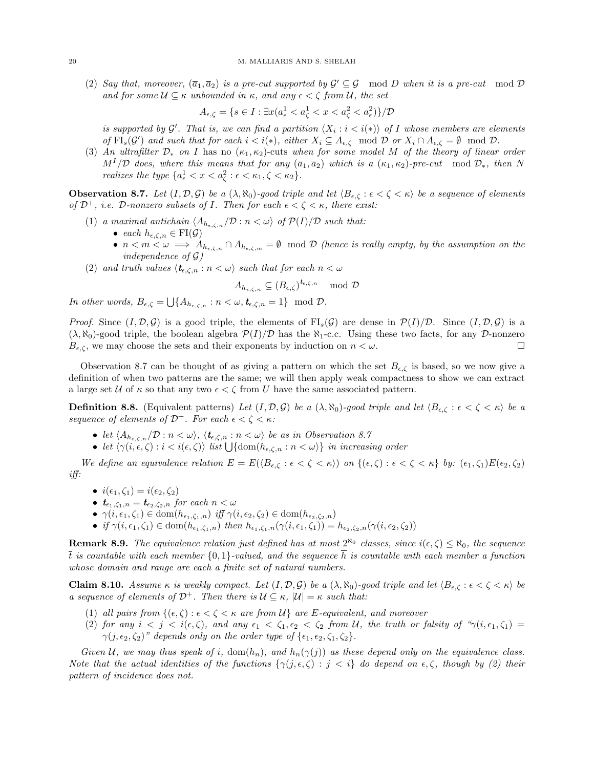(2) *Say that, moreover, $(\overline{a}_1, \overline{a}_2)$ is a pre-cut supported by $\mathcal{G}' \subseteq \mathcal{G} \mod D$ when it is a pre-cut $\mod \mathcal{D}$ and for some $\mathcal{U} \subseteq \kappa$ unbounded in $\kappa$, and any $\epsilon < \zeta$ from $\mathcal{U}$, the set*

$$A_{\epsilon,\zeta} = \{s \in I : \exists x(a^1_\epsilon < a^1_\zeta < x < a^2_\zeta < a^2_\epsilon)\}/\mathcal{D}$$

*is supported by $\mathcal{G}'$. That is, we can find a partition $\langle X_i : i < i(*)\rangle$ of $I$ whose members are elements of $\mathrm{FI}_s(\mathcal{G}')$ and such that for each $i < i(*)$, either $X_i \subseteq A_{\epsilon,\zeta} \mod \mathcal{D}$ or $X_i \cap A_{\epsilon,\zeta} = \emptyset \mod \mathcal{D}$.*

(3) *An ultrafilter $\mathcal{D}_*$ on $I$ has no $(\kappa_1, \kappa_2)$-cuts when for some model $M$ of the theory of linear order $M^I/\mathcal{D}$ does, where this means that for any $(\overline{a}_1, \overline{a}_2)$ which is a $(\kappa_1, \kappa_2)$-pre-cut $\mod \mathcal{D}_*$, then $N$ realizes the type $\{a^1_\epsilon < x < a^2_\zeta : \epsilon < \kappa_1, \zeta < \kappa_2\}$.*

**Observation 8.7.** *Let $(I, \mathcal{D}, \mathcal{G})$ be a $(\lambda, \aleph_0)$-good triple and let $\langle B_{\epsilon,\zeta} : \epsilon < \zeta < \kappa\rangle$ be a sequence of elements of $\mathcal{D}^+$, i.e. $\mathcal{D}$-nonzero subsets of $I$. Then for each $\epsilon < \zeta < \kappa$, there exist:*

(1) *a maximal antichain $\langle A_{h_{\epsilon,\zeta,n}}/\mathcal{D} : n < \omega\rangle$ of $\mathcal{P}(I)/\mathcal{D}$ such that:*
   - *each $h_{\epsilon,\zeta,n} \in \mathrm{FI}(\mathcal{G})$*
   - *$n < m < \omega \implies A_{h_{\epsilon,\zeta,n}} \cap A_{h_{\epsilon,\zeta,m}} = \emptyset \mod \mathcal{D}$ (hence is really empty, by the assumption on the independence of $\mathcal{G}$)*

(2) *and truth values $\langle \mathbf{t}_{\epsilon,\zeta,n} : n < \omega\rangle$ such that for each $n < \omega$*

$$A_{h_{\epsilon,\zeta,n}} \subseteq (B_{\epsilon,\zeta})^{\mathbf{t}_{\epsilon,\zeta,n}} \mod \mathcal{D}$$

*In other words, $B_{\epsilon,\zeta} = \bigcup\{A_{h_{\epsilon,\zeta,n}} : n < \omega, \mathbf{t}_{\epsilon,\zeta,n} = 1\} \mod \mathcal{D}$.*

*Proof.* Since $(I, \mathcal{D}, \mathcal{G})$ is a good triple, the elements of $\mathrm{FI}_s(\mathcal{G})$ are dense in $\mathcal{P}(I)/\mathcal{D}$. Since $(I, \mathcal{D}, \mathcal{G})$ is a $(\lambda, \aleph_0)$-good triple, the boolean algebra $\mathcal{P}(I)/\mathcal{D}$ has the $\aleph_1$-c.c. Using these two facts, for any $\mathcal{D}$-nonzero $B_{\epsilon,\zeta}$, we may choose the sets and their exponents by induction on $n < \omega$. $\square$

Observation 8.7 can be thought of as giving a pattern on which the set $B_{\epsilon,\zeta}$ is based, so we now give a definition of when two patterns are the same; we will then apply weak compactness to show we can extract a large set $\mathcal{U}$ of $\kappa$ so that any two $\epsilon < \zeta$ from $U$ have the same associated pattern.

**Definition 8.8.** (Equivalent patterns) *Let $(I, \mathcal{D}, \mathcal{G})$ be a $(\lambda, \aleph_0)$-good triple and let $\langle B_{\epsilon,\zeta} : \epsilon < \zeta < \kappa\rangle$ be a sequence of elements of $\mathcal{D}^+$. For each $\epsilon < \zeta < \kappa$:*

- *let $\langle A_{h_{\epsilon,\zeta,n}}/\mathcal{D} : n < \omega\rangle$, $\langle \mathbf{t}_{\epsilon,\zeta,n} : n < \omega\rangle$ be as in Observation 8.7*
- *let $\langle \gamma(i, \epsilon, \zeta) : i < i(\epsilon, \zeta)\rangle$ list $\bigcup\{\mathrm{dom}(h_{\epsilon,\zeta,n} : n < \omega)\}$ in increasing order*

*We define an equivalence relation $E = E(\langle B_{\epsilon,\zeta} : \epsilon < \zeta < \kappa\rangle)$ on $\{(\epsilon, \zeta) : \epsilon < \zeta < \kappa\}$ by: $(\epsilon_1, \zeta_1)E(\epsilon_2, \zeta_2)$ iff:*

- *$i(\epsilon_1, \zeta_1) = i(\epsilon_2, \zeta_2)$*
- *$\mathbf{t}_{\epsilon_1,\zeta_1,n} = \mathbf{t}_{\epsilon_2,\zeta_2,n}$ for each $n < \omega$*
- *$\gamma(i, \epsilon_1, \zeta_1) \in \mathrm{dom}(h_{\epsilon_1,\zeta_1,n})$ iff $\gamma(i, \epsilon_2, \zeta_2) \in \mathrm{dom}(h_{\epsilon_2,\zeta_2,n})$*
- *if $\gamma(i, \epsilon_1, \zeta_1) \in \mathrm{dom}(h_{\epsilon_1,\zeta_1,n})$ then $h_{\epsilon_1,\zeta_1,n}(\gamma(i, \epsilon_1, \zeta_1)) = h_{\epsilon_2,\zeta_2,n}(\gamma(i, \epsilon_2, \zeta_2))$*

**Remark 8.9.** *The equivalence relation just defined has at most $2^{\aleph_0}$ classes, since $i(\epsilon, \zeta) \leq \aleph_0$, the sequence $\overline{t}$ is countable with each member $\{0, 1\}$-valued, and the sequence $\overline{h}$ is countable with each member a function whose domain and range are each a finite set of natural numbers.*

**Claim 8.10.** *Assume $\kappa$ is weakly compact. Let $(I, \mathcal{D}, \mathcal{G})$ be a $(\lambda, \aleph_0)$-good triple and let $\langle B_{\epsilon,\zeta} : \epsilon < \zeta < \kappa\rangle$ be a sequence of elements of $\mathcal{D}^+$. Then there is $\mathcal{U} \subseteq \kappa$, $|\mathcal{U}| = \kappa$ such that:*

(1) *all pairs from $\{(\epsilon, \zeta) : \epsilon < \zeta < \kappa$ are from $\mathcal{U}\}$ are $E$-equivalent, and moreover*

(2) *for any $i < j < i(\epsilon, \zeta)$, and any $\epsilon_1 < \zeta_1, \epsilon_2 < \zeta_2$ from $\mathcal{U}$, the truth or falsity of "$\gamma(i, \epsilon_1, \zeta_1) = \gamma(j, \epsilon_2, \zeta_2)$" depends only on the order type of $\{\epsilon_1, \epsilon_2, \zeta_1, \zeta_2\}$.*

*Given $\mathcal{U}$, we may thus speak of $i$, $\mathrm{dom}(h_n)$, and $h_n(\gamma(j))$ as these depend only on the equivalence class. Note that the actual identities of the functions $\{\gamma(j, \epsilon, \zeta) : j < i\}$ do depend on $\epsilon, \zeta$, though by (2) their pattern of incidence does not.*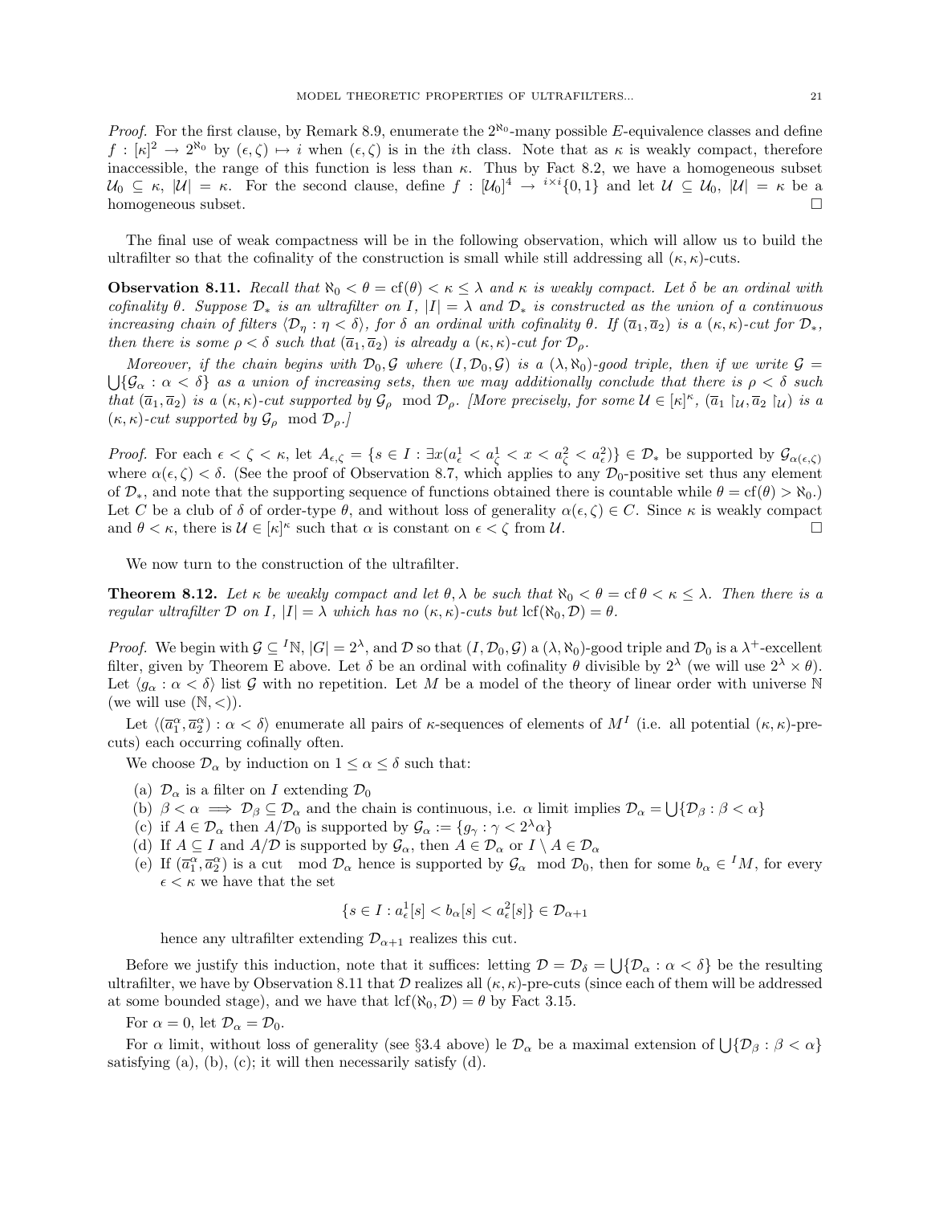*Proof.* For the first clause, by Remark 8.9, enumerate the $2^{\aleph_0}$-many possible $E$-equivalence classes and define $f : [\kappa]^2 \to 2^{\aleph_0}$ by $(\epsilon, \zeta) \mapsto i$ when $(\epsilon, \zeta)$ is in the $i$th class. Note that as $\kappa$ is weakly compact, therefore inaccessible, the range of this function is less than $\kappa$. Thus by Fact 8.2, we have a homogeneous subset $\mathcal{U}_0 \subseteq \kappa$, $|\mathcal{U}| = \kappa$. For the second clause, define $f : [\mathcal{U}_0]^4 \to {}^{i \times i}\{0, 1\}$ and let $\mathcal{U} \subseteq \mathcal{U}_0$, $|\mathcal{U}| = \kappa$ be a homogeneous subset. $\square$

The final use of weak compactness will be in the following observation, which will allow us to build the ultrafilter so that the cofinality of the construction is small while still addressing all $(\kappa, \kappa)$-cuts.

**Observation 8.11.** *Recall that $\aleph_0 < \theta = \mathrm{cf}(\theta) < \kappa \leq \lambda$ and $\kappa$ is weakly compact. Let $\delta$ be an ordinal with cofinality $\theta$. Suppose $\mathcal{D}_*$ is an ultrafilter on $I$, $|I| = \lambda$ and $\mathcal{D}_*$ is constructed as the union of a continuous increasing chain of filters $\langle \mathcal{D}_\eta : \eta < \delta \rangle$, for $\delta$ an ordinal with cofinality $\theta$. If $(\overline{a}_1, \overline{a}_2)$ is a $(\kappa, \kappa)$-cut for $\mathcal{D}_*$, then there is some $\rho < \delta$ such that $(\overline{a}_1, \overline{a}_2)$ is already a $(\kappa, \kappa)$-cut for $\mathcal{D}_\rho$.*

*Moreover, if the chain begins with $\mathcal{D}_0, \mathcal{G}$ where $(I, \mathcal{D}_0, \mathcal{G})$ is a $(\lambda, \aleph_0)$-good triple, then if we write $\mathcal{G} = \bigcup \{\mathcal{G}_\alpha : \alpha < \delta\}$ as a union of increasing sets, then we may additionally conclude that there is $\rho < \delta$ such that $(\overline{a}_1, \overline{a}_2)$ is a $(\kappa, \kappa)$-cut supported by $\mathcal{G}_\rho \mod \mathcal{D}_\rho$. [More precisely, for some $\mathcal{U} \in [\kappa]^\kappa$, $(\overline{a}_1 \restriction_\mathcal{U}, \overline{a}_2 \restriction_\mathcal{U})$ is a $(\kappa, \kappa)$-cut supported by $\mathcal{G}_\rho \mod \mathcal{D}_\rho$.]*

*Proof.* For each $\epsilon < \zeta < \kappa$, let $A_{\epsilon, \zeta} = \{s \in I : \exists x (a^1_\epsilon < a^1_\zeta < x < a^2_\zeta < a^2_\epsilon)\} \in \mathcal{D}_*$ be supported by $\mathcal{G}_{\alpha(\epsilon, \zeta)}$ where $\alpha(\epsilon, \zeta) < \delta$. (See the proof of Observation 8.7, which applies to any $\mathcal{D}_0$-positive set thus any element of $\mathcal{D}_*$, and note that the supporting sequence of functions obtained there is countable while $\theta = \mathrm{cf}(\theta) > \aleph_0$.) Let $C$ be a club of $\delta$ of order-type $\theta$, and without loss of generality $\alpha(\epsilon, \zeta) \in C$. Since $\kappa$ is weakly compact and $\theta < \kappa$, there is $\mathcal{U} \in [\kappa]^\kappa$ such that $\alpha$ is constant on $\epsilon < \zeta$ from $\mathcal{U}$. $\square$

We now turn to the construction of the ultrafilter.

**Theorem 8.12.** *Let $\kappa$ be weakly compact and let $\theta, \lambda$ be such that $\aleph_0 < \theta = \mathrm{cf}\,\theta < \kappa \leq \lambda$. Then there is a regular ultrafilter $\mathcal{D}$ on $I$, $|I| = \lambda$ which has no $(\kappa, \kappa)$-cuts but $\mathrm{lcf}(\aleph_0, \mathcal{D}) = \theta$.*

*Proof.* We begin with $\mathcal{G} \subseteq {}^I\mathbb{N}$, $|G| = 2^\lambda$, and $\mathcal{D}$ so that $(I, \mathcal{D}_0, \mathcal{G})$ a $(\lambda, \aleph_0)$-good triple and $\mathcal{D}_0$ is a $\lambda^+$-excellent filter, given by Theorem E above. Let $\delta$ be an ordinal with cofinality $\theta$ divisible by $2^\lambda$ (we will use $2^\lambda \times \theta$). Let $\langle g_\alpha : \alpha < \delta \rangle$ list $\mathcal{G}$ with no repetition. Let $M$ be a model of the theory of linear order with universe $\mathbb{N}$ (we will use $(\mathbb{N}, <)$).

Let $\langle (\overline{a}^\alpha_1, \overline{a}^\alpha_2) : \alpha < \delta \rangle$ enumerate all pairs of $\kappa$-sequences of elements of $M^I$ (i.e. all potential $(\kappa, \kappa)$-pre-cuts) each occurring cofinally often.

We choose $\mathcal{D}_\alpha$ by induction on $1 \leq \alpha \leq \delta$ such that:

- (a) $\mathcal{D}_\alpha$ is a filter on $I$ extending $\mathcal{D}_0$
- (b) $\beta < \alpha \implies \mathcal{D}_\beta \subseteq \mathcal{D}_\alpha$ and the chain is continuous, i.e. $\alpha$ limit implies $\mathcal{D}_\alpha = \bigcup \{\mathcal{D}_\beta : \beta < \alpha\}$
- (c) if $A \in \mathcal{D}_\alpha$ then $A/\mathcal{D}_0$ is supported by $\mathcal{G}_\alpha := \{g_\gamma : \gamma < 2^\lambda \alpha\}$
- (d) If $A \subseteq I$ and $A/\mathcal{D}$ is supported by $\mathcal{G}_\alpha$, then $A \in \mathcal{D}_\alpha$ or $I \setminus A \in \mathcal{D}_\alpha$
- (e) If $(\overline{a}^\alpha_1, \overline{a}^\alpha_2)$ is a cut $\mod \mathcal{D}_\alpha$ hence is supported by $\mathcal{G}_\alpha \mod \mathcal{D}_0$, then for some $b_\alpha \in {}^I M$, for every $\epsilon < \kappa$ we have that the set
$$\{s \in I : a^1_\epsilon[s] < b_\alpha[s] < a^2_\epsilon[s]\} \in \mathcal{D}_{\alpha+1}$$
hence any ultrafilter extending $\mathcal{D}_{\alpha+1}$ realizes this cut.

Before we justify this induction, note that it suffices: letting $\mathcal{D} = \mathcal{D}_\delta = \bigcup \{\mathcal{D}_\alpha : \alpha < \delta\}$ be the resulting ultrafilter, we have by Observation 8.11 that $\mathcal{D}$ realizes all $(\kappa, \kappa)$-pre-cuts (since each of them will be addressed at some bounded stage), and we have that $\mathrm{lcf}(\aleph_0, \mathcal{D}) = \theta$ by Fact 3.15.

For $\alpha = 0$, let $\mathcal{D}_\alpha = \mathcal{D}_0$.

For $\alpha$ limit, without loss of generality (see §3.4 above) le $\mathcal{D}_\alpha$ be a maximal extension of $\bigcup \{\mathcal{D}_\beta : \beta < \alpha\}$ satisfying (a), (b), (c); it will then necessarily satisfy (d).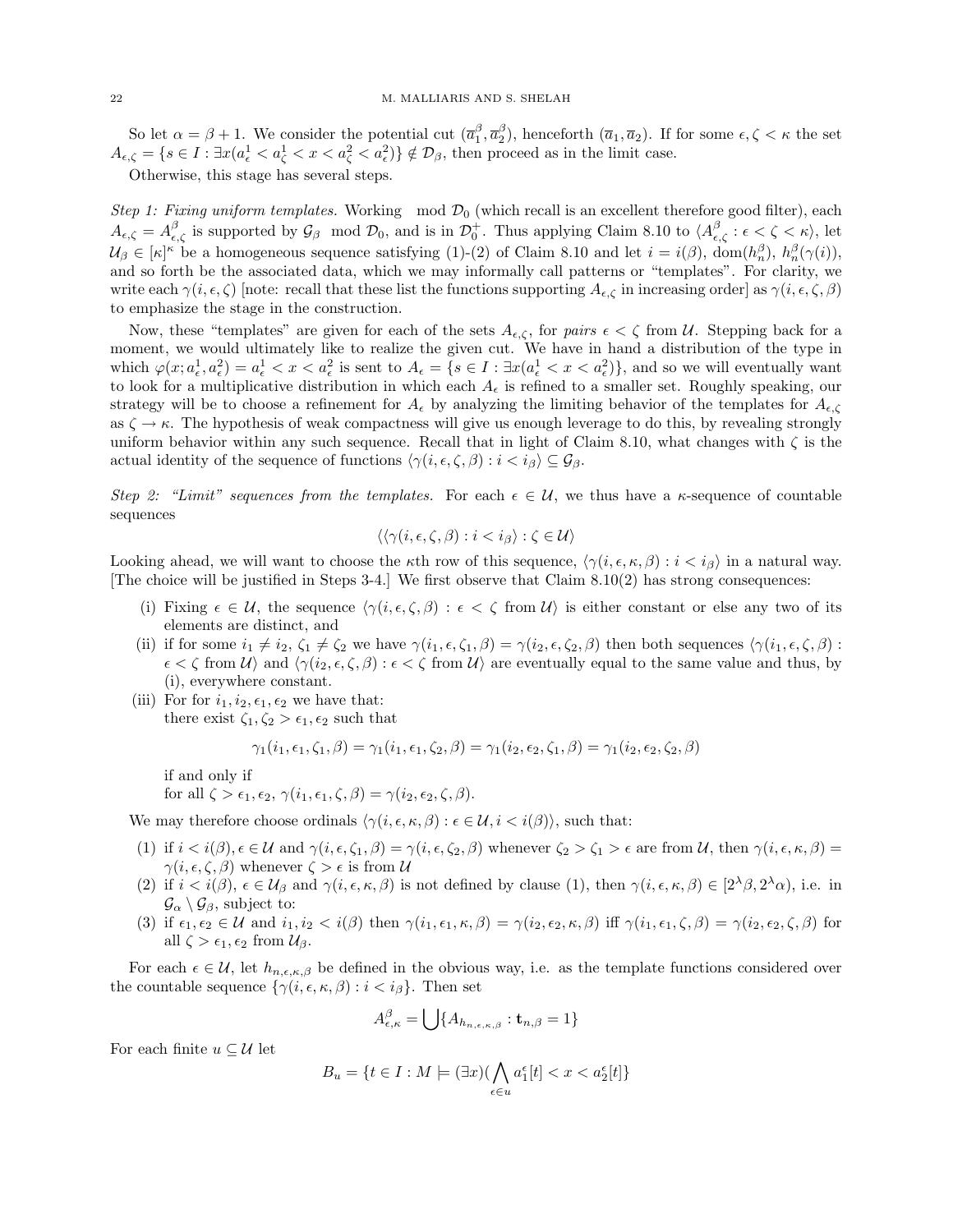So let $\alpha = \beta + 1$. We consider the potential cut $(\overline{a}^\beta_1, \overline{a}^\beta_2)$, henceforth $(\overline{a}_1, \overline{a}_2)$. If for some $\epsilon, \zeta < \kappa$ the set $A_{\epsilon,\zeta} = \{s \in I : \exists x(a^1_\epsilon < a^1_\zeta < x < a^2_\zeta < a^2_\epsilon)\} \notin \mathcal{D}_\beta$, then proceed as in the limit case.

Otherwise, this stage has several steps.

*Step 1: Fixing uniform templates.* Working $\mod \mathcal{D}_0$ (which recall is an excellent therefore good filter), each $A_{\epsilon,\zeta} = A^\beta_{\epsilon,\zeta}$ is supported by $\mathcal{G}_\beta \mod \mathcal{D}_0$, and is in $\mathcal{D}^+_0$. Thus applying Claim 8.10 to $\langle A^\beta_{\epsilon,\zeta} : \epsilon < \zeta < \kappa \rangle$, let $\mathcal{U}_\beta \in [\kappa]^\kappa$ be a homogeneous sequence satisfying (1)-(2) of Claim 8.10 and let $i = i(\beta)$, $\operatorname{dom}(h^\beta_n)$, $h^\beta_n(\gamma(i))$, and so forth be the associated data, which we may informally call patterns or "templates". For clarity, we write each $\gamma(i, \epsilon, \zeta)$ [note: recall that these list the functions supporting $A_{\epsilon,\zeta}$ in increasing order] as $\gamma(i, \epsilon, \zeta, \beta)$ to emphasize the stage in the construction.

Now, these "templates" are given for each of the sets $A_{\epsilon,\zeta}$, for *pairs* $\epsilon < \zeta$ from $\mathcal{U}$. Stepping back for a moment, we would ultimately like to realize the given cut. We have in hand a distribution of the type in which $\varphi(x; a^1_\epsilon, a^2_\epsilon) = a^1_\epsilon < x < a^2_\epsilon$ is sent to $A_\epsilon = \{s \in I : \exists x(a^1_\epsilon < x < a^2_\epsilon)\}$, and so we will eventually want to look for a multiplicative distribution in which each $A_\epsilon$ is refined to a smaller set. Roughly speaking, our strategy will be to choose a refinement for $A_\epsilon$ by analyzing the limiting behavior of the templates for $A_{\epsilon,\zeta}$ as $\zeta \to \kappa$. The hypothesis of weak compactness will give us enough leverage to do this, by revealing strongly uniform behavior within any such sequence. Recall that in light of Claim 8.10, what changes with $\zeta$ is the actual identity of the sequence of functions $\langle \gamma(i, \epsilon, \zeta, \beta) : i < i_\beta \rangle \subseteq \mathcal{G}_\beta$.

*Step 2: "Limit" sequences from the templates.* For each $\epsilon \in \mathcal{U}$, we thus have a $\kappa$-sequence of countable sequences

$$\langle \langle \gamma(i, \epsilon, \zeta, \beta) : i < i_\beta \rangle : \zeta \in \mathcal{U} \rangle$$

Looking ahead, we will want to choose the $\kappa$th row of this sequence, $\langle \gamma(i, \epsilon, \kappa, \beta) : i < i_\beta \rangle$ in a natural way. [The choice will be justified in Steps 3-4.] We first observe that Claim 8.10(2) has strong consequences:

(i) Fixing $\epsilon \in \mathcal{U}$, the sequence $\langle \gamma(i, \epsilon, \zeta, \beta) : \epsilon < \zeta$ from $\mathcal{U} \rangle$ is either constant or else any two of its elements are distinct, and

(ii) if for some $i_1 \neq i_2$, $\zeta_1 \neq \zeta_2$ we have $\gamma(i_1, \epsilon, \zeta_1, \beta) = \gamma(i_2, \epsilon, \zeta_2, \beta)$ then both sequences $\langle \gamma(i_1, \epsilon, \zeta, \beta) : \epsilon < \zeta$ from $\mathcal{U} \rangle$ and $\langle \gamma(i_2, \epsilon, \zeta, \beta) : \epsilon < \zeta$ from $\mathcal{U} \rangle$ are eventually equal to the same value and thus, by (i), everywhere constant.

(iii) For for $i_1, i_2, \epsilon_1, \epsilon_2$ we have that:
there exist $\zeta_1, \zeta_2 > \epsilon_1, \epsilon_2$ such that

$$\gamma_1(i_1, \epsilon_1, \zeta_1, \beta) = \gamma_1(i_1, \epsilon_1, \zeta_2, \beta) = \gamma_1(i_2, \epsilon_2, \zeta_1, \beta) = \gamma_1(i_2, \epsilon_2, \zeta_2, \beta)$$

if and only if
for all $\zeta > \epsilon_1, \epsilon_2$, $\gamma(i_1, \epsilon_1, \zeta, \beta) = \gamma(i_2, \epsilon_2, \zeta, \beta)$.

We may therefore choose ordinals $\langle \gamma(i, \epsilon, \kappa, \beta) : \epsilon \in \mathcal{U}, i < i(\beta) \rangle$, such that:

(1) if $i < i(\beta), \epsilon \in \mathcal{U}$ and $\gamma(i, \epsilon, \zeta_1, \beta) = \gamma(i, \epsilon, \zeta_2, \beta)$ whenever $\zeta_2 > \zeta_1 > \epsilon$ are from $\mathcal{U}$, then $\gamma(i, \epsilon, \kappa, \beta) = \gamma(i, \epsilon, \zeta, \beta)$ whenever $\zeta > \epsilon$ is from $\mathcal{U}$

(2) if $i < i(\beta)$, $\epsilon \in \mathcal{U}_\beta$ and $\gamma(i, \epsilon, \kappa, \beta)$ is not defined by clause (1), then $\gamma(i, \epsilon, \kappa, \beta) \in [2^\lambda \beta, 2^\lambda \alpha)$, i.e. in $\mathcal{G}_\alpha \setminus \mathcal{G}_\beta$, subject to:

(3) if $\epsilon_1, \epsilon_2 \in \mathcal{U}$ and $i_1, i_2 < i(\beta)$ then $\gamma(i_1, \epsilon_1, \kappa, \beta) = \gamma(i_2, \epsilon_2, \kappa, \beta)$ iff $\gamma(i_1, \epsilon_1, \zeta, \beta) = \gamma(i_2, \epsilon_2, \zeta, \beta)$ for all $\zeta > \epsilon_1, \epsilon_2$ from $\mathcal{U}_\beta$.

For each $\epsilon \in \mathcal{U}$, let $h_{n,\epsilon,\kappa,\beta}$ be defined in the obvious way, i.e. as the template functions considered over the countable sequence $\{\gamma(i, \epsilon, \kappa, \beta) : i < i_\beta\}$. Then set

$$A^\beta_{\epsilon,\kappa} = \bigcup \{A_{h_{n,\epsilon,\kappa,\beta}} : \mathbf{t}_{n,\beta} = 1\}$$

For each finite $u \subseteq \mathcal{U}$ let

$$B_u = \{t \in I : M \models (\exists x)(\bigwedge_{\epsilon \in u} a^\epsilon_1[t] < x < a^\epsilon_2[t]\}$$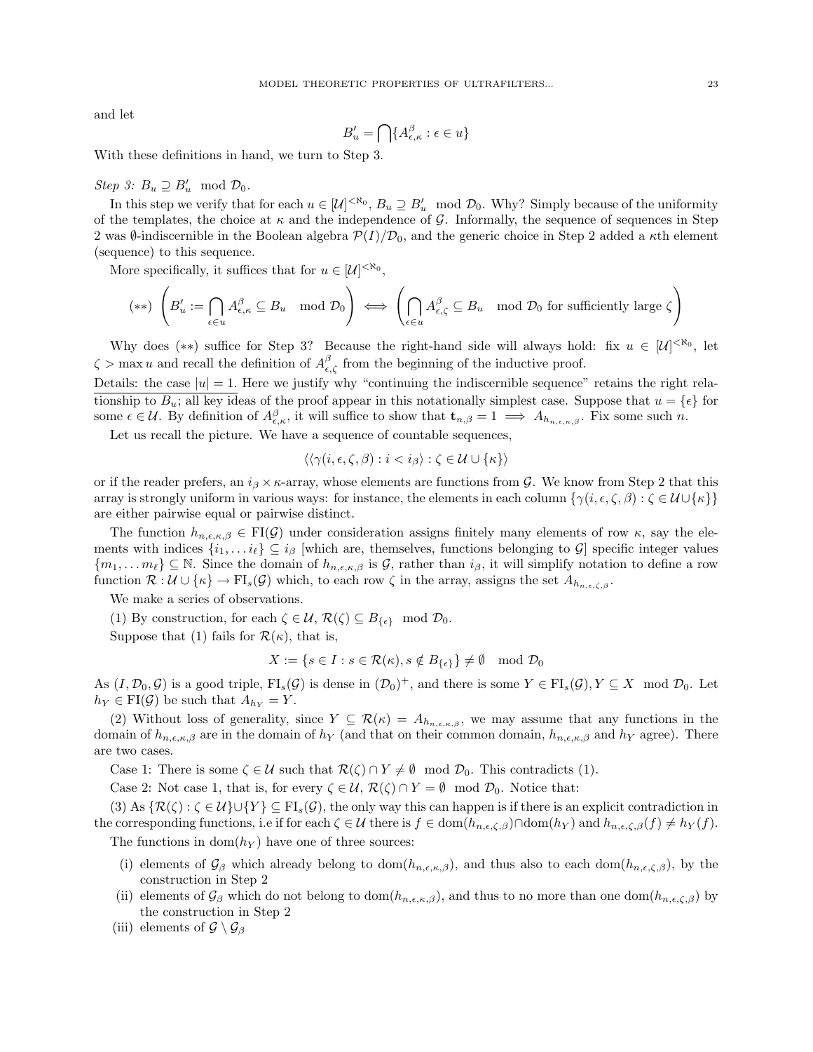and let

$$B'_u = \bigcap\{A^{\beta}_{\epsilon,\kappa} : \epsilon \in u\}$$

With these definitions in hand, we turn to Step 3.

*Step 3:* $B_u \supseteq B'_u \mod \mathcal{D}_0$.

In this step we verify that for each $u \in [\mathcal{U}]^{<\aleph_0}$, $B_u \supseteq B'_u \mod \mathcal{D}_0$. Why? Simply because of the uniformity of the templates, the choice at $\kappa$ and the independence of $\mathcal{G}$. Informally, the sequence of sequences in Step 2 was $\emptyset$-indiscernible in the Boolean algebra $\mathcal{P}(I)/\mathcal{D}_0$, and the generic choice in Step 2 added a $\kappa$th element (sequence) to this sequence.

More specifically, it suffices that for $u \in [\mathcal{U}]^{<\aleph_0}$,

$$(**) \quad \left( B'_u := \bigcap_{\epsilon \in u} A^{\beta}_{\epsilon,\kappa} \subseteq B_u \mod \mathcal{D}_0 \right) \iff \left( \bigcap_{\epsilon \in u} A^{\beta}_{\epsilon,\zeta} \subseteq B_u \mod \mathcal{D}_0 \text{ for sufficiently large } \zeta \right)$$

Why does $(**)$ suffice for Step 3? Because the right-hand side will always hold: fix $u \in [\mathcal{U}]^{<\aleph_0}$, let $\zeta > \max u$ and recall the definition of $A^{\beta}_{\epsilon,\zeta}$ from the beginning of the inductive proof.

<u>Details: the case $|u| = 1$.</u> Here we justify why "continuing the indiscernible sequence" retains the right relationship to $B_u$; all key ideas of the proof appear in this notationally simplest case. Suppose that $u = \{\epsilon\}$ for some $\epsilon \in \mathcal{U}$. By definition of $A^{\beta}_{\epsilon,\kappa}$, it will suffice to show that $\mathbf{t}_{n,\beta} = 1 \implies A_{h_{n,\epsilon,\kappa,\beta}}$. Fix some such $n$.

Let us recall the picture. We have a sequence of countable sequences,

$$\langle \langle \gamma(i,\epsilon,\zeta,\beta) : i < i_\beta \rangle : \zeta \in \mathcal{U} \cup \{\kappa\} \rangle$$

or if the reader prefers, an $i_\beta \times \kappa$-array, whose elements are functions from $\mathcal{G}$. We know from Step 2 that this array is strongly uniform in various ways: for instance, the elements in each column $\{\gamma(i,\epsilon,\zeta,\beta) : \zeta \in \mathcal{U} \cup \{\kappa\}\}$ are either pairwise equal or pairwise distinct.

The function $h_{n,\epsilon,\kappa,\beta} \in \mathrm{FI}(\mathcal{G})$ under consideration assigns finitely many elements of row $\kappa$, say the elements with indices $\{i_1, \ldots i_\ell\} \subseteq i_\beta$ [which are, themselves, functions belonging to $\mathcal{G}$] specific integer values $\{m_1, \ldots m_\ell\} \subseteq \mathbb{N}$. Since the domain of $h_{n,\epsilon,\kappa,\beta}$ is $\mathcal{G}$, rather than $i_\beta$, it will simplify notation to define a row function $\mathcal{R} : \mathcal{U} \cup \{\kappa\} \to \mathrm{FI}_s(\mathcal{G})$ which, to each row $\zeta$ in the array, assigns the set $A_{h_{n,\epsilon,\zeta,\beta}}$.

We make a series of observations.

(1) By construction, for each $\zeta \in \mathcal{U}$, $\mathcal{R}(\zeta) \subseteq B_{\{\epsilon\}} \mod \mathcal{D}_0$.

Suppose that (1) fails for $\mathcal{R}(\kappa)$, that is,

$$X := \{s \in I : s \in \mathcal{R}(\kappa), s \notin B_{\{\epsilon\}}\} \neq \emptyset \mod \mathcal{D}_0$$

As $(I, \mathcal{D}_0, \mathcal{G})$ is a good triple, $\mathrm{FI}_s(\mathcal{G})$ is dense in $(\mathcal{D}_0)^+$, and there is some $Y \in \mathrm{FI}_s(\mathcal{G}), Y \subseteq X \mod \mathcal{D}_0$. Let $h_Y \in \mathrm{FI}(\mathcal{G})$ be such that $A_{h_Y} = Y$.

(2) Without loss of generality, since $Y \subseteq \mathcal{R}(\kappa) = A_{h_{n,\epsilon,\kappa,\beta}}$, we may assume that any functions in the domain of $h_{n,\epsilon,\kappa,\beta}$ are in the domain of $h_Y$ (and that on their common domain, $h_{n,\epsilon,\kappa,\beta}$ and $h_Y$ agree). There are two cases.

Case 1: There is some $\zeta \in \mathcal{U}$ such that $\mathcal{R}(\zeta) \cap Y \neq \emptyset \mod \mathcal{D}_0$. This contradicts (1).

Case 2: Not case 1, that is, for every $\zeta \in \mathcal{U}$, $\mathcal{R}(\zeta) \cap Y = \emptyset \mod \mathcal{D}_0$. Notice that:

(3) As $\{\mathcal{R}(\zeta) : \zeta \in \mathcal{U}\} \cup \{Y\} \subseteq \mathrm{FI}_s(\mathcal{G})$, the only way this can happen is if there is an explicit contradiction in the corresponding functions, i.e if for each $\zeta \in \mathcal{U}$ there is $f \in \mathrm{dom}(h_{n,\epsilon,\zeta,\beta}) \cap \mathrm{dom}(h_Y)$ and $h_{n,\epsilon,\zeta,\beta}(f) \neq h_Y(f)$.

The functions in $\mathrm{dom}(h_Y)$ have one of three sources:

- (i) elements of $\mathcal{G}_\beta$ which already belong to $\mathrm{dom}(h_{n,\epsilon,\kappa,\beta})$, and thus also to each $\mathrm{dom}(h_{n,\epsilon,\zeta,\beta})$, by the construction in Step 2
- (ii) elements of $\mathcal{G}_\beta$ which do not belong to $\mathrm{dom}(h_{n,\epsilon,\kappa,\beta})$, and thus to no more than one $\mathrm{dom}(h_{n,\epsilon,\zeta,\beta})$ by the construction in Step 2
- (iii) elements of $\mathcal{G} \setminus \mathcal{G}_\beta$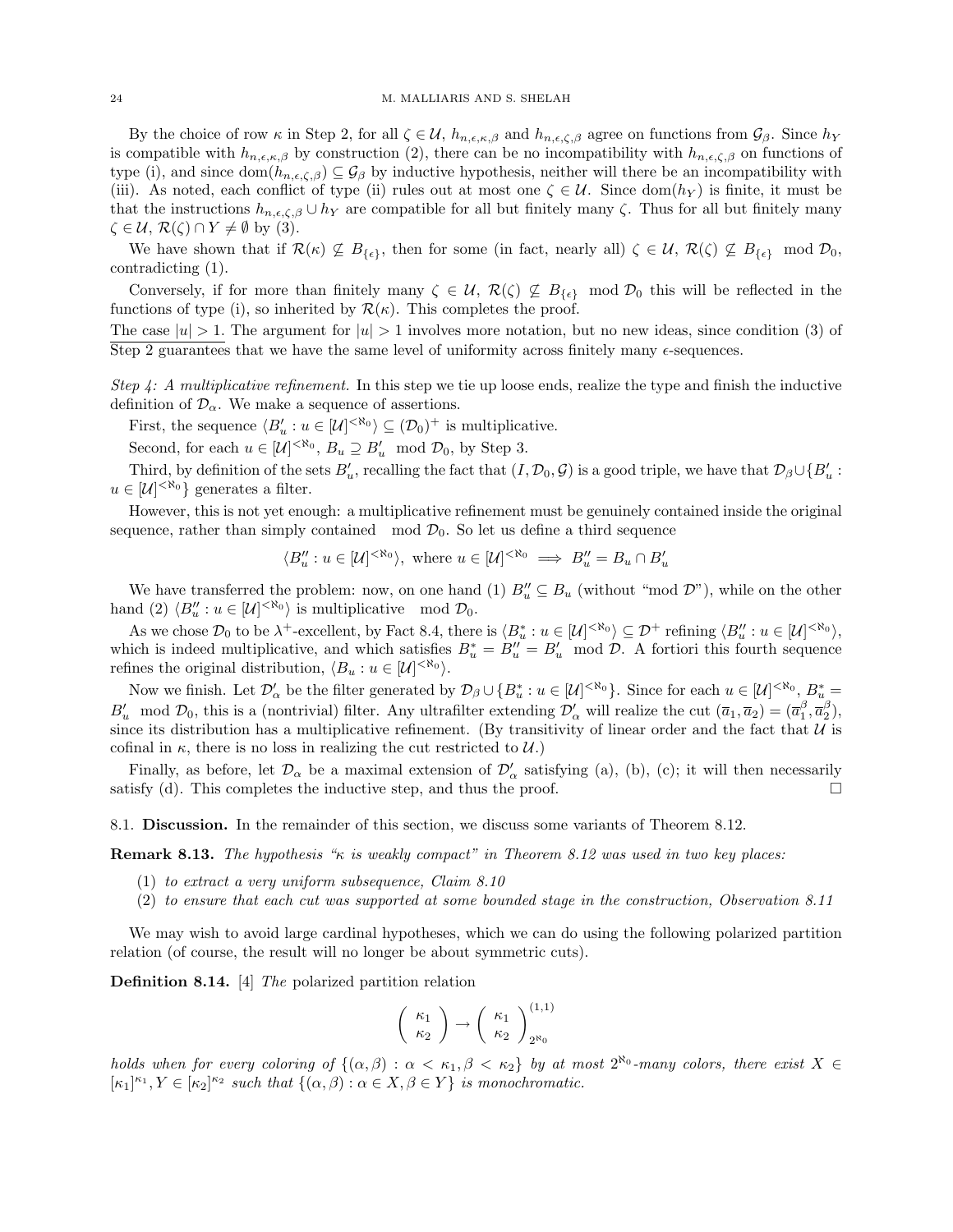By the choice of row $\kappa$ in Step 2, for all $\zeta \in \mathcal{U}$, $h_{n,\epsilon,\kappa,\beta}$ and $h_{n,\epsilon,\zeta,\beta}$ agree on functions from $\mathcal{G}_\beta$. Since $h_Y$ is compatible with $h_{n,\epsilon,\kappa,\beta}$ by construction (2), there can be no incompatibility with $h_{n,\epsilon,\zeta,\beta}$ on functions of type (i), and since $\mathrm{dom}(h_{n,\epsilon,\zeta,\beta}) \subseteq \mathcal{G}_\beta$ by inductive hypothesis, neither will there be an incompatibility with (iii). As noted, each conflict of type (ii) rules out at most one $\zeta \in \mathcal{U}$. Since $\mathrm{dom}(h_Y)$ is finite, it must be that the instructions $h_{n,\epsilon,\zeta,\beta} \cup h_Y$ are compatible for all but finitely many $\zeta$. Thus for all but finitely many $\zeta \in \mathcal{U}$, $\mathcal{R}(\zeta) \cap Y \neq \emptyset$ by (3).

We have shown that if $\mathcal{R}(\kappa) \not\subseteq B_{\{\epsilon\}}$, then for some (in fact, nearly all) $\zeta \in \mathcal{U}$, $\mathcal{R}(\zeta) \not\subseteq B_{\{\epsilon\}} \mod \mathcal{D}_0$, contradicting (1).

Conversely, if for more than finitely many $\zeta \in \mathcal{U}$, $\mathcal{R}(\zeta) \not\subseteq B_{\{\epsilon\}} \mod \mathcal{D}_0$ this will be reflected in the functions of type (i), so inherited by $\mathcal{R}(\kappa)$. This completes the proof.

<u>The case $|u| > 1$.</u> The argument for $|u| > 1$ involves more notation, but no new ideas, since condition (3) of Step 2 guarantees that we have the same level of uniformity across finitely many $\epsilon$-sequences.

*Step 4: A multiplicative refinement.* In this step we tie up loose ends, realize the type and finish the inductive definition of $\mathcal{D}_\alpha$. We make a sequence of assertions.

First, the sequence $\langle B'_u : u \in [\mathcal{U}]^{<\aleph_0} \rangle \subseteq (\mathcal{D}_0)^+$ is multiplicative.

Second, for each $u \in [\mathcal{U}]^{<\aleph_0}$, $B_u \supseteq B'_u \mod \mathcal{D}_0$, by Step 3.

Third, by definition of the sets $B'_u$, recalling the fact that $(I, \mathcal{D}_0, \mathcal{G})$ is a good triple, we have that $\mathcal{D}_\beta \cup \{B'_u : u \in [\mathcal{U}]^{<\aleph_0}\}$ generates a filter.

However, this is not yet enough: a multiplicative refinement must be genuinely contained inside the original sequence, rather than simply contained $\mod \mathcal{D}_0$. So let us define a third sequence

$$\langle B''_u : u \in [\mathcal{U}]^{<\aleph_0} \rangle, \text{ where } u \in [\mathcal{U}]^{<\aleph_0} \implies B''_u = B_u \cap B'_u$$

We have transferred the problem: now, on one hand (1) $B''_u \subseteq B_u$ (without "mod $\mathcal{D}$"), while on the other hand (2) $\langle B''_u : u \in [\mathcal{U}]^{<\aleph_0} \rangle$ is multiplicative $\mod \mathcal{D}_0$.

As we chose $\mathcal{D}_0$ to be $\lambda^+$-excellent, by Fact 8.4, there is $\langle B^*_u : u \in [\mathcal{U}]^{<\aleph_0} \rangle \subseteq \mathcal{D}^+$ refining $\langle B''_u : u \in [\mathcal{U}]^{<\aleph_0} \rangle$, which is indeed multiplicative, and which satisfies $B^*_u = B''_u = B'_u \mod \mathcal{D}$. A fortiori this fourth sequence refines the original distribution, $\langle B_u : u \in [\mathcal{U}]^{<\aleph_0} \rangle$.

Now we finish. Let $\mathcal{D}'_\alpha$ be the filter generated by $\mathcal{D}_\beta \cup \{B^*_u : u \in [\mathcal{U}]^{<\aleph_0}\}$. Since for each $u \in [\mathcal{U}]^{<\aleph_0}$, $B^*_u = B'_u \mod \mathcal{D}_0$, this is a (nontrivial) filter. Any ultrafilter extending $\mathcal{D}'_\alpha$ will realize the cut $(\overline{a}_1, \overline{a}_2) = (\overline{a}^\beta_1, \overline{a}^\beta_2)$, since its distribution has a multiplicative refinement. (By transitivity of linear order and the fact that $\mathcal{U}$ is cofinal in $\kappa$, there is no loss in realizing the cut restricted to $\mathcal{U}$.)

Finally, as before, let $\mathcal{D}_\alpha$ be a maximal extension of $\mathcal{D}'_\alpha$ satisfying (a), (b), (c); it will then necessarily satisfy (d). This completes the inductive step, and thus the proof. $\square$

## 8.1. Discussion.

In the remainder of this section, we discuss some variants of Theorem 8.12.

**Remark 8.13.** *The hypothesis "$\kappa$ is weakly compact" in Theorem 8.12 was used in two key places:*

1. *to extract a very uniform subsequence, Claim 8.10*
2. *to ensure that each cut was supported at some bounded stage in the construction, Observation 8.11*

We may wish to avoid large cardinal hypotheses, which we can do using the following polarized partition relation (of course, the result will no longer be about symmetric cuts).

**Definition 8.14.** [4] *The* polarized partition relation

$$\begin{pmatrix} \kappa_1 \\ \kappa_2 \end{pmatrix} \to \begin{pmatrix} \kappa_1 \\ \kappa_2 \end{pmatrix}^{(1,1)}_{2^{\aleph_0}}$$

*holds when for every coloring of $\{(\alpha, \beta) : \alpha < \kappa_1, \beta < \kappa_2\}$ by at most $2^{\aleph_0}$-many colors, there exist $X \in [\kappa_1]^{\kappa_1}$, $Y \in [\kappa_2]^{\kappa_2}$ such that $\{(\alpha, \beta) : \alpha \in X, \beta \in Y\}$ is monochromatic.*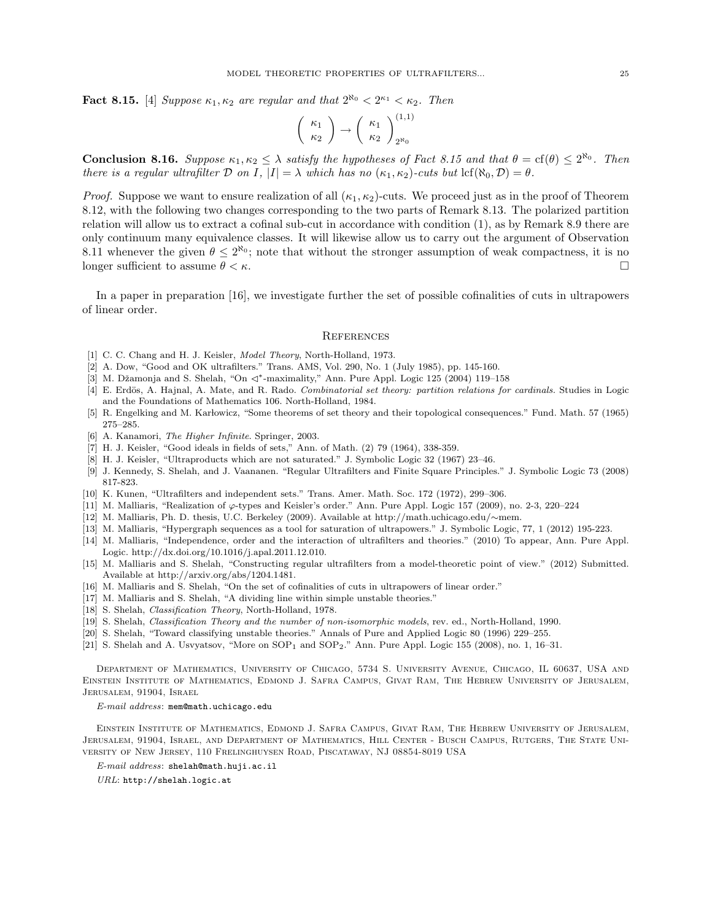**Fact 8.15.** [4] *Suppose $\kappa_1, \kappa_2$ are regular and that $2^{\aleph_0} < 2^{\kappa_1} < \kappa_2$. Then*

$$\begin{pmatrix} \kappa_1 \\ \kappa_2 \end{pmatrix} \rightarrow \begin{pmatrix} \kappa_1 \\ \kappa_2 \end{pmatrix}^{(1,1)}_{2^{\aleph_0}}$$

**Conclusion 8.16.** *Suppose $\kappa_1, \kappa_2 \leq \lambda$ satisfy the hypotheses of Fact 8.15 and that $\theta = \mathrm{cf}(\theta) \leq 2^{\aleph_0}$. Then there is a regular ultrafilter $\mathcal{D}$ on $I$, $|I| = \lambda$ which has no $(\kappa_1, \kappa_2)$-cuts but $\mathrm{lcf}(\aleph_0, \mathcal{D}) = \theta$.*

*Proof.* Suppose we want to ensure realization of all $(\kappa_1, \kappa_2)$-cuts. We proceed just as in the proof of Theorem 8.12, with the following two changes corresponding to the two parts of Remark 8.13. The polarized partition relation will allow us to extract a cofinal sub-cut in accordance with condition (1), as by Remark 8.9 there are only continuum many equivalence classes. It will likewise allow us to carry out the argument of Observation 8.11 whenever the given $\theta \leq 2^{\aleph_0}$; note that without the stronger assumption of weak compactness, it is no longer sufficient to assume $\theta < \kappa$. □

In a paper in preparation [16], we investigate further the set of possible cofinalities of cuts in ultrapowers of linear order.

## References

[1] C. C. Chang and H. J. Keisler, *Model Theory*, North-Holland, 1973.

[2] A. Dow, "Good and OK ultrafilters." Trans. AMS, Vol. 290, No. 1 (July 1985), pp. 145-160.

[3] M. Džamonja and S. Shelah, "On $\triangleleft^*$-maximality," Ann. Pure Appl. Logic 125 (2004) 119–158

[4] E. Erdös, A. Hajnal, A. Mate, and R. Rado. *Combinatorial set theory: partition relations for cardinals*. Studies in Logic and the Foundations of Mathematics 106. North-Holland, 1984.

[5] R. Engelking and M. Karłowicz, "Some theorems of set theory and their topological consequences." Fund. Math. 57 (1965) 275–285.

[6] A. Kanamori, *The Higher Infinite*. Springer, 2003.

[7] H. J. Keisler, "Good ideals in fields of sets," Ann. of Math. (2) 79 (1964), 338-359.

[8] H. J. Keisler, "Ultraproducts which are not saturated." J. Symbolic Logic 32 (1967) 23–46.

[9] J. Kennedy, S. Shelah, and J. Vaananen. "Regular Ultrafilters and Finite Square Principles." J. Symbolic Logic 73 (2008) 817-823.

[10] K. Kunen, "Ultrafilters and independent sets." Trans. Amer. Math. Soc. 172 (1972), 299–306.

[11] M. Malliaris, "Realization of $\varphi$-types and Keisler's order." Ann. Pure Appl. Logic 157 (2009), no. 2-3, 220–224

[12] M. Malliaris, Ph. D. thesis, U.C. Berkeley (2009). Available at http://math.uchicago.edu/∼mem.

[13] M. Malliaris, "Hypergraph sequences as a tool for saturation of ultrapowers." J. Symbolic Logic, 77, 1 (2012) 195-223.

[14] M. Malliaris, "Independence, order and the interaction of ultrafilters and theories." (2010) To appear, Ann. Pure Appl. Logic. http://dx.doi.org/10.1016/j.apal.2011.12.010.

[15] M. Malliaris and S. Shelah, "Constructing regular ultrafilters from a model-theoretic point of view." (2012) Submitted. Available at http://arxiv.org/abs/1204.1481.

[16] M. Malliaris and S. Shelah, "On the set of cofinalities of cuts in ultrapowers of linear order."

[17] M. Malliaris and S. Shelah, "A dividing line within simple unstable theories."

[18] S. Shelah, *Classification Theory*, North-Holland, 1978.

[19] S. Shelah, *Classification Theory and the number of non-isomorphic models*, rev. ed., North-Holland, 1990.

[20] S. Shelah, "Toward classifying unstable theories." Annals of Pure and Applied Logic 80 (1996) 229–255.

[21] S. Shelah and A. Usvyatsov, "More on $\mathrm{SOP}_1$ and $\mathrm{SOP}_2$." Ann. Pure Appl. Logic 155 (2008), no. 1, 16–31.

Department of Mathematics, University of Chicago, 5734 S. University Avenue, Chicago, IL 60637, USA and Einstein Institute of Mathematics, Edmond J. Safra Campus, Givat Ram, The Hebrew University of Jerusalem, Jerusalem, 91904, Israel

*E-mail address*: mem@math.uchicago.edu

Einstein Institute of Mathematics, Edmond J. Safra Campus, Givat Ram, The Hebrew University of Jerusalem, Jerusalem, 91904, Israel, and Department of Mathematics, Hill Center - Busch Campus, Rutgers, The State University of New Jersey, 110 Frelinghuysen Road, Piscataway, NJ 08854-8019 USA

*E-mail address*: shelah@math.huji.ac.il

*URL*: http://shelah.logic.at